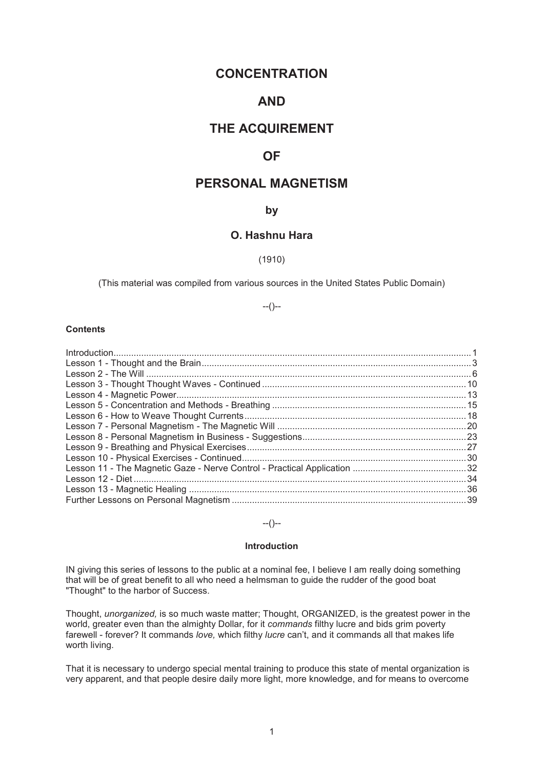# CONCENTRATION

# AND

# THE ACQUIREMENT

# OF

# PERSONAL MAGNETISM

### by

### O. Hashnu Hara

(1910)

(This material was compiled from various sources in the United States Public Domain)

--()--

**Contents**

Introduction.......................................1
Lesson 1 - Thought and the Brain.......................................3
Lesson 2 - The Will.......................................6
Lesson 3 - Thought Thought Waves - Continued.......................................10
Lesson 4 - Magnetic Power.......................................13
Lesson 5 - Concentration and Methods - Breathing.......................................15
Lesson 6 - How to Weave Thought Currents.......................................18
Lesson 7 - Personal Magnetism - The Magnetic Will.......................................20
Lesson 8 - Personal Magnetism in Business - Suggestions.......................................23
Lesson 9 - Breathing and Physical Exercises.......................................27
Lesson 10 - Physical Exercises - Continued.......................................30
Lesson 11 - The Magnetic Gaze - Nerve Control - Practical Application.......................................32
Lesson 12 - Diet.......................................34
Lesson 13 - Magnetic Healing.......................................36
Further Lessons on Personal Magnetism.......................................39

--()--

## Introduction

IN giving this series of lessons to the public at a nominal fee, I believe I am really doing something that will be of great benefit to all who need a helmsman to guide the rudder of the good boat "Thought" to the harbor of Success.

Thought, *unorganized,* is so much waste matter; Thought, ORGANIZED, is the greatest power in the world, greater even than the almighty Dollar, for it *commands* filthy lucre and bids grim poverty farewell - forever? It commands *love,* which filthy *lucre* can't, and it commands all that makes life worth living.

That it is necessary to undergo special mental training to produce this state of mental organization is very apparent, and that people desire daily more light, more knowledge, and for means to overcome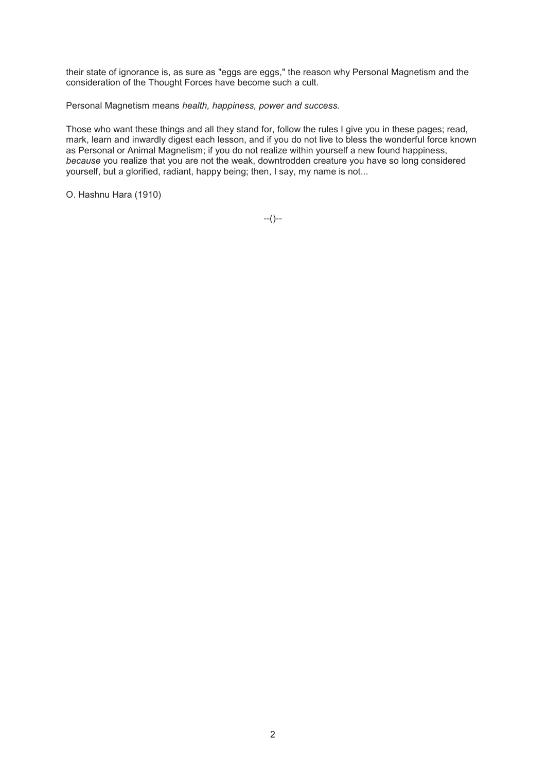their state of ignorance is, as sure as "eggs are eggs," the reason why Personal Magnetism and the consideration of the Thought Forces have become such a cult.

Personal Magnetism means *health, happiness, power and success.*

Those who want these things and all they stand for, follow the rules I give you in these pages; read, mark, learn and inwardly digest each lesson, and if you do not live to bless the wonderful force known as Personal or Animal Magnetism; if you do not realize within yourself a new found happiness, *because* you realize that you are not the weak, downtrodden creature you have so long considered yourself, but a glorified, radiant, happy being; then, I say, my name is not...

O. Hashnu Hara (1910)

--()--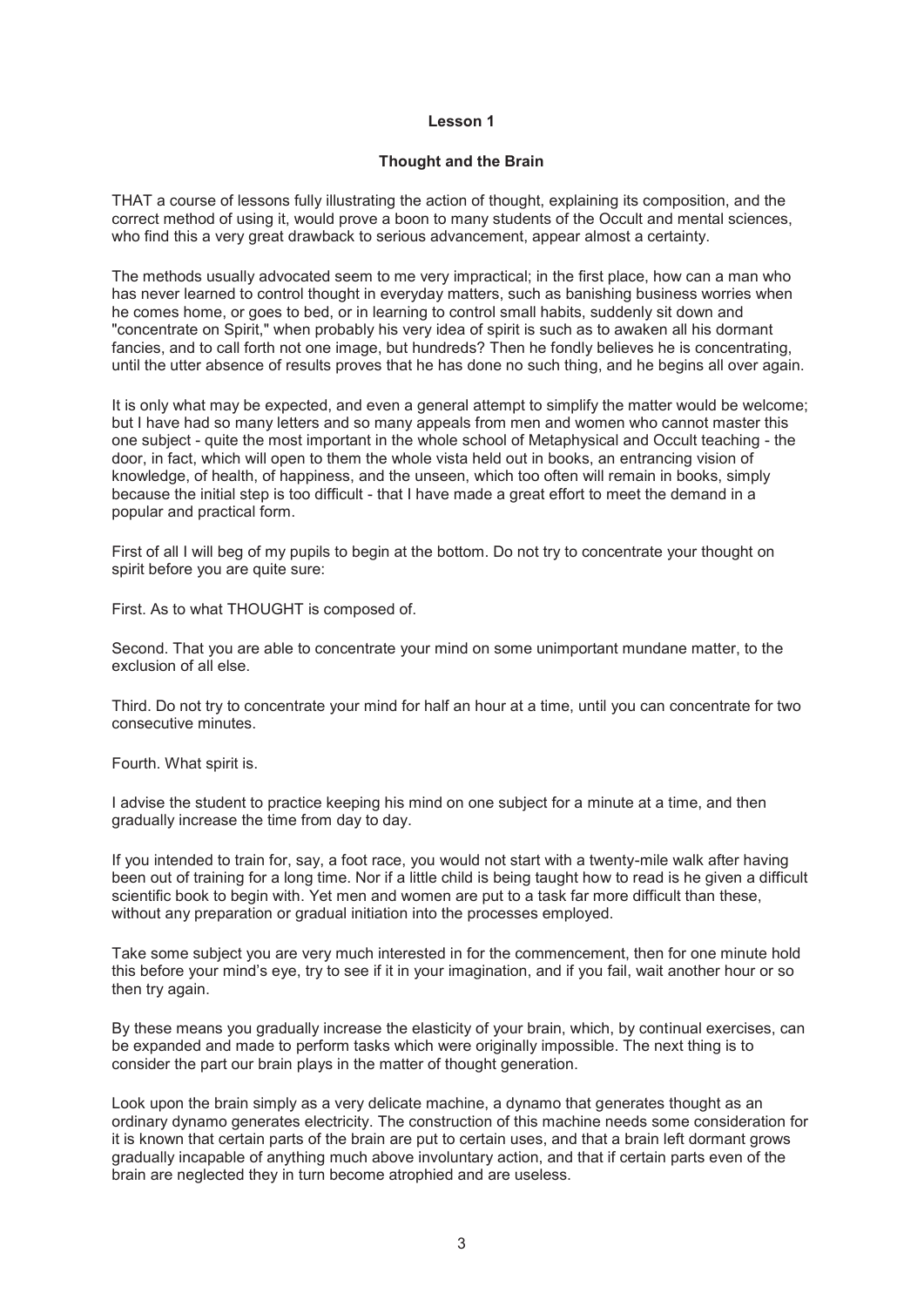# Lesson 1

## Thought and the Brain

THAT a course of lessons fully illustrating the action of thought, explaining its composition, and the correct method of using it, would prove a boon to many students of the Occult and mental sciences, who find this a very great drawback to serious advancement, appear almost a certainty.

The methods usually advocated seem to me very impractical; in the first place, how can a man who has never learned to control thought in everyday matters, such as banishing business worries when he comes home, or goes to bed, or in learning to control small habits, suddenly sit down and "concentrate on Spirit," when probably his very idea of spirit is such as to awaken all his dormant fancies, and to call forth not one image, but hundreds? Then he fondly believes he is concentrating, until the utter absence of results proves that he has done no such thing, and he begins all over again.

It is only what may be expected, and even a general attempt to simplify the matter would be welcome; but I have had so many letters and so many appeals from men and women who cannot master this one subject - quite the most important in the whole school of Metaphysical and Occult teaching - the door, in fact, which will open to them the whole vista held out in books, an entrancing vision of knowledge, of health, of happiness, and the unseen, which too often will remain in books, simply because the initial step is too difficult - that I have made a great effort to meet the demand in a popular and practical form.

First of all I will beg of my pupils to begin at the bottom. Do not try to concentrate your thought on spirit before you are quite sure:

First. As to what THOUGHT is composed of.

Second. That you are able to concentrate your mind on some unimportant mundane matter, to the exclusion of all else.

Third. Do not try to concentrate your mind for half an hour at a time, until you can concentrate for two consecutive minutes.

Fourth. What spirit is.

I advise the student to practice keeping his mind on one subject for a minute at a time, and then gradually increase the time from day to day.

If you intended to train for, say, a foot race, you would not start with a twenty-mile walk after having been out of training for a long time. Nor if a little child is being taught how to read is he given a difficult scientific book to begin with. Yet men and women are put to a task far more difficult than these, without any preparation or gradual initiation into the processes employed.

Take some subject you are very much interested in for the commencement, then for one minute hold this before your mind's eye, try to see if it in your imagination, and if you fail, wait another hour or so then try again.

By these means you gradually increase the elasticity of your brain, which, by continual exercises, can be expanded and made to perform tasks which were originally impossible. The next thing is to consider the part our brain plays in the matter of thought generation.

Look upon the brain simply as a very delicate machine, a dynamo that generates thought as an ordinary dynamo generates electricity. The construction of this machine needs some consideration for it is known that certain parts of the brain are put to certain uses, and that a brain left dormant grows gradually incapable of anything much above involuntary action, and that if certain parts even of the brain are neglected they in turn become atrophied and are useless.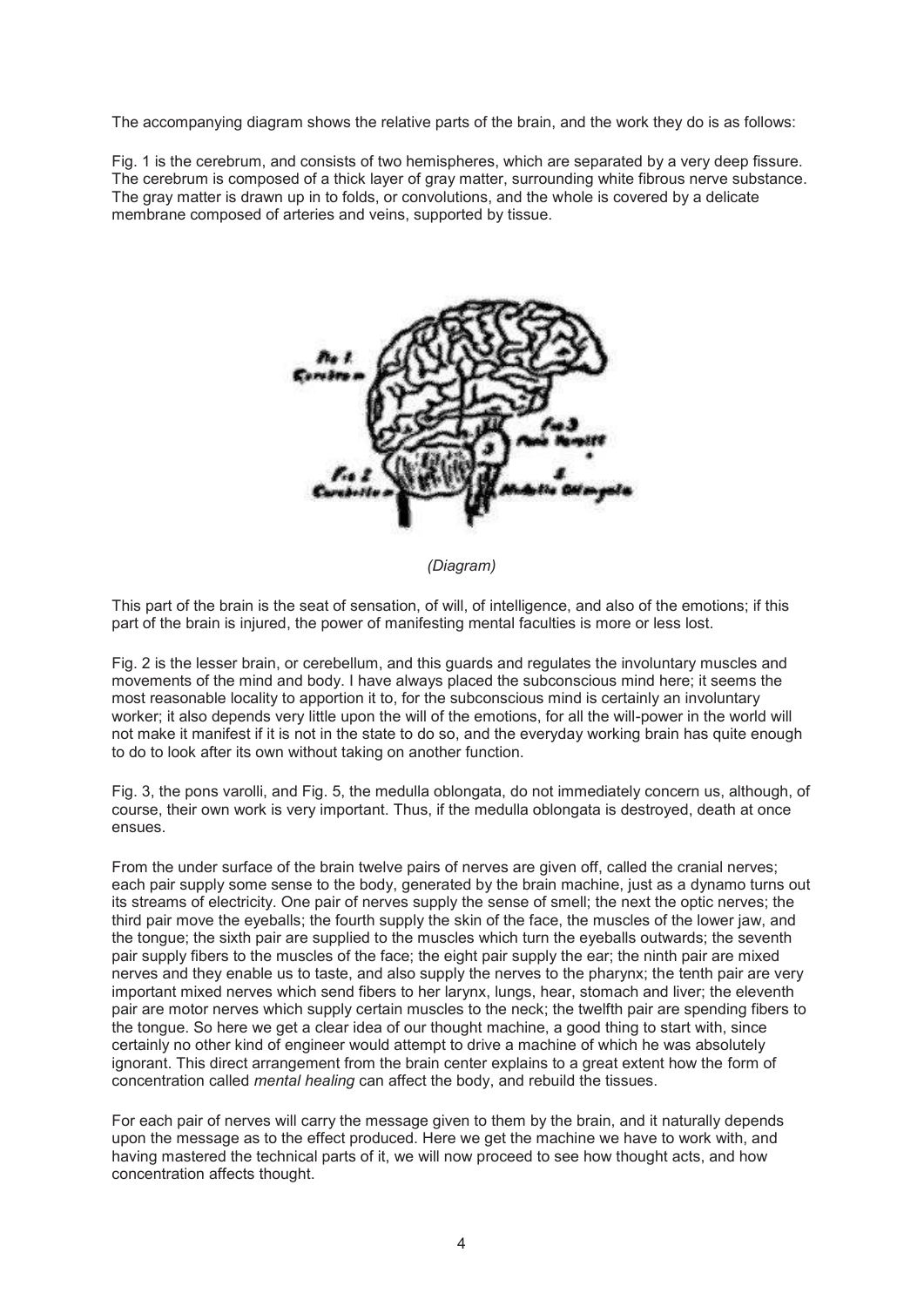The accompanying diagram shows the relative parts of the brain, and the work they do is as follows:

Fig. 1 is the cerebrum, and consists of two hemispheres, which are separated by a very deep fissure. The cerebrum is composed of a thick layer of gray matter, surrounding white fibrous nerve substance. The gray matter is drawn up in to folds, or convolutions, and the whole is covered by a delicate membrane composed of arteries and veins, supported by tissue.

*(Diagram)*

This part of the brain is the seat of sensation, of will, of intelligence, and also of the emotions; if this part of the brain is injured, the power of manifesting mental faculties is more or less lost.

Fig. 2 is the lesser brain, or cerebellum, and this guards and regulates the involuntary muscles and movements of the mind and body. I have always placed the subconscious mind here; it seems the most reasonable locality to apportion it to, for the subconscious mind is certainly an involuntary worker; it also depends very little upon the will of the emotions, for all the will-power in the world will not make it manifest if it is not in the state to do so, and the everyday working brain has quite enough to do to look after its own without taking on another function.

Fig. 3, the pons varolli, and Fig. 5, the medulla oblongata, do not immediately concern us, although, of course, their own work is very important. Thus, if the medulla oblongata is destroyed, death at once ensues.

From the under surface of the brain twelve pairs of nerves are given off, called the cranial nerves; each pair supply some sense to the body, generated by the brain machine, just as a dynamo turns out its streams of electricity. One pair of nerves supply the sense of smell; the next the optic nerves; the third pair move the eyeballs; the fourth supply the skin of the face, the muscles of the lower jaw, and the tongue; the sixth pair are supplied to the muscles which turn the eyeballs outwards; the seventh pair supply fibers to the muscles of the face; the eight pair supply the ear; the ninth pair are mixed nerves and they enable us to taste, and also supply the nerves to the pharynx; the tenth pair are very important mixed nerves which send fibers to her larynx, lungs, hear, stomach and liver; the eleventh pair are motor nerves which supply certain muscles to the neck; the twelfth pair are spending fibers to the tongue. So here we get a clear idea of our thought machine, a good thing to start with, since certainly no other kind of engineer would attempt to drive a machine of which he was absolutely ignorant. This direct arrangement from the brain center explains to a great extent how the form of concentration called *mental healing* can affect the body, and rebuild the tissues.

For each pair of nerves will carry the message given to them by the brain, and it naturally depends upon the message as to the effect produced. Here we get the machine we have to work with, and having mastered the technical parts of it, we will now proceed to see how thought acts, and how concentration affects thought.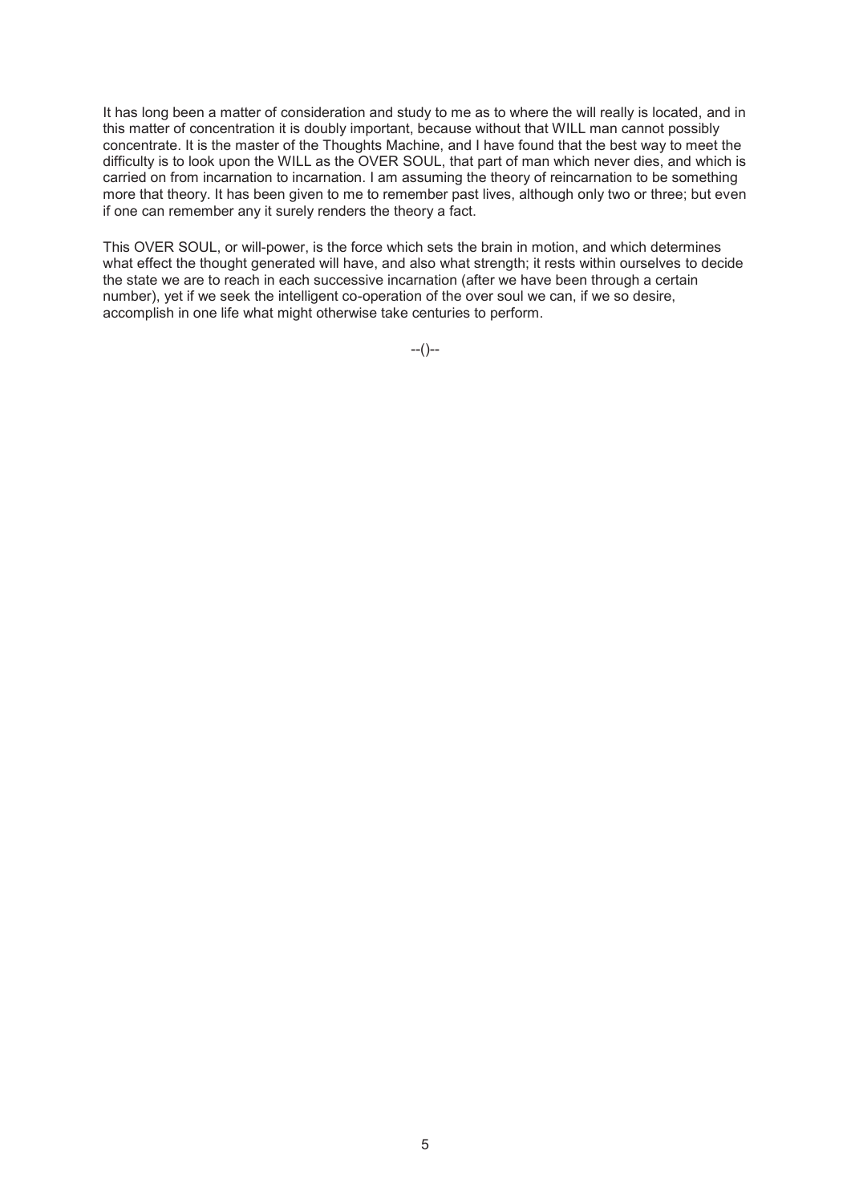It has long been a matter of consideration and study to me as to where the will really is located, and in this matter of concentration it is doubly important, because without that WILL man cannot possibly concentrate. It is the master of the Thoughts Machine, and I have found that the best way to meet the difficulty is to look upon the WILL as the OVER SOUL, that part of man which never dies, and which is carried on from incarnation to incarnation. I am assuming the theory of reincarnation to be something more that theory. It has been given to me to remember past lives, although only two or three; but even if one can remember any it surely renders the theory a fact.

This OVER SOUL, or will-power, is the force which sets the brain in motion, and which determines what effect the thought generated will have, and also what strength; it rests within ourselves to decide the state we are to reach in each successive incarnation (after we have been through a certain number), yet if we seek the intelligent co-operation of the over soul we can, if we so desire, accomplish in one life what might otherwise take centuries to perform.

--()--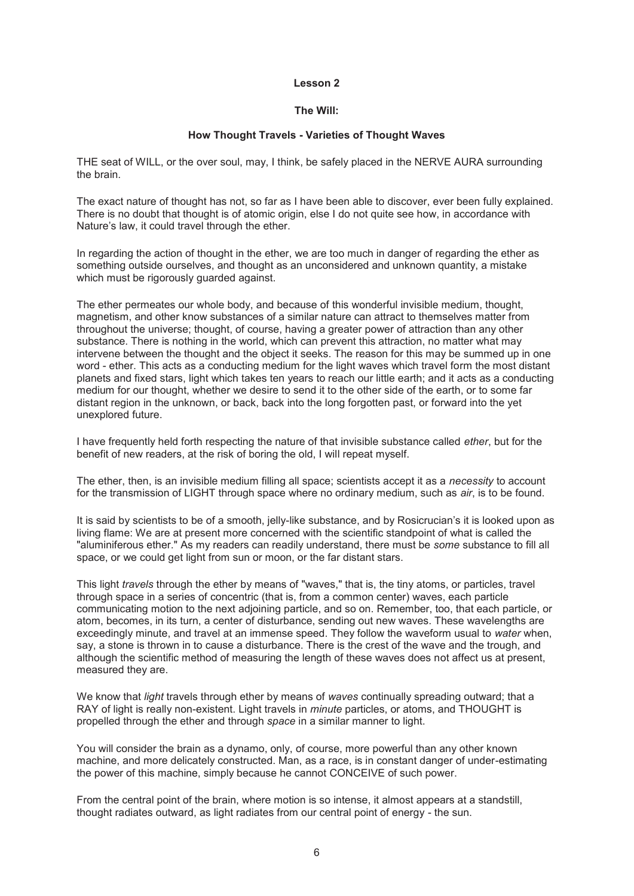## Lesson 2

### The Will:

### How Thought Travels - Varieties of Thought Waves

THE seat of WILL, or the over soul, may, I think, be safely placed in the NERVE AURA surrounding the brain.

The exact nature of thought has not, so far as I have been able to discover, ever been fully explained. There is no doubt that thought is of atomic origin, else I do not quite see how, in accordance with Nature's law, it could travel through the ether.

In regarding the action of thought in the ether, we are too much in danger of regarding the ether as something outside ourselves, and thought as an unconsidered and unknown quantity, a mistake which must be rigorously guarded against.

The ether permeates our whole body, and because of this wonderful invisible medium, thought, magnetism, and other know substances of a similar nature can attract to themselves matter from throughout the universe; thought, of course, having a greater power of attraction than any other substance. There is nothing in the world, which can prevent this attraction, no matter what may intervene between the thought and the object it seeks. The reason for this may be summed up in one word - ether. This acts as a conducting medium for the light waves which travel form the most distant planets and fixed stars, light which takes ten years to reach our little earth; and it acts as a conducting medium for our thought, whether we desire to send it to the other side of the earth, or to some far distant region in the unknown, or back, back into the long forgotten past, or forward into the yet unexplored future.

I have frequently held forth respecting the nature of that invisible substance called *ether*, but for the benefit of new readers, at the risk of boring the old, I will repeat myself.

The ether, then, is an invisible medium filling all space; scientists accept it as a *necessity* to account for the transmission of LIGHT through space where no ordinary medium, such as *air*, is to be found.

It is said by scientists to be of a smooth, jelly-like substance, and by Rosicrucian's it is looked upon as living flame: We are at present more concerned with the scientific standpoint of what is called the "aluminiferous ether." As my readers can readily understand, there must be *some* substance to fill all space, or we could get light from sun or moon, or the far distant stars.

This light *travels* through the ether by means of "waves," that is, the tiny atoms, or particles, travel through space in a series of concentric (that is, from a common center) waves, each particle communicating motion to the next adjoining particle, and so on. Remember, too, that each particle, or atom, becomes, in its turn, a center of disturbance, sending out new waves. These wavelengths are exceedingly minute, and travel at an immense speed. They follow the waveform usual to *water* when, say, a stone is thrown in to cause a disturbance. There is the crest of the wave and the trough, and although the scientific method of measuring the length of these waves does not affect us at present, measured they are.

We know that *light* travels through ether by means of *waves* continually spreading outward; that a RAY of light is really non-existent. Light travels in *minute* particles, or atoms, and THOUGHT is propelled through the ether and through *space* in a similar manner to light.

You will consider the brain as a dynamo, only, of course, more powerful than any other known machine, and more delicately constructed. Man, as a race, is in constant danger of under-estimating the power of this machine, simply because he cannot CONCEIVE of such power.

From the central point of the brain, where motion is so intense, it almost appears at a standstill, thought radiates outward, as light radiates from our central point of energy - the sun.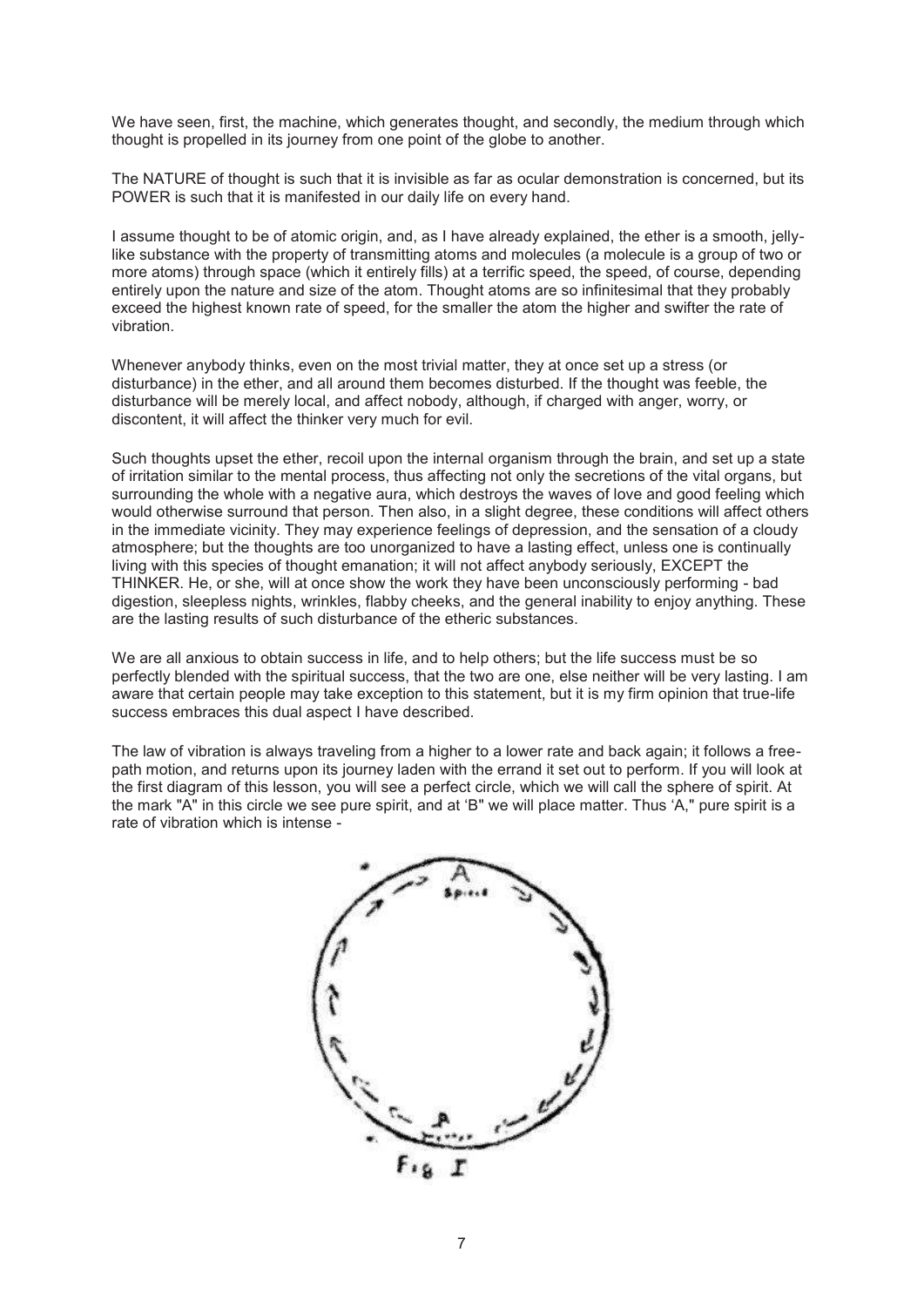We have seen, first, the machine, which generates thought, and secondly, the medium through which thought is propelled in its journey from one point of the globe to another.

The NATURE of thought is such that it is invisible as far as ocular demonstration is concerned, but its POWER is such that it is manifested in our daily life on every hand.

I assume thought to be of atomic origin, and, as I have already explained, the ether is a smooth, jelly-like substance with the property of transmitting atoms and molecules (a molecule is a group of two or more atoms) through space (which it entirely fills) at a terrific speed, the speed, of course, depending entirely upon the nature and size of the atom. Thought atoms are so infinitesimal that they probably exceed the highest known rate of speed, for the smaller the atom the higher and swifter the rate of vibration.

Whenever anybody thinks, even on the most trivial matter, they at once set up a stress (or disturbance) in the ether, and all around them becomes disturbed. If the thought was feeble, the disturbance will be merely local, and affect nobody, although, if charged with anger, worry, or discontent, it will affect the thinker very much for evil.

Such thoughts upset the ether, recoil upon the internal organism through the brain, and set up a state of irritation similar to the mental process, thus affecting not only the secretions of the vital organs, but surrounding the whole with a negative aura, which destroys the waves of love and good feeling which would otherwise surround that person. Then also, in a slight degree, these conditions will affect others in the immediate vicinity. They may experience feelings of depression, and the sensation of a cloudy atmosphere; but the thoughts are too unorganized to have a lasting effect, unless one is continually living with this species of thought emanation; it will not affect anybody seriously, EXCEPT the THINKER. He, or she, will at once show the work they have been unconsciously performing - bad digestion, sleepless nights, wrinkles, flabby cheeks, and the general inability to enjoy anything. These are the lasting results of such disturbance of the etheric substances.

We are all anxious to obtain success in life, and to help others; but the life success must be so perfectly blended with the spiritual success, that the two are one, else neither will be very lasting. I am aware that certain people may take exception to this statement, but it is my firm opinion that true-life success embraces this dual aspect I have described.

The law of vibration is always traveling from a higher to a lower rate and back again; it follows a free-path motion, and returns upon its journey laden with the errand it set out to perform. If you will look at the first diagram of this lesson, you will see a perfect circle, which we will call the sphere of spirit. At the mark "A" in this circle we see pure spirit, and at 'B" we will place matter. Thus 'A," pure spirit is a rate of vibration which is intense -

Fig I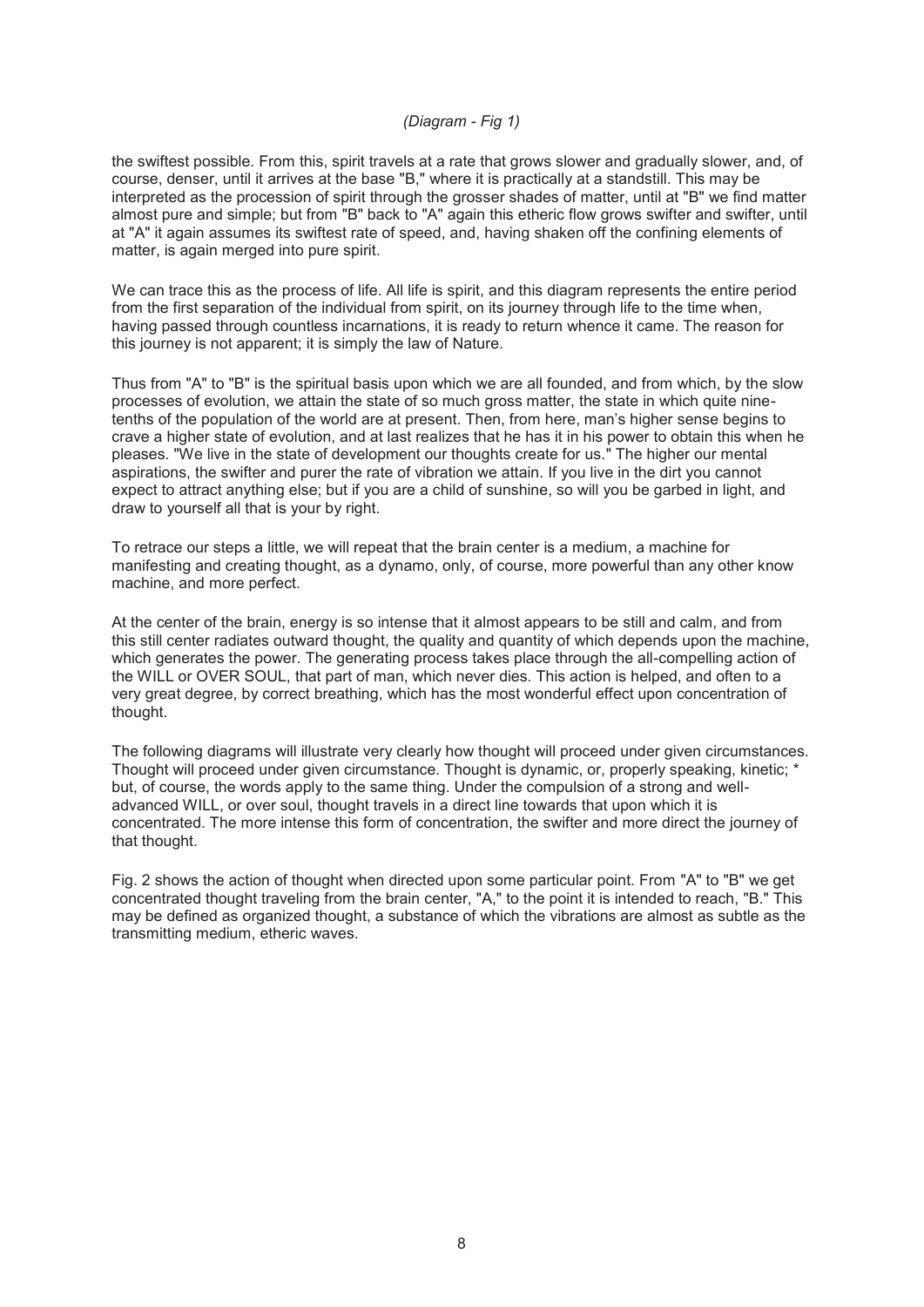*(Diagram - Fig 1)*

the swiftest possible. From this, spirit travels at a rate that grows slower and gradually slower, and, of course, denser, until it arrives at the base "B," where it is practically at a standstill. This may be interpreted as the procession of spirit through the grosser shades of matter, until at "B" we find matter almost pure and simple; but from "B" back to "A" again this etheric flow grows swifter and swifter, until at "A" it again assumes its swiftest rate of speed, and, having shaken off the confining elements of matter, is again merged into pure spirit.

We can trace this as the process of life. All life is spirit, and this diagram represents the entire period from the first separation of the individual from spirit, on its journey through life to the time when, having passed through countless incarnations, it is ready to return whence it came. The reason for this journey is not apparent; it is simply the law of Nature.

Thus from "A" to "B" is the spiritual basis upon which we are all founded, and from which, by the slow processes of evolution, we attain the state of so much gross matter, the state in which quite nine-tenths of the population of the world are at present. Then, from here, man's higher sense begins to crave a higher state of evolution, and at last realizes that he has it in his power to obtain this when he pleases. "We live in the state of development our thoughts create for us." The higher our mental aspirations, the swifter and purer the rate of vibration we attain. If you live in the dirt you cannot expect to attract anything else; but if you are a child of sunshine, so will you be garbed in light, and draw to yourself all that is your by right.

To retrace our steps a little, we will repeat that the brain center is a medium, a machine for manifesting and creating thought, as a dynamo, only, of course, more powerful than any other know machine, and more perfect.

At the center of the brain, energy is so intense that it almost appears to be still and calm, and from this still center radiates outward thought, the quality and quantity of which depends upon the machine, which generates the power. The generating process takes place through the all-compelling action of the WILL or OVER SOUL, that part of man, which never dies. This action is helped, and often to a very great degree, by correct breathing, which has the most wonderful effect upon concentration of thought.

The following diagrams will illustrate very clearly how thought will proceed under given circumstances. Thought will proceed under given circumstance. Thought is dynamic, or, properly speaking, kinetic; * but, of course, the words apply to the same thing. Under the compulsion of a strong and well-advanced WILL, or over soul, thought travels in a direct line towards that upon which it is concentrated. The more intense this form of concentration, the swifter and more direct the journey of that thought.

Fig. 2 shows the action of thought when directed upon some particular point. From "A" to "B" we get concentrated thought traveling from the brain center, "A," to the point it is intended to reach, "B." This may be defined as organized thought, a substance of which the vibrations are almost as subtle as the transmitting medium, etheric waves.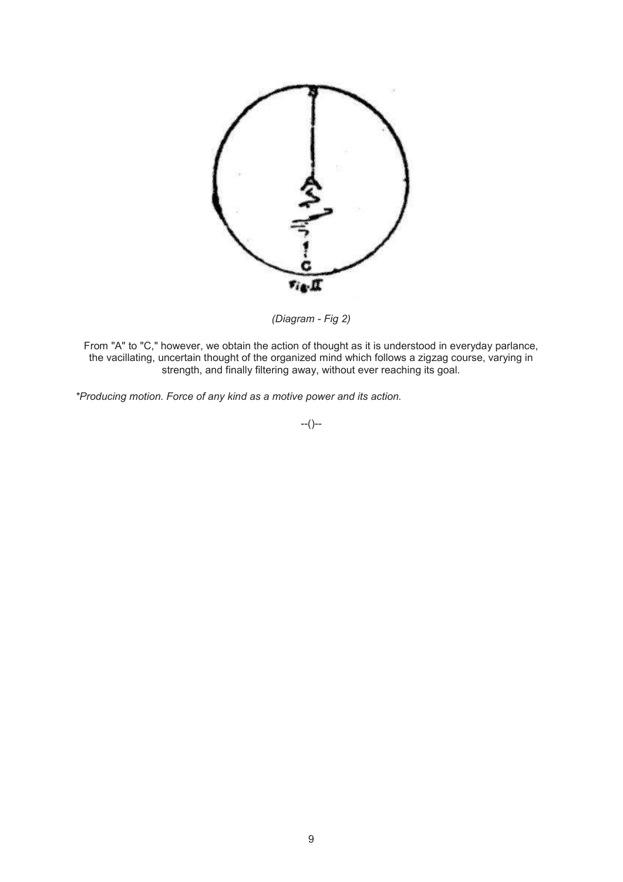*(Diagram - Fig 2)*

From "A" to "C," however, we obtain the action of thought as it is understood in everyday parlance, the vacillating, uncertain thought of the organized mind which follows a zigzag course, varying in strength, and finally filtering away, without ever reaching its goal.

**Producing motion. Force of any kind as a motive power and its action.*

--()--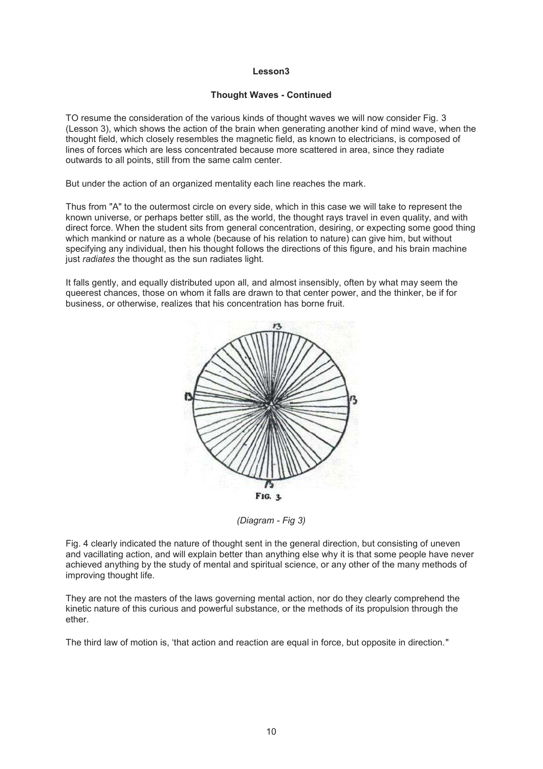**Lesson3**

**Thought Waves - Continued**

TO resume the consideration of the various kinds of thought waves we will now consider Fig. 3 (Lesson 3), which shows the action of the brain when generating another kind of mind wave, when the thought field, which closely resembles the magnetic field, as known to electricians, is composed of lines of forces which are less concentrated because more scattered in area, since they radiate outwards to all points, still from the same calm center.

But under the action of an organized mentality each line reaches the mark.

Thus from "A" to the outermost circle on every side, which in this case we will take to represent the known universe, or perhaps better still, as the world, the thought rays travel in even quality, and with direct force. When the student sits from general concentration, desiring, or expecting some good thing which mankind or nature as a whole (because of his relation to nature) can give him, but without specifying any individual, then his thought follows the directions of this figure, and his brain machine just *radiates* the thought as the sun radiates light.

It falls gently, and equally distributed upon all, and almost insensibly, often by what may seem the queerest chances, those on whom it falls are drawn to that center power, and the thinker, be if for business, or otherwise, realizes that his concentration has borne fruit.

FIG. 3.

*(Diagram - Fig 3)*

Fig. 4 clearly indicated the nature of thought sent in the general direction, but consisting of uneven and vacillating action, and will explain better than anything else why it is that some people have never achieved anything by the study of mental and spiritual science, or any other of the many methods of improving thought life.

They are not the masters of the laws governing mental action, nor do they clearly comprehend the kinetic nature of this curious and powerful substance, or the methods of its propulsion through the ether.

The third law of motion is, 'that action and reaction are equal in force, but opposite in direction."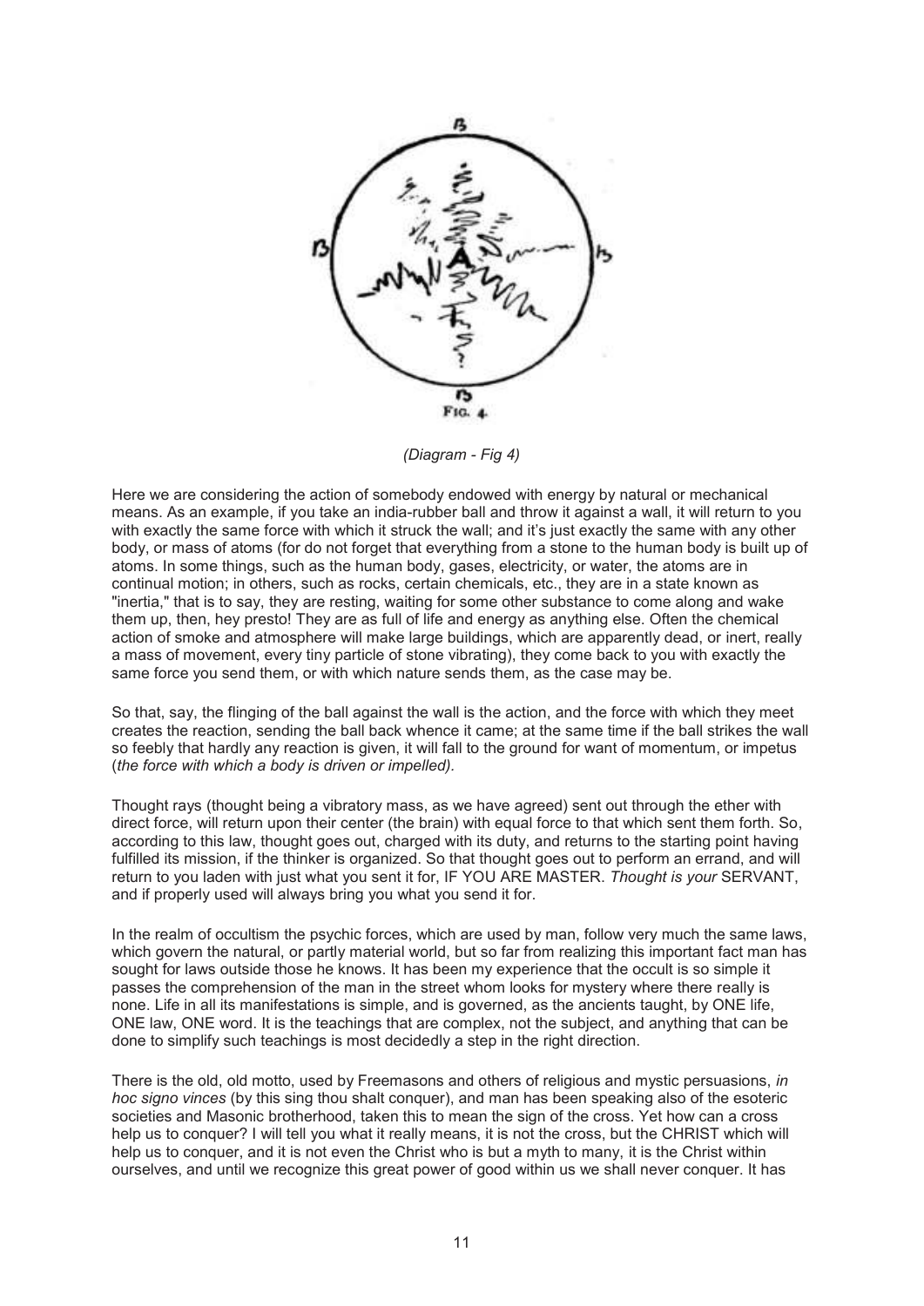(Diagram - Fig 4)

Here we are considering the action of somebody endowed with energy by natural or mechanical means. As an example, if you take an india-rubber ball and throw it against a wall, it will return to you with exactly the same force with which it struck the wall; and it's just exactly the same with any other body, or mass of atoms (for do not forget that everything from a stone to the human body is built up of atoms. In some things, such as the human body, gases, electricity, or water, the atoms are in continual motion; in others, such as rocks, certain chemicals, etc., they are in a state known as "inertia," that is to say, they are resting, waiting for some other substance to come along and wake them up, then, hey presto! They are as full of life and energy as anything else. Often the chemical action of smoke and atmosphere will make large buildings, which are apparently dead, or inert, really a mass of movement, every tiny particle of stone vibrating), they come back to you with exactly the same force you send them, or with which nature sends them, as the case may be.

So that, say, the flinging of the ball against the wall is the action, and the force with which they meet creates the reaction, sending the ball back whence it came; at the same time if the ball strikes the wall so feebly that hardly any reaction is given, it will fall to the ground for want of momentum, or impetus (*the force with which a body is driven or impelled).*

Thought rays (thought being a vibratory mass, as we have agreed) sent out through the ether with direct force, will return upon their center (the brain) with equal force to that which sent them forth. So, according to this law, thought goes out, charged with its duty, and returns to the starting point having fulfilled its mission, if the thinker is organized. So that thought goes out to perform an errand, and will return to you laden with just what you sent it for, IF YOU ARE MASTER. *Thought is your* SERVANT, and if properly used will always bring you what you send it for.

In the realm of occultism the psychic forces, which are used by man, follow very much the same laws, which govern the natural, or partly material world, but so far from realizing this important fact man has sought for laws outside those he knows. It has been my experience that the occult is so simple it passes the comprehension of the man in the street whom looks for mystery where there really is none. Life in all its manifestations is simple, and is governed, as the ancients taught, by ONE life, ONE law, ONE word. It is the teachings that are complex, not the subject, and anything that can be done to simplify such teachings is most decidedly a step in the right direction.

There is the old, old motto, used by Freemasons and others of religious and mystic persuasions, *in hoc signo vinces* (by this sing thou shalt conquer), and man has been speaking also of the esoteric societies and Masonic brotherhood, taken this to mean the sign of the cross. Yet how can a cross help us to conquer? I will tell you what it really means, it is not the cross, but the CHRIST which will help us to conquer, and it is not even the Christ who is but a myth to many, it is the Christ within ourselves, and until we recognize this great power of good within us we shall never conquer. It has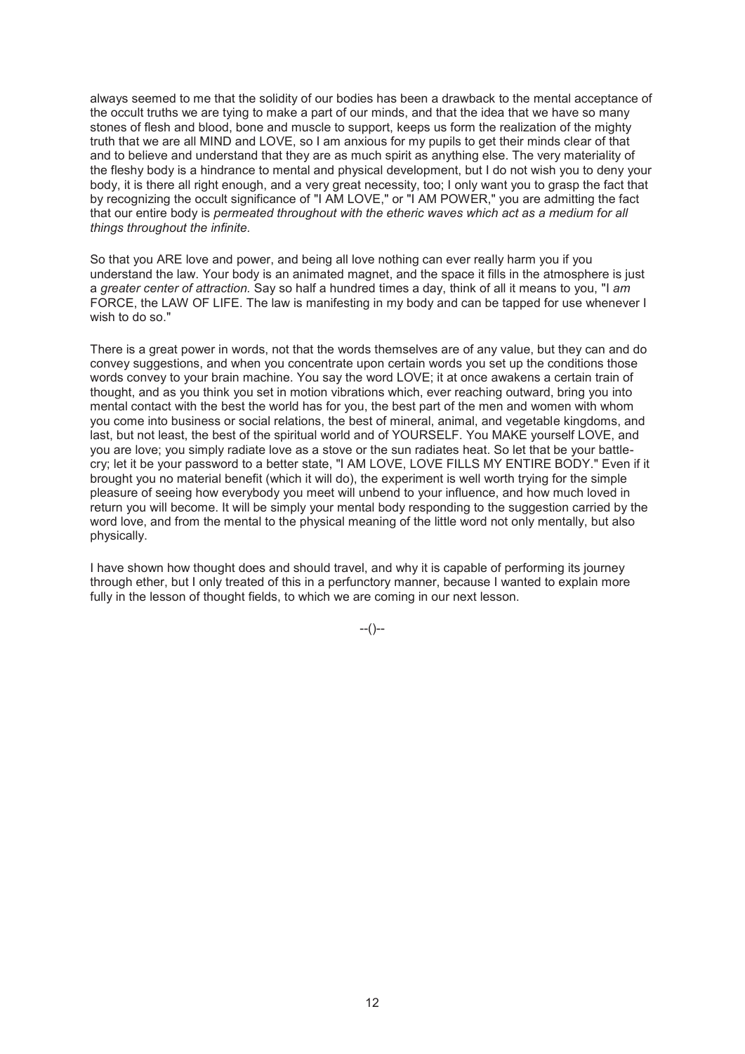always seemed to me that the solidity of our bodies has been a drawback to the mental acceptance of the occult truths we are tying to make a part of our minds, and that the idea that we have so many stones of flesh and blood, bone and muscle to support, keeps us form the realization of the mighty truth that we are all MIND and LOVE, so I am anxious for my pupils to get their minds clear of that and to believe and understand that they are as much spirit as anything else. The very materiality of the fleshy body is a hindrance to mental and physical development, but I do not wish you to deny your body, it is there all right enough, and a very great necessity, too; I only want you to grasp the fact that by recognizing the occult significance of "I AM LOVE," or "I AM POWER," you are admitting the fact that our entire body is *permeated throughout with the etheric waves which act as a medium for all things throughout the infinite.*

So that you ARE love and power, and being all love nothing can ever really harm you if you understand the law. Your body is an animated magnet, and the space it fills in the atmosphere is just a *greater center of attraction.* Say so half a hundred times a day, think of all it means to you, "I *am* FORCE, the LAW OF LIFE. The law is manifesting in my body and can be tapped for use whenever I wish to do so."

There is a great power in words, not that the words themselves are of any value, but they can and do convey suggestions, and when you concentrate upon certain words you set up the conditions those words convey to your brain machine. You say the word LOVE; it at once awakens a certain train of thought, and as you think you set in motion vibrations which, ever reaching outward, bring you into mental contact with the best the world has for you, the best part of the men and women with whom you come into business or social relations, the best of mineral, animal, and vegetable kingdoms, and last, but not least, the best of the spiritual world and of YOURSELF. You MAKE yourself LOVE, and you are love; you simply radiate love as a stove or the sun radiates heat. So let that be your battle-cry; let it be your password to a better state, "I AM LOVE, LOVE FILLS MY ENTIRE BODY." Even if it brought you no material benefit (which it will do), the experiment is well worth trying for the simple pleasure of seeing how everybody you meet will unbend to your influence, and how much loved in return you will become. It will be simply your mental body responding to the suggestion carried by the word love, and from the mental to the physical meaning of the little word not only mentally, but also physically.

I have shown how thought does and should travel, and why it is capable of performing its journey through ether, but I only treated of this in a perfunctory manner, because I wanted to explain more fully in the lesson of thought fields, to which we are coming in our next lesson.

--()--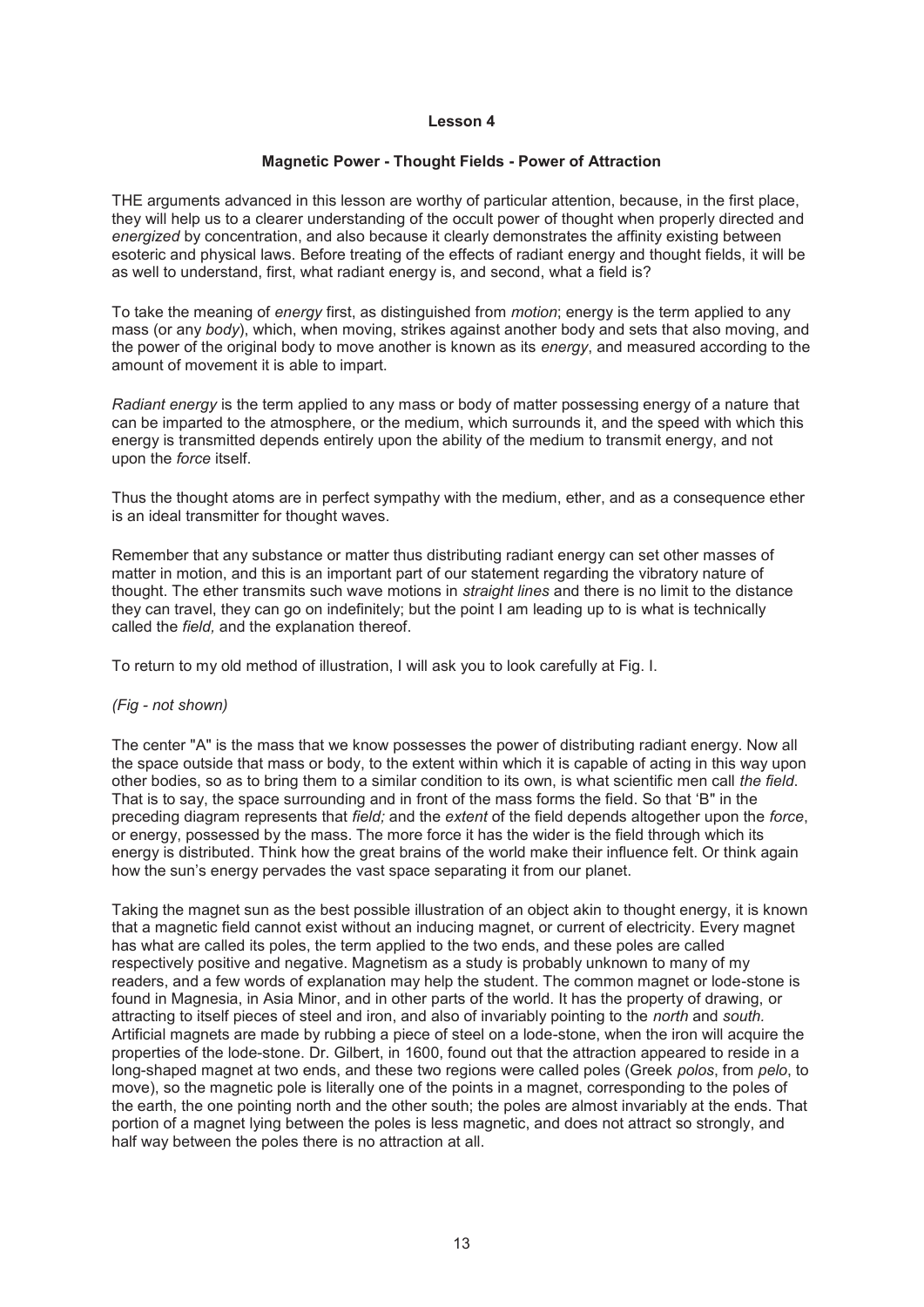**Lesson 4**

**Magnetic Power - Thought Fields - Power of Attraction**

THE arguments advanced in this lesson are worthy of particular attention, because, in the first place, they will help us to a clearer understanding of the occult power of thought when properly directed and *energized* by concentration, and also because it clearly demonstrates the affinity existing between esoteric and physical laws. Before treating of the effects of radiant energy and thought fields, it will be as well to understand, first, what radiant energy is, and second, what a field is?

To take the meaning of *energy* first, as distinguished from *motion*; energy is the term applied to any mass (or any *body*), which, when moving, strikes against another body and sets that also moving, and the power of the original body to move another is known as its *energy*, and measured according to the amount of movement it is able to impart.

*Radiant energy* is the term applied to any mass or body of matter possessing energy of a nature that can be imparted to the atmosphere, or the medium, which surrounds it, and the speed with which this energy is transmitted depends entirely upon the ability of the medium to transmit energy, and not upon the *force* itself.

Thus the thought atoms are in perfect sympathy with the medium, ether, and as a consequence ether is an ideal transmitter for thought waves.

Remember that any substance or matter thus distributing radiant energy can set other masses of matter in motion, and this is an important part of our statement regarding the vibratory nature of thought. The ether transmits such wave motions in *straight lines* and there is no limit to the distance they can travel, they can go on indefinitely; but the point I am leading up to is what is technically called the *field,* and the explanation thereof.

To return to my old method of illustration, I will ask you to look carefully at Fig. I.

*(Fig - not shown)*

The center "A" is the mass that we know possesses the power of distributing radiant energy. Now all the space outside that mass or body, to the extent within which it is capable of acting in this way upon other bodies, so as to bring them to a similar condition to its own, is what scientific men call *the field*. That is to say, the space surrounding and in front of the mass forms the field. So that 'B" in the preceding diagram represents that *field;* and the *extent* of the field depends altogether upon the *force*, or energy, possessed by the mass. The more force it has the wider is the field through which its energy is distributed. Think how the great brains of the world make their influence felt. Or think again how the sun's energy pervades the vast space separating it from our planet.

Taking the magnet sun as the best possible illustration of an object akin to thought energy, it is known that a magnetic field cannot exist without an inducing magnet, or current of electricity. Every magnet has what are called its poles, the term applied to the two ends, and these poles are called respectively positive and negative. Magnetism as a study is probably unknown to many of my readers, and a few words of explanation may help the student. The common magnet or lode-stone is found in Magnesia, in Asia Minor, and in other parts of the world. It has the property of drawing, or attracting to itself pieces of steel and iron, and also of invariably pointing to the *north* and *south.* Artificial magnets are made by rubbing a piece of steel on a lode-stone, when the iron will acquire the properties of the lode-stone. Dr. Gilbert, in 1600, found out that the attraction appeared to reside in a long-shaped magnet at two ends, and these two regions were called poles (Greek *polos*, from *pelo*, to move), so the magnetic pole is literally one of the points in a magnet, corresponding to the poles of the earth, the one pointing north and the other south; the poles are almost invariably at the ends. That portion of a magnet lying between the poles is less magnetic, and does not attract so strongly, and half way between the poles there is no attraction at all.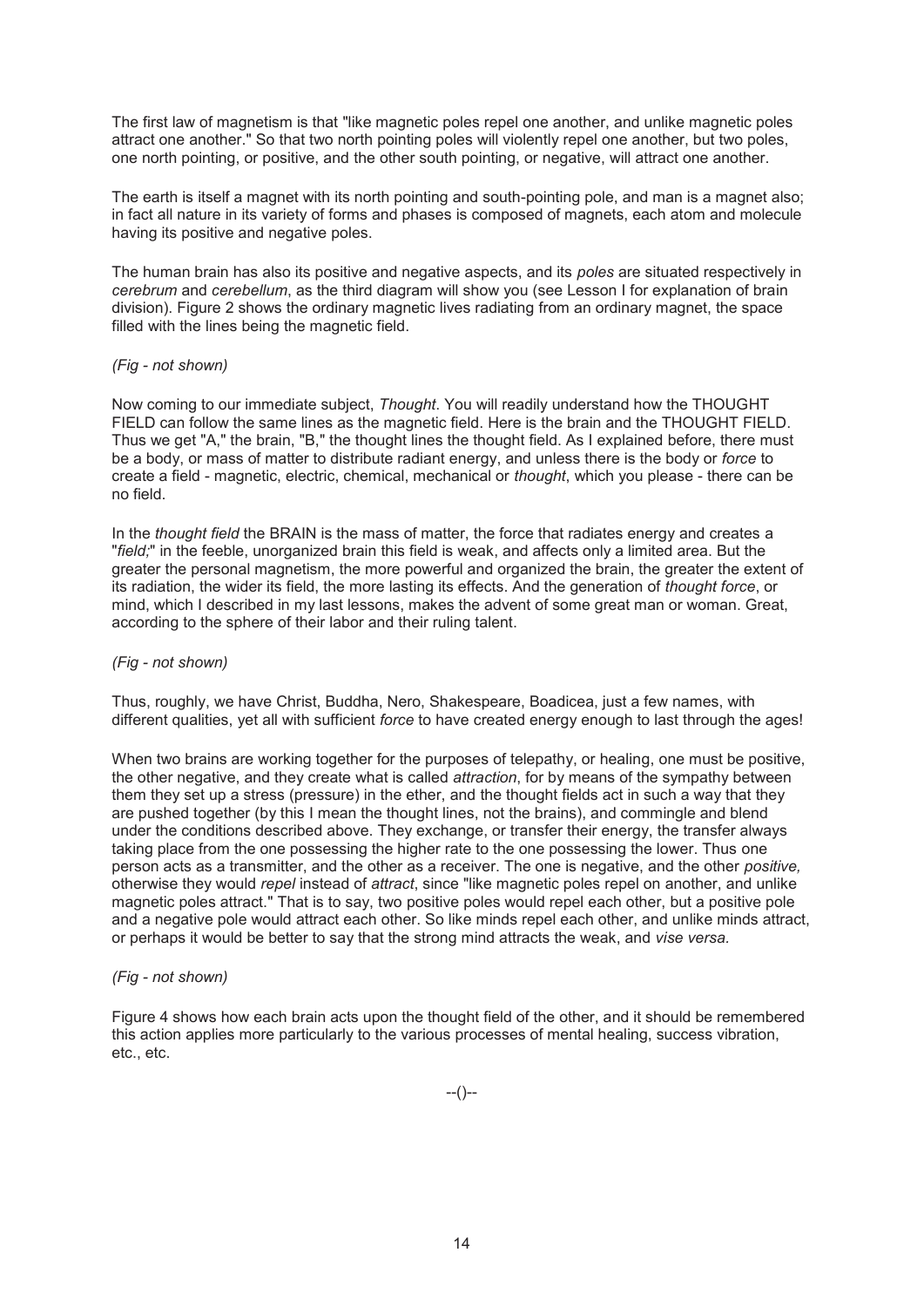The first law of magnetism is that "like magnetic poles repel one another, and unlike magnetic poles attract one another." So that two north pointing poles will violently repel one another, but two poles, one north pointing, or positive, and the other south pointing, or negative, will attract one another.

The earth is itself a magnet with its north pointing and south-pointing pole, and man is a magnet also; in fact all nature in its variety of forms and phases is composed of magnets, each atom and molecule having its positive and negative poles.

The human brain has also its positive and negative aspects, and its *poles* are situated respectively in *cerebrum* and *cerebellum*, as the third diagram will show you (see Lesson I for explanation of brain division). Figure 2 shows the ordinary magnetic lives radiating from an ordinary magnet, the space filled with the lines being the magnetic field.

*(Fig - not shown)*

Now coming to our immediate subject, *Thought*. You will readily understand how the THOUGHT FIELD can follow the same lines as the magnetic field. Here is the brain and the THOUGHT FIELD. Thus we get "A," the brain, "B," the thought lines the thought field. As I explained before, there must be a body, or mass of matter to distribute radiant energy, and unless there is the body or *force* to create a field - magnetic, electric, chemical, mechanical or *thought*, which you please - there can be no field.

In the *thought field* the BRAIN is the mass of matter, the force that radiates energy and creates a "*field;*" in the feeble, unorganized brain this field is weak, and affects only a limited area. But the greater the personal magnetism, the more powerful and organized the brain, the greater the extent of its radiation, the wider its field, the more lasting its effects. And the generation of *thought force*, or mind, which I described in my last lessons, makes the advent of some great man or woman. Great, according to the sphere of their labor and their ruling talent.

*(Fig - not shown)*

Thus, roughly, we have Christ, Buddha, Nero, Shakespeare, Boadicea, just a few names, with different qualities, yet all with sufficient *force* to have created energy enough to last through the ages!

When two brains are working together for the purposes of telepathy, or healing, one must be positive, the other negative, and they create what is called *attraction*, for by means of the sympathy between them they set up a stress (pressure) in the ether, and the thought fields act in such a way that they are pushed together (by this I mean the thought lines, not the brains), and commingle and blend under the conditions described above. They exchange, or transfer their energy, the transfer always taking place from the one possessing the higher rate to the one possessing the lower. Thus one person acts as a transmitter, and the other as a receiver. The one is negative, and the other *positive,* otherwise they would *repel* instead of *attract*, since "like magnetic poles repel on another, and unlike magnetic poles attract." That is to say, two positive poles would repel each other, but a positive pole and a negative pole would attract each other. So like minds repel each other, and unlike minds attract, or perhaps it would be better to say that the strong mind attracts the weak, and *vise versa.*

*(Fig - not shown)*

Figure 4 shows how each brain acts upon the thought field of the other, and it should be remembered this action applies more particularly to the various processes of mental healing, success vibration, etc., etc.

--()--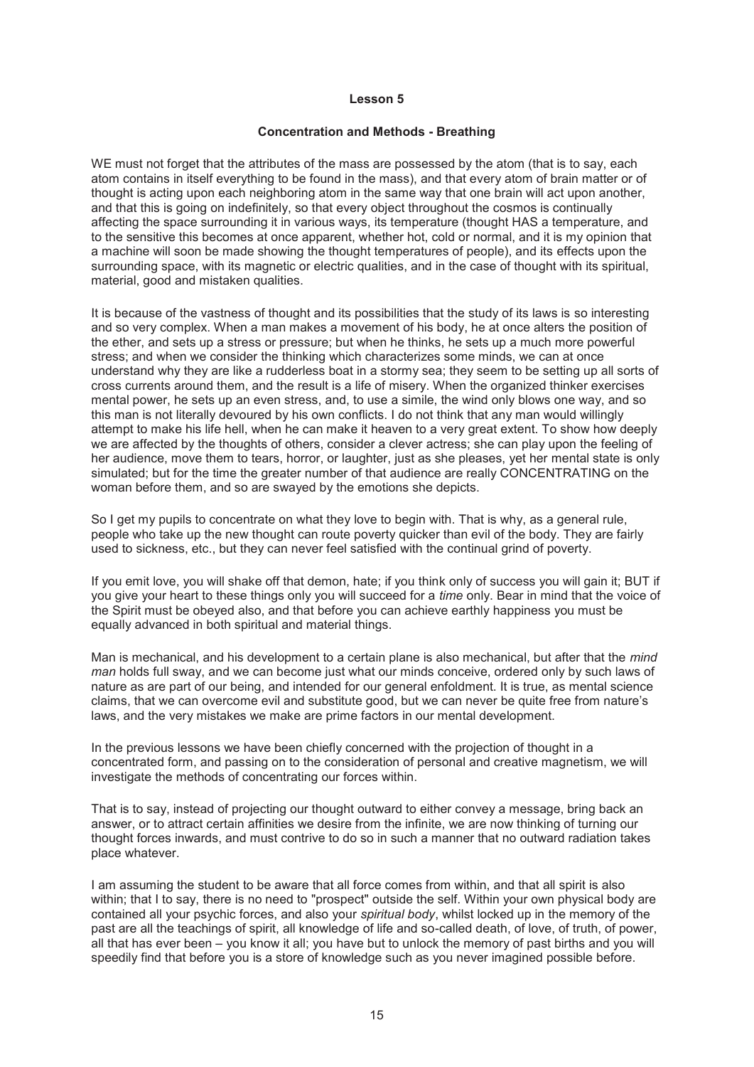## Lesson 5

### Concentration and Methods - Breathing

WE must not forget that the attributes of the mass are possessed by the atom (that is to say, each atom contains in itself everything to be found in the mass), and that every atom of brain matter or of thought is acting upon each neighboring atom in the same way that one brain will act upon another, and that this is going on indefinitely, so that every object throughout the cosmos is continually affecting the space surrounding it in various ways, its temperature (thought HAS a temperature, and to the sensitive this becomes at once apparent, whether hot, cold or normal, and it is my opinion that a machine will soon be made showing the thought temperatures of people), and its effects upon the surrounding space, with its magnetic or electric qualities, and in the case of thought with its spiritual, material, good and mistaken qualities.

It is because of the vastness of thought and its possibilities that the study of its laws is so interesting and so very complex. When a man makes a movement of his body, he at once alters the position of the ether, and sets up a stress or pressure; but when he thinks, he sets up a much more powerful stress; and when we consider the thinking which characterizes some minds, we can at once understand why they are like a rudderless boat in a stormy sea; they seem to be setting up all sorts of cross currents around them, and the result is a life of misery. When the organized thinker exercises mental power, he sets up an even stress, and, to use a simile, the wind only blows one way, and so this man is not literally devoured by his own conflicts. I do not think that any man would willingly attempt to make his life hell, when he can make it heaven to a very great extent. To show how deeply we are affected by the thoughts of others, consider a clever actress; she can play upon the feeling of her audience, move them to tears, horror, or laughter, just as she pleases, yet her mental state is only simulated; but for the time the greater number of that audience are really CONCENTRATING on the woman before them, and so are swayed by the emotions she depicts.

So I get my pupils to concentrate on what they love to begin with. That is why, as a general rule, people who take up the new thought can route poverty quicker than evil of the body. They are fairly used to sickness, etc., but they can never feel satisfied with the continual grind of poverty.

If you emit love, you will shake off that demon, hate; if you think only of success you will gain it; BUT if you give your heart to these things only you will succeed for a *time* only. Bear in mind that the voice of the Spirit must be obeyed also, and that before you can achieve earthly happiness you must be equally advanced in both spiritual and material things.

Man is mechanical, and his development to a certain plane is also mechanical, but after that the *mind man* holds full sway, and we can become just what our minds conceive, ordered only by such laws of nature as are part of our being, and intended for our general enfoldment. It is true, as mental science claims, that we can overcome evil and substitute good, but we can never be quite free from nature's laws, and the very mistakes we make are prime factors in our mental development.

In the previous lessons we have been chiefly concerned with the projection of thought in a concentrated form, and passing on to the consideration of personal and creative magnetism, we will investigate the methods of concentrating our forces within.

That is to say, instead of projecting our thought outward to either convey a message, bring back an answer, or to attract certain affinities we desire from the infinite, we are now thinking of turning our thought forces inwards, and must contrive to do so in such a manner that no outward radiation takes place whatever.

I am assuming the student to be aware that all force comes from within, and that all spirit is also within; that I to say, there is no need to "prospect" outside the self. Within your own physical body are contained all your psychic forces, and also your *spiritual body*, whilst locked up in the memory of the past are all the teachings of spirit, all knowledge of life and so-called death, of love, of truth, of power, all that has ever been – you know it all; you have but to unlock the memory of past births and you will speedily find that before you is a store of knowledge such as you never imagined possible before.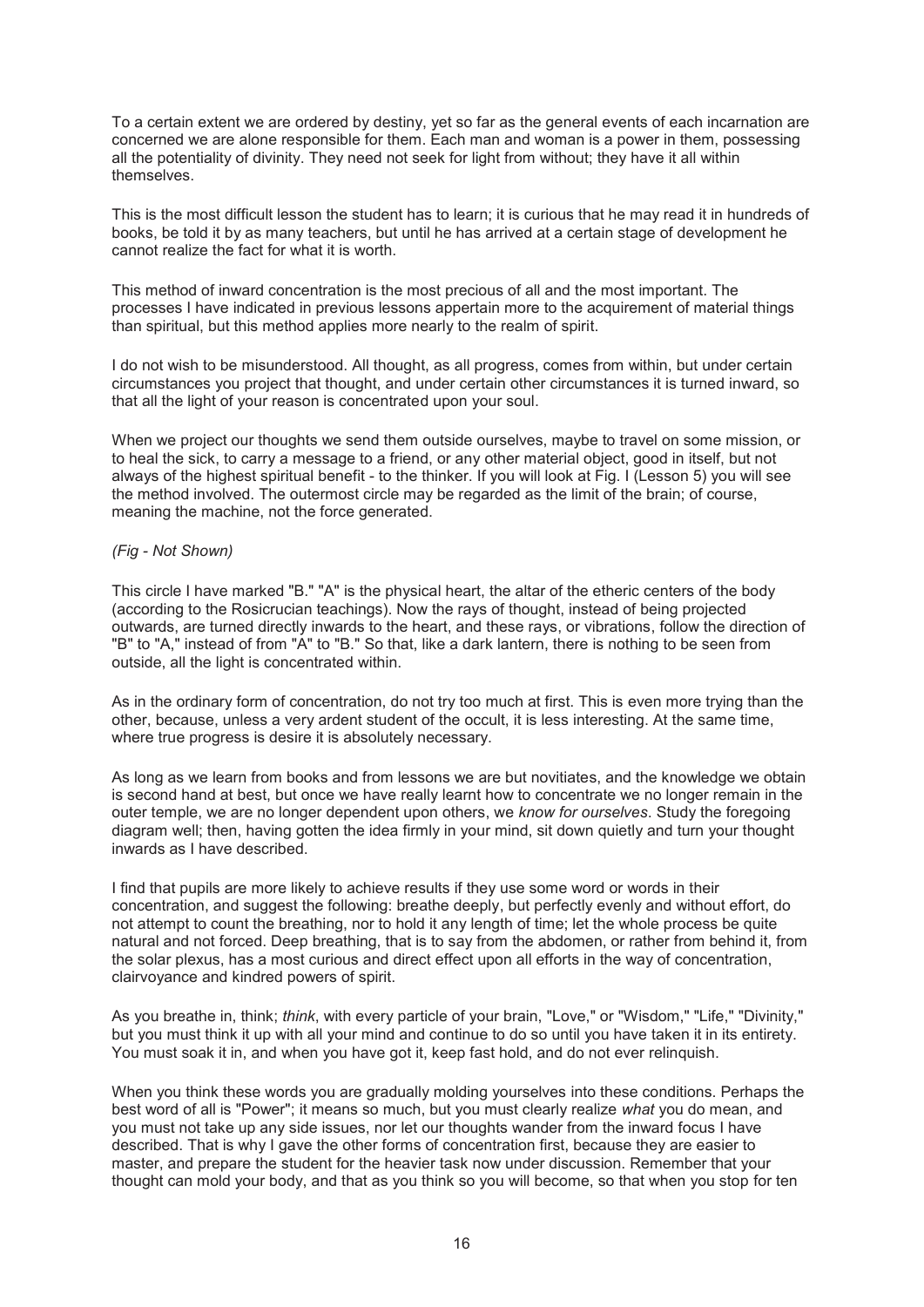To a certain extent we are ordered by destiny, yet so far as the general events of each incarnation are concerned we are alone responsible for them. Each man and woman is a power in them, possessing all the potentiality of divinity. They need not seek for light from without; they have it all within themselves.

This is the most difficult lesson the student has to learn; it is curious that he may read it in hundreds of books, be told it by as many teachers, but until he has arrived at a certain stage of development he cannot realize the fact for what it is worth.

This method of inward concentration is the most precious of all and the most important. The processes I have indicated in previous lessons appertain more to the acquirement of material things than spiritual, but this method applies more nearly to the realm of spirit.

I do not wish to be misunderstood. All thought, as all progress, comes from within, but under certain circumstances you project that thought, and under certain other circumstances it is turned inward, so that all the light of your reason is concentrated upon your soul.

When we project our thoughts we send them outside ourselves, maybe to travel on some mission, or to heal the sick, to carry a message to a friend, or any other material object, good in itself, but not always of the highest spiritual benefit - to the thinker. If you will look at Fig. I (Lesson 5) you will see the method involved. The outermost circle may be regarded as the limit of the brain; of course, meaning the machine, not the force generated.

*(Fig - Not Shown)*

This circle I have marked "B." "A" is the physical heart, the altar of the etheric centers of the body (according to the Rosicrucian teachings). Now the rays of thought, instead of being projected outwards, are turned directly inwards to the heart, and these rays, or vibrations, follow the direction of "B" to "A," instead of from "A" to "B." So that, like a dark lantern, there is nothing to be seen from outside, all the light is concentrated within.

As in the ordinary form of concentration, do not try too much at first. This is even more trying than the other, because, unless a very ardent student of the occult, it is less interesting. At the same time, where true progress is desire it is absolutely necessary.

As long as we learn from books and from lessons we are but novitiates, and the knowledge we obtain is second hand at best, but once we have really learnt how to concentrate we no longer remain in the outer temple, we are no longer dependent upon others, we *know for ourselves*. Study the foregoing diagram well; then, having gotten the idea firmly in your mind, sit down quietly and turn your thought inwards as I have described.

I find that pupils are more likely to achieve results if they use some word or words in their concentration, and suggest the following: breathe deeply, but perfectly evenly and without effort, do not attempt to count the breathing, nor to hold it any length of time; let the whole process be quite natural and not forced. Deep breathing, that is to say from the abdomen, or rather from behind it, from the solar plexus, has a most curious and direct effect upon all efforts in the way of concentration, clairvoyance and kindred powers of spirit.

As you breathe in, think; *think*, with every particle of your brain, "Love," or "Wisdom," "Life," "Divinity," but you must think it up with all your mind and continue to do so until you have taken it in its entirety. You must soak it in, and when you have got it, keep fast hold, and do not ever relinquish.

When you think these words you are gradually molding yourselves into these conditions. Perhaps the best word of all is "Power"; it means so much, but you must clearly realize *what* you do mean, and you must not take up any side issues, nor let our thoughts wander from the inward focus I have described. That is why I gave the other forms of concentration first, because they are easier to master, and prepare the student for the heavier task now under discussion. Remember that your thought can mold your body, and that as you think so you will become, so that when you stop for ten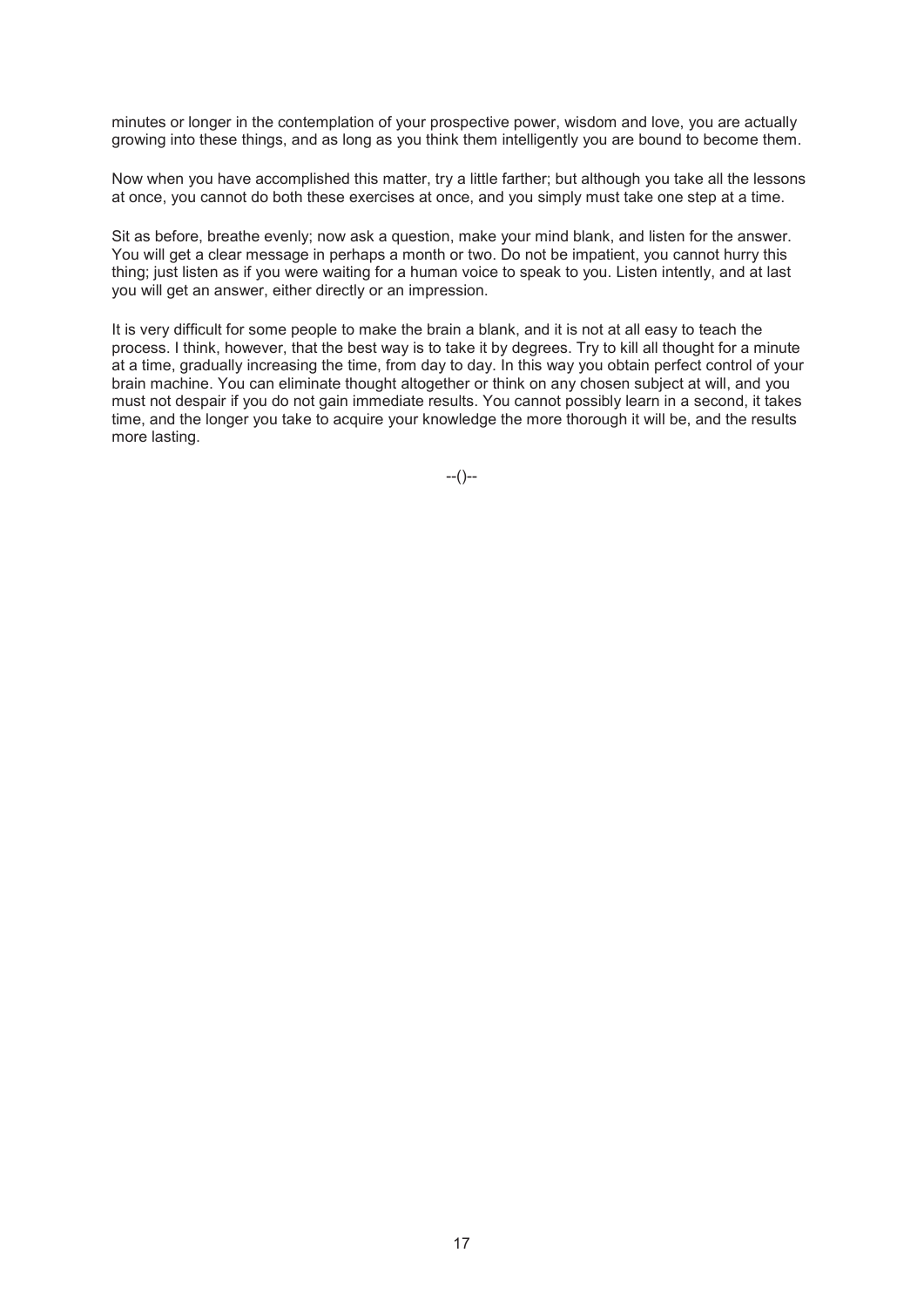minutes or longer in the contemplation of your prospective power, wisdom and love, you are actually growing into these things, and as long as you think them intelligently you are bound to become them.

Now when you have accomplished this matter, try a little farther; but although you take all the lessons at once, you cannot do both these exercises at once, and you simply must take one step at a time.

Sit as before, breathe evenly; now ask a question, make your mind blank, and listen for the answer. You will get a clear message in perhaps a month or two. Do not be impatient, you cannot hurry this thing; just listen as if you were waiting for a human voice to speak to you. Listen intently, and at last you will get an answer, either directly or an impression.

It is very difficult for some people to make the brain a blank, and it is not at all easy to teach the process. I think, however, that the best way is to take it by degrees. Try to kill all thought for a minute at a time, gradually increasing the time, from day to day. In this way you obtain perfect control of your brain machine. You can eliminate thought altogether or think on any chosen subject at will, and you must not despair if you do not gain immediate results. You cannot possibly learn in a second, it takes time, and the longer you take to acquire your knowledge the more thorough it will be, and the results more lasting.

--()--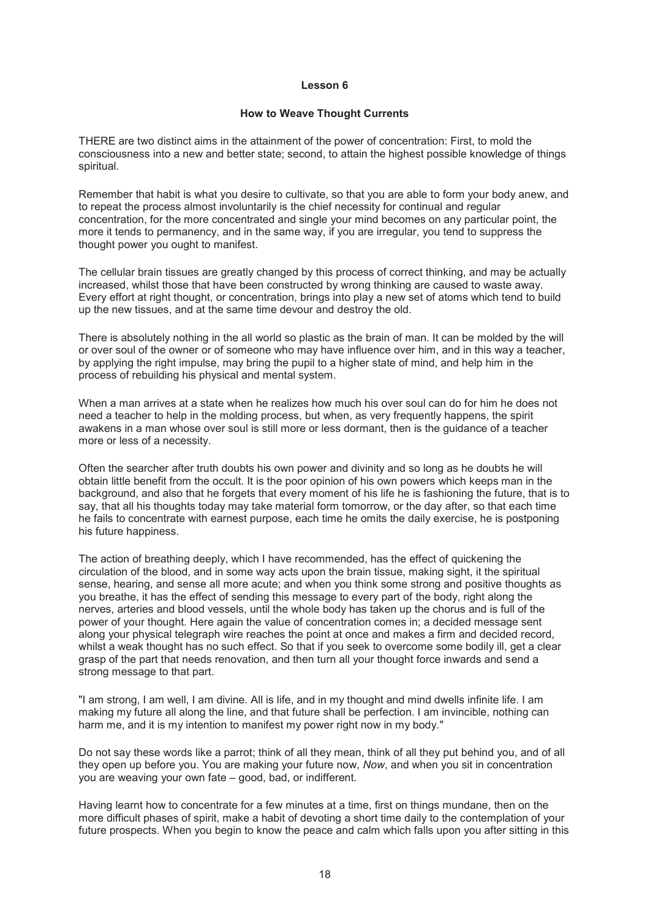## Lesson 6

### How to Weave Thought Currents

THERE are two distinct aims in the attainment of the power of concentration: First, to mold the consciousness into a new and better state; second, to attain the highest possible knowledge of things spiritual.

Remember that habit is what you desire to cultivate, so that you are able to form your body anew, and to repeat the process almost involuntarily is the chief necessity for continual and regular concentration, for the more concentrated and single your mind becomes on any particular point, the more it tends to permanency, and in the same way, if you are irregular, you tend to suppress the thought power you ought to manifest.

The cellular brain tissues are greatly changed by this process of correct thinking, and may be actually increased, whilst those that have been constructed by wrong thinking are caused to waste away. Every effort at right thought, or concentration, brings into play a new set of atoms which tend to build up the new tissues, and at the same time devour and destroy the old.

There is absolutely nothing in the all world so plastic as the brain of man. It can be molded by the will or over soul of the owner or of someone who may have influence over him, and in this way a teacher, by applying the right impulse, may bring the pupil to a higher state of mind, and help him in the process of rebuilding his physical and mental system.

When a man arrives at a state when he realizes how much his over soul can do for him he does not need a teacher to help in the molding process, but when, as very frequently happens, the spirit awakens in a man whose over soul is still more or less dormant, then is the guidance of a teacher more or less of a necessity.

Often the searcher after truth doubts his own power and divinity and so long as he doubts he will obtain little benefit from the occult. It is the poor opinion of his own powers which keeps man in the background, and also that he forgets that every moment of his life he is fashioning the future, that is to say, that all his thoughts today may take material form tomorrow, or the day after, so that each time he fails to concentrate with earnest purpose, each time he omits the daily exercise, he is postponing his future happiness.

The action of breathing deeply, which I have recommended, has the effect of quickening the circulation of the blood, and in some way acts upon the brain tissue, making sight, it the spiritual sense, hearing, and sense all more acute; and when you think some strong and positive thoughts as you breathe, it has the effect of sending this message to every part of the body, right along the nerves, arteries and blood vessels, until the whole body has taken up the chorus and is full of the power of your thought. Here again the value of concentration comes in; a decided message sent along your physical telegraph wire reaches the point at once and makes a firm and decided record, whilst a weak thought has no such effect. So that if you seek to overcome some bodily ill, get a clear grasp of the part that needs renovation, and then turn all your thought force inwards and send a strong message to that part.

"I am strong, I am well, I am divine. All is life, and in my thought and mind dwells infinite life. I am making my future all along the line, and that future shall be perfection. I am invincible, nothing can harm me, and it is my intention to manifest my power right now in my body."

Do not say these words like a parrot; think of all they mean, think of all they put behind you, and of all they open up before you. You are making your future now, *Now*, and when you sit in concentration you are weaving your own fate – good, bad, or indifferent.

Having learnt how to concentrate for a few minutes at a time, first on things mundane, then on the more difficult phases of spirit, make a habit of devoting a short time daily to the contemplation of your future prospects. When you begin to know the peace and calm which falls upon you after sitting in this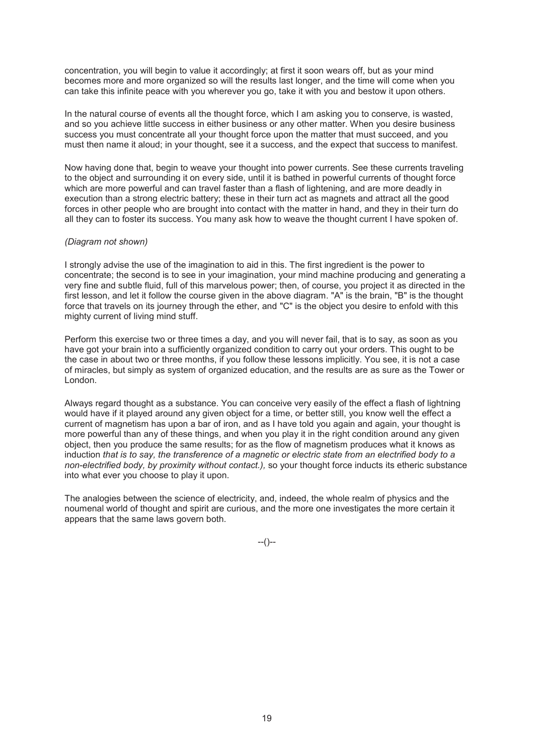concentration, you will begin to value it accordingly; at first it soon wears off, but as your mind becomes more and more organized so will the results last longer, and the time will come when you can take this infinite peace with you wherever you go, take it with you and bestow it upon others.

In the natural course of events all the thought force, which I am asking you to conserve, is wasted, and so you achieve little success in either business or any other matter. When you desire business success you must concentrate all your thought force upon the matter that must succeed, and you must then name it aloud; in your thought, see it a success, and the expect that success to manifest.

Now having done that, begin to weave your thought into power currents. See these currents traveling to the object and surrounding it on every side, until it is bathed in powerful currents of thought force which are more powerful and can travel faster than a flash of lightening, and are more deadly in execution than a strong electric battery; these in their turn act as magnets and attract all the good forces in other people who are brought into contact with the matter in hand, and they in their turn do all they can to foster its success. You many ask how to weave the thought current I have spoken of.

*(Diagram not shown)*

I strongly advise the use of the imagination to aid in this. The first ingredient is the power to concentrate; the second is to see in your imagination, your mind machine producing and generating a very fine and subtle fluid, full of this marvelous power; then, of course, you project it as directed in the first lesson, and let it follow the course given in the above diagram. "A" is the brain, "B" is the thought force that travels on its journey through the ether, and "C" is the object you desire to enfold with this mighty current of living mind stuff.

Perform this exercise two or three times a day, and you will never fail, that is to say, as soon as you have got your brain into a sufficiently organized condition to carry out your orders. This ought to be the case in about two or three months, if you follow these lessons implicitly. You see, it is not a case of miracles, but simply as system of organized education, and the results are as sure as the Tower or London.

Always regard thought as a substance. You can conceive very easily of the effect a flash of lightning would have if it played around any given object for a time, or better still, you know well the effect a current of magnetism has upon a bar of iron, and as I have told you again and again, your thought is more powerful than any of these things, and when you play it in the right condition around any given object, then you produce the same results; for as the flow of magnetism produces what it knows as induction *that is to say, the transference of a magnetic or electric state from an electrified body to a non-electrified body, by proximity without contact.),* so your thought force inducts its etheric substance into what ever you choose to play it upon.

The analogies between the science of electricity, and, indeed, the whole realm of physics and the noumenal world of thought and spirit are curious, and the more one investigates the more certain it appears that the same laws govern both.

--()--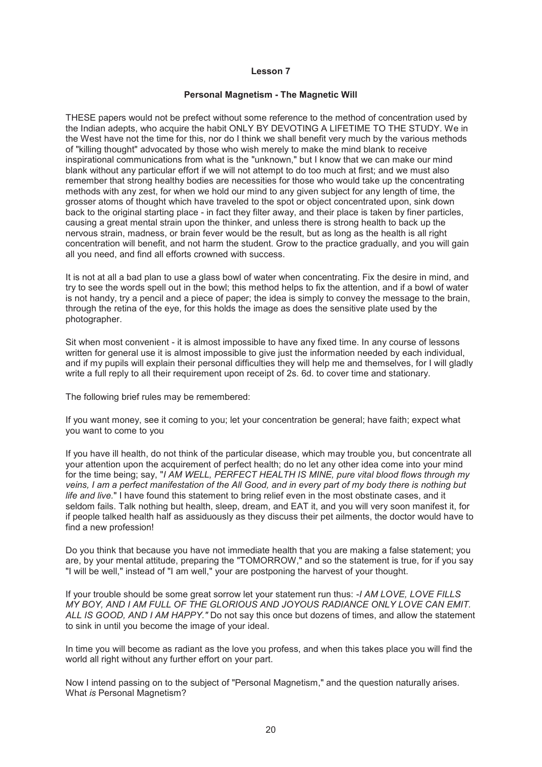## Lesson 7

### Personal Magnetism - The Magnetic Will

THESE papers would not be prefect without some reference to the method of concentration used by the Indian adepts, who acquire the habit ONLY BY DEVOTING A LIFETIME TO THE STUDY. We in the West have not the time for this, nor do I think we shall benefit very much by the various methods of "killing thought" advocated by those who wish merely to make the mind blank to receive inspirational communications from what is the "unknown," but I know that we can make our mind blank without any particular effort if we will not attempt to do too much at first; and we must also remember that strong healthy bodies are necessities for those who would take up the concentrating methods with any zest, for when we hold our mind to any given subject for any length of time, the grosser atoms of thought which have traveled to the spot or object concentrated upon, sink down back to the original starting place - in fact they filter away, and their place is taken by finer particles, causing a great mental strain upon the thinker, and unless there is strong health to back up the nervous strain, madness, or brain fever would be the result, but as long as the health is all right concentration will benefit, and not harm the student. Grow to the practice gradually, and you will gain all you need, and find all efforts crowned with success.

It is not at all a bad plan to use a glass bowl of water when concentrating. Fix the desire in mind, and try to see the words spell out in the bowl; this method helps to fix the attention, and if a bowl of water is not handy, try a pencil and a piece of paper; the idea is simply to convey the message to the brain, through the retina of the eye, for this holds the image as does the sensitive plate used by the photographer.

Sit when most convenient - it is almost impossible to have any fixed time. In any course of lessons written for general use it is almost impossible to give just the information needed by each individual, and if my pupils will explain their personal difficulties they will help me and themselves, for I will gladly write a full reply to all their requirement upon receipt of 2s. 6d. to cover time and stationary.

The following brief rules may be remembered:

If you want money, see it coming to you; let your concentration be general; have faith; expect what you want to come to you

If you have ill health, do not think of the particular disease, which may trouble you, but concentrate all your attention upon the acquirement of perfect health; do no let any other idea come into your mind for the time being; say, "*I AM WELL, PERFECT HEALTH IS MINE, pure vital blood flows through my veins, I am a perfect manifestation of the All Good, and in every part of my body there is nothing but life and live.*" I have found this statement to bring relief even in the most obstinate cases, and it seldom fails. Talk nothing but health, sleep, dream, and EAT it, and you will very soon manifest it, for if people talked health half as assiduously as they discuss their pet ailments, the doctor would have to find a new profession!

Do you think that because you have not immediate health that you are making a false statement; you are, by your mental attitude, preparing the "TOMORROW," and so the statement is true, for if you say "I will be well," instead of "I am well," your are postponing the harvest of your thought.

If your trouble should be some great sorrow let your statement run thus: -*I AM LOVE, LOVE FILLS MY BOY, AND I AM FULL OF THE GLORIOUS AND JOYOUS RADIANCE ONLY LOVE CAN EMIT. ALL IS GOOD, AND I AM HAPPY."* Do not say this once but dozens of times, and allow the statement to sink in until you become the image of your ideal.

In time you will become as radiant as the love you profess, and when this takes place you will find the world all right without any further effort on your part.

Now I intend passing on to the subject of "Personal Magnetism," and the question naturally arises. What *is* Personal Magnetism?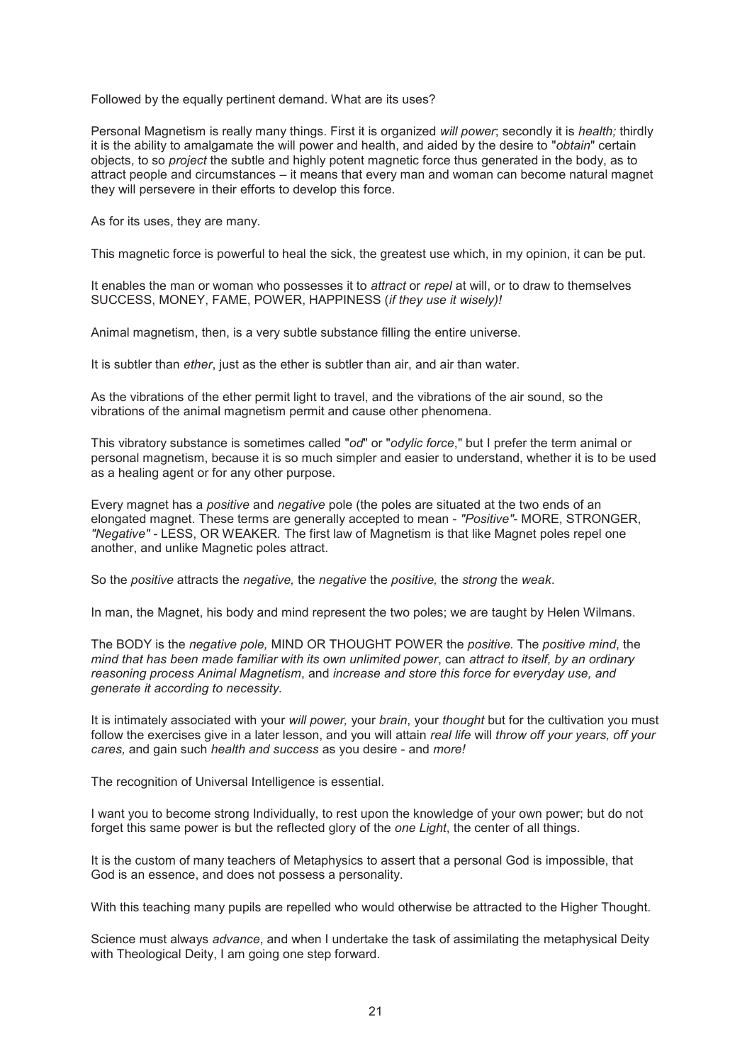Followed by the equally pertinent demand. What are its uses?

Personal Magnetism is really many things. First it is organized *will power*; secondly it is *health;* thirdly it is the ability to amalgamate the will power and health, and aided by the desire to "*obtain*" certain objects, to so *project* the subtle and highly potent magnetic force thus generated in the body, as to attract people and circumstances – it means that every man and woman can become natural magnet they will persevere in their efforts to develop this force.

As for its uses, they are many.

This magnetic force is powerful to heal the sick, the greatest use which, in my opinion, it can be put.

It enables the man or woman who possesses it to *attract* or *repel* at will, or to draw to themselves SUCCESS, MONEY, FAME, POWER, HAPPINESS (*if they use it wisely)!*

Animal magnetism, then, is a very subtle substance filling the entire universe.

It is subtler than *ether*, just as the ether is subtler than air, and air than water.

As the vibrations of the ether permit light to travel, and the vibrations of the air sound, so the vibrations of the animal magnetism permit and cause other phenomena.

This vibratory substance is sometimes called "*od*" or "*odylic force*," but I prefer the term animal or personal magnetism, because it is so much simpler and easier to understand, whether it is to be used as a healing agent or for any other purpose.

Every magnet has a *positive* and *negative* pole (the poles are situated at the two ends of an elongated magnet. These terms are generally accepted to mean - *"Positive"*- MORE, STRONGER, *"Negative"* - LESS, OR WEAKER. The first law of Magnetism is that like Magnet poles repel one another, and unlike Magnetic poles attract.

So the *positive* attracts the *negative,* the *negative* the *positive,* the *strong* the *weak*.

In man, the Magnet, his body and mind represent the two poles; we are taught by Helen Wilmans.

The BODY is the *negative pole,* MIND OR THOUGHT POWER the *positive.* The *positive mind*, the *mind that has been made familiar with its own unlimited power*, can *attract to itself, by an ordinary reasoning process Animal Magnetism*, and *increase and store this force for everyday use, and generate it according to necessity.*

It is intimately associated with your *will power,* your *brain*, your *thought* but for the cultivation you must follow the exercises give in a later lesson, and you will attain *real life* will *throw off your years, off your cares,* and gain such *health and success* as you desire - and *more!*

The recognition of Universal Intelligence is essential.

I want you to become strong Individually, to rest upon the knowledge of your own power; but do not forget this same power is but the reflected glory of the *one Light*, the center of all things.

It is the custom of many teachers of Metaphysics to assert that a personal God is impossible, that God is an essence, and does not possess a personality.

With this teaching many pupils are repelled who would otherwise be attracted to the Higher Thought.

Science must always *advance*, and when I undertake the task of assimilating the metaphysical Deity with Theological Deity, I am going one step forward.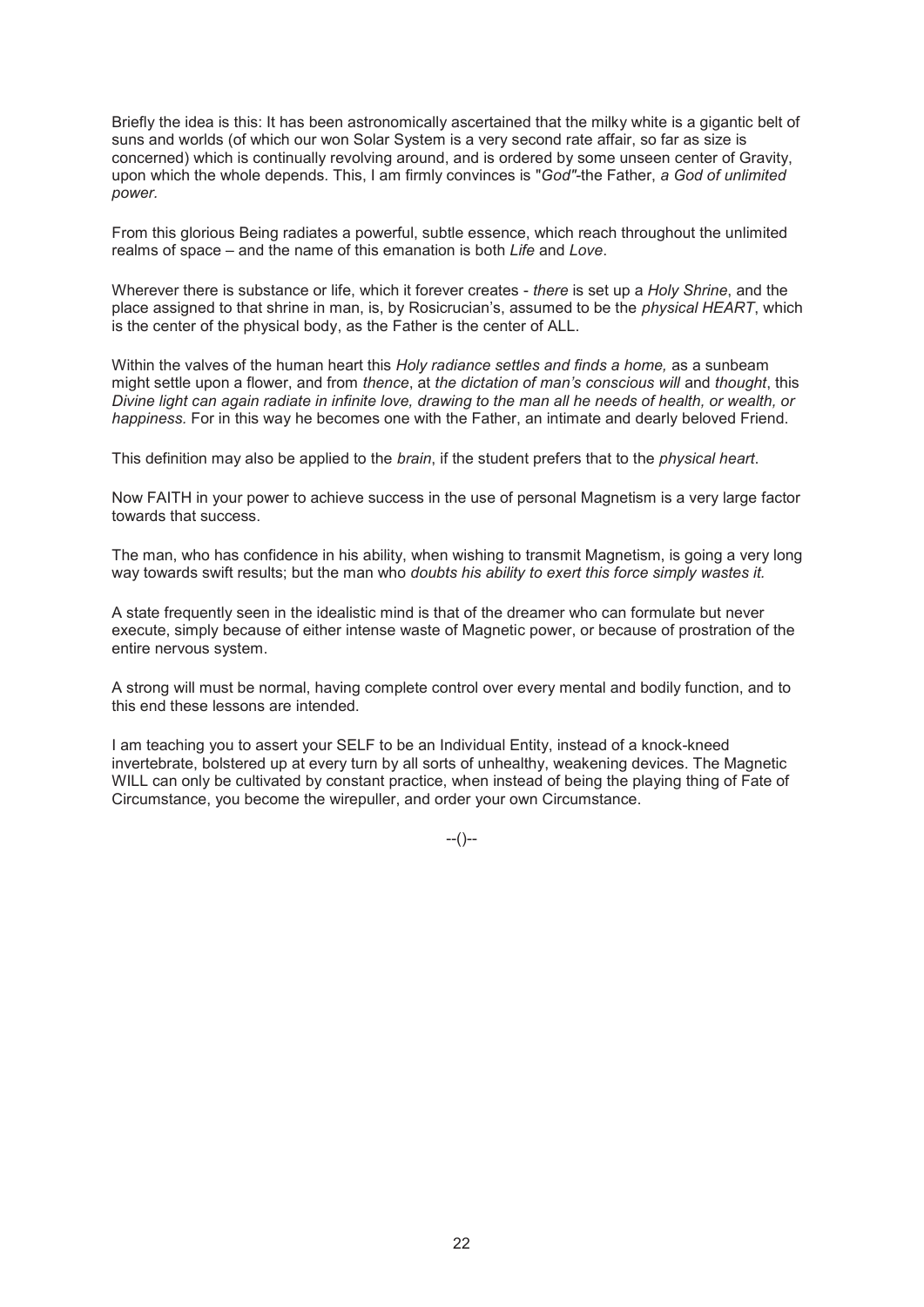Briefly the idea is this: It has been astronomically ascertained that the milky white is a gigantic belt of suns and worlds (of which our won Solar System is a very second rate affair, so far as size is concerned) which is continually revolving around, and is ordered by some unseen center of Gravity, upon which the whole depends. This, I am firmly convinces is "*God"*-the Father, *a God of unlimited power.*

From this glorious Being radiates a powerful, subtle essence, which reach throughout the unlimited realms of space – and the name of this emanation is both *Life* and *Love*.

Wherever there is substance or life, which it forever creates - *there* is set up a *Holy Shrine*, and the place assigned to that shrine in man, is, by Rosicrucian's, assumed to be the *physical HEART*, which is the center of the physical body, as the Father is the center of ALL.

Within the valves of the human heart this *Holy radiance settles and finds a home,* as a sunbeam might settle upon a flower, and from *thence*, at *the dictation of man's conscious will* and *thought*, this *Divine light can again radiate in infinite love, drawing to the man all he needs of health, or wealth, or happiness.* For in this way he becomes one with the Father, an intimate and dearly beloved Friend.

This definition may also be applied to the *brain*, if the student prefers that to the *physical heart*.

Now FAITH in your power to achieve success in the use of personal Magnetism is a very large factor towards that success.

The man, who has confidence in his ability, when wishing to transmit Magnetism, is going a very long way towards swift results; but the man who *doubts his ability to exert this force simply wastes it.*

A state frequently seen in the idealistic mind is that of the dreamer who can formulate but never execute, simply because of either intense waste of Magnetic power, or because of prostration of the entire nervous system.

A strong will must be normal, having complete control over every mental and bodily function, and to this end these lessons are intended.

I am teaching you to assert your SELF to be an Individual Entity, instead of a knock-kneed invertebrate, bolstered up at every turn by all sorts of unhealthy, weakening devices. The Magnetic WILL can only be cultivated by constant practice, when instead of being the playing thing of Fate of Circumstance, you become the wirepuller, and order your own Circumstance.

--()--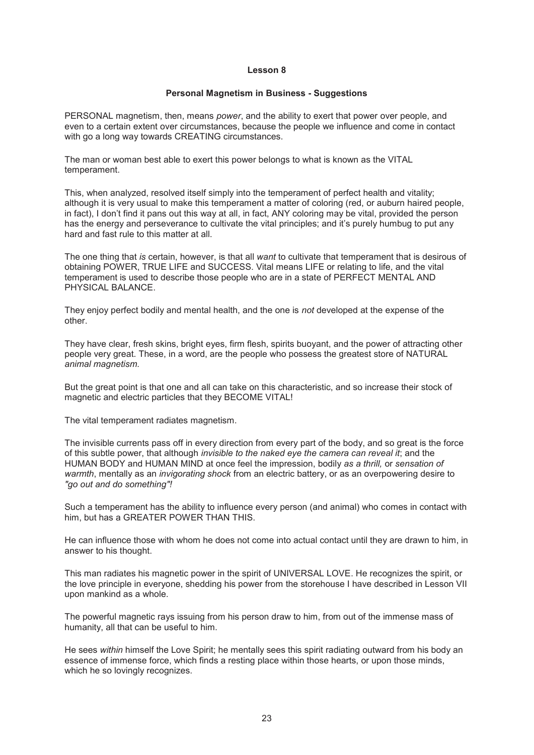## Lesson 8

### Personal Magnetism in Business - Suggestions

PERSONAL magnetism, then, means *power*, and the ability to exert that power over people, and even to a certain extent over circumstances, because the people we influence and come in contact with go a long way towards CREATING circumstances.

The man or woman best able to exert this power belongs to what is known as the VITAL temperament.

This, when analyzed, resolved itself simply into the temperament of perfect health and vitality; although it is very usual to make this temperament a matter of coloring (red, or auburn haired people, in fact), I don't find it pans out this way at all, in fact, ANY coloring may be vital, provided the person has the energy and perseverance to cultivate the vital principles; and it's purely humbug to put any hard and fast rule to this matter at all.

The one thing that *is* certain, however, is that all *want* to cultivate that temperament that is desirous of obtaining POWER, TRUE LIFE and SUCCESS. Vital means LIFE or relating to life, and the vital temperament is used to describe those people who are in a state of PERFECT MENTAL AND PHYSICAL BALANCE.

They enjoy perfect bodily and mental health, and the one is *not* developed at the expense of the other.

They have clear, fresh skins, bright eyes, firm flesh, spirits buoyant, and the power of attracting other people very great. These, in a word, are the people who possess the greatest store of NATURAL *animal magnetism.*

But the great point is that one and all can take on this characteristic, and so increase their stock of magnetic and electric particles that they BECOME VITAL!

The vital temperament radiates magnetism.

The invisible currents pass off in every direction from every part of the body, and so great is the force of this subtle power, that although *invisible to the naked eye the camera can reveal it*; and the HUMAN BODY and HUMAN MIND at once feel the impression, bodily *as a thrill,* or *sensation of warmth*, mentally as an *invigorating shock* from an electric battery, or as an overpowering desire to *"go out and do something"!*

Such a temperament has the ability to influence every person (and animal) who comes in contact with him, but has a GREATER POWER THAN THIS.

He can influence those with whom he does not come into actual contact until they are drawn to him, in answer to his thought.

This man radiates his magnetic power in the spirit of UNIVERSAL LOVE. He recognizes the spirit, or the love principle in everyone, shedding his power from the storehouse I have described in Lesson VII upon mankind as a whole.

The powerful magnetic rays issuing from his person draw to him, from out of the immense mass of humanity, all that can be useful to him.

He sees *within* himself the Love Spirit; he mentally sees this spirit radiating outward from his body an essence of immense force, which finds a resting place within those hearts, or upon those minds, which he so lovingly recognizes.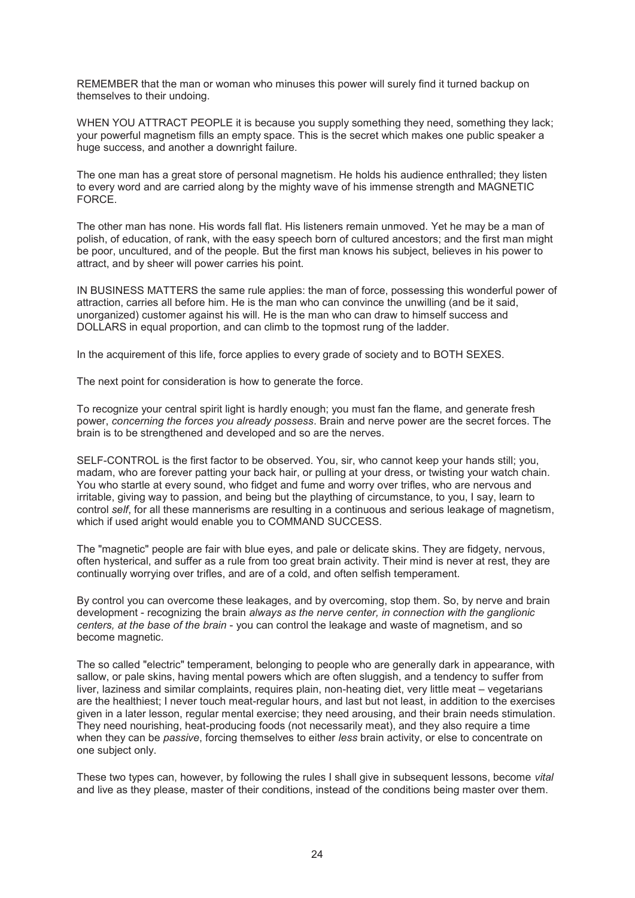REMEMBER that the man or woman who minuses this power will surely find it turned backup on themselves to their undoing.

WHEN YOU ATTRACT PEOPLE it is because you supply something they need, something they lack; your powerful magnetism fills an empty space. This is the secret which makes one public speaker a huge success, and another a downright failure.

The one man has a great store of personal magnetism. He holds his audience enthralled; they listen to every word and are carried along by the mighty wave of his immense strength and MAGNETIC FORCE.

The other man has none. His words fall flat. His listeners remain unmoved. Yet he may be a man of polish, of education, of rank, with the easy speech born of cultured ancestors; and the first man might be poor, uncultured, and of the people. But the first man knows his subject, believes in his power to attract, and by sheer will power carries his point.

IN BUSINESS MATTERS the same rule applies: the man of force, possessing this wonderful power of attraction, carries all before him. He is the man who can convince the unwilling (and be it said, unorganized) customer against his will. He is the man who can draw to himself success and DOLLARS in equal proportion, and can climb to the topmost rung of the ladder.

In the acquirement of this life, force applies to every grade of society and to BOTH SEXES.

The next point for consideration is how to generate the force.

To recognize your central spirit light is hardly enough; you must fan the flame, and generate fresh power, *concerning the forces you already possess*. Brain and nerve power are the secret forces. The brain is to be strengthened and developed and so are the nerves.

SELF-CONTROL is the first factor to be observed. You, sir, who cannot keep your hands still; you, madam, who are forever patting your back hair, or pulling at your dress, or twisting your watch chain. You who startle at every sound, who fidget and fume and worry over trifles, who are nervous and irritable, giving way to passion, and being but the plaything of circumstance, to you, I say, learn to control *self*, for all these mannerisms are resulting in a continuous and serious leakage of magnetism, which if used aright would enable you to COMMAND SUCCESS.

The "magnetic" people are fair with blue eyes, and pale or delicate skins. They are fidgety, nervous, often hysterical, and suffer as a rule from too great brain activity. Their mind is never at rest, they are continually worrying over trifles, and are of a cold, and often selfish temperament.

By control you can overcome these leakages, and by overcoming, stop them. So, by nerve and brain development - recognizing the brain *always as the nerve center, in connection with the ganglionic centers, at the base of the brain* - you can control the leakage and waste of magnetism, and so become magnetic.

The so called "electric" temperament, belonging to people who are generally dark in appearance, with sallow, or pale skins, having mental powers which are often sluggish, and a tendency to suffer from liver, laziness and similar complaints, requires plain, non-heating diet, very little meat – vegetarians are the healthiest; I never touch meat-regular hours, and last but not least, in addition to the exercises given in a later lesson, regular mental exercise; they need arousing, and their brain needs stimulation. They need nourishing, heat-producing foods (not necessarily meat), and they also require a time when they can be *passive*, forcing themselves to either *less* brain activity, or else to concentrate on one subject only.

These two types can, however, by following the rules I shall give in subsequent lessons, become *vital* and live as they please, master of their conditions, instead of the conditions being master over them.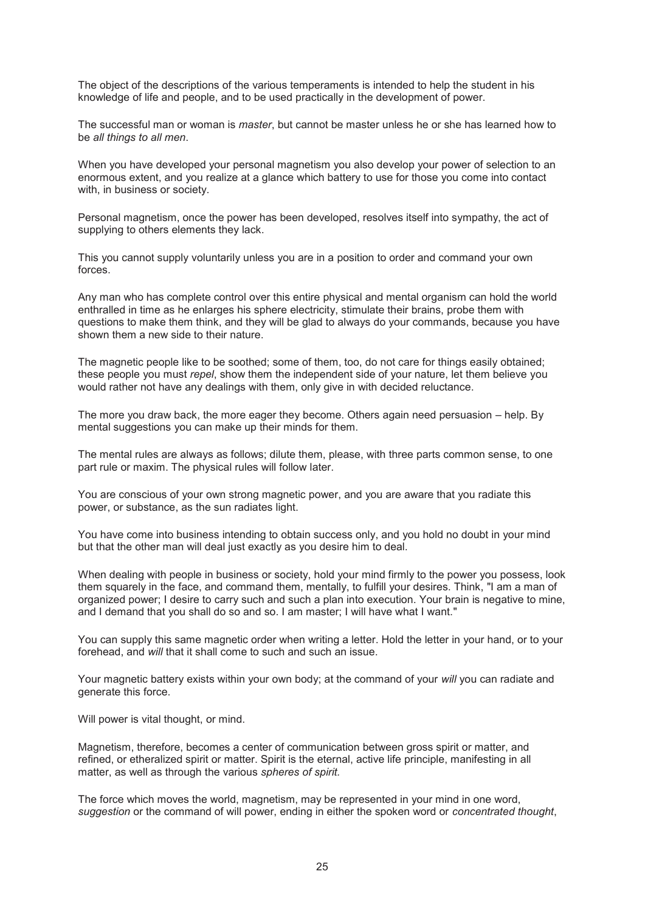The object of the descriptions of the various temperaments is intended to help the student in his knowledge of life and people, and to be used practically in the development of power.

The successful man or woman is *master*, but cannot be master unless he or she has learned how to be *all things to all men*.

When you have developed your personal magnetism you also develop your power of selection to an enormous extent, and you realize at a glance which battery to use for those you come into contact with, in business or society.

Personal magnetism, once the power has been developed, resolves itself into sympathy, the act of supplying to others elements they lack.

This you cannot supply voluntarily unless you are in a position to order and command your own forces.

Any man who has complete control over this entire physical and mental organism can hold the world enthralled in time as he enlarges his sphere electricity, stimulate their brains, probe them with questions to make them think, and they will be glad to always do your commands, because you have shown them a new side to their nature.

The magnetic people like to be soothed; some of them, too, do not care for things easily obtained; these people you must *repel*, show them the independent side of your nature, let them believe you would rather not have any dealings with them, only give in with decided reluctance.

The more you draw back, the more eager they become. Others again need persuasion – help. By mental suggestions you can make up their minds for them.

The mental rules are always as follows; dilute them, please, with three parts common sense, to one part rule or maxim. The physical rules will follow later.

You are conscious of your own strong magnetic power, and you are aware that you radiate this power, or substance, as the sun radiates light.

You have come into business intending to obtain success only, and you hold no doubt in your mind but that the other man will deal just exactly as you desire him to deal.

When dealing with people in business or society, hold your mind firmly to the power you possess, look them squarely in the face, and command them, mentally, to fulfill your desires. Think, "I am a man of organized power; I desire to carry such and such a plan into execution. Your brain is negative to mine, and I demand that you shall do so and so. I am master; I will have what I want."

You can supply this same magnetic order when writing a letter. Hold the letter in your hand, or to your forehead, and *will* that it shall come to such and such an issue.

Your magnetic battery exists within your own body; at the command of your *will* you can radiate and generate this force.

Will power is vital thought, or mind.

Magnetism, therefore, becomes a center of communication between gross spirit or matter, and refined, or etheralized spirit or matter. Spirit is the eternal, active life principle, manifesting in all matter, as well as through the various *spheres of spirit.*

The force which moves the world, magnetism, may be represented in your mind in one word, *suggestion* or the command of will power, ending in either the spoken word or *concentrated thought*,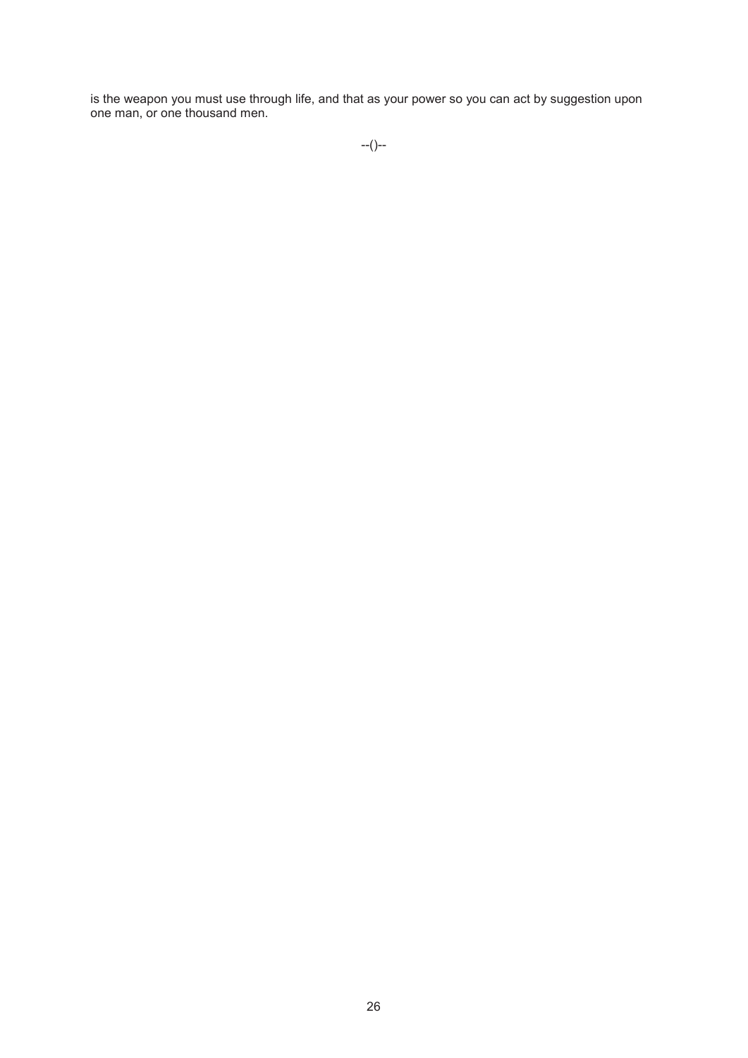is the weapon you must use through life, and that as your power so you can act by suggestion upon one man, or one thousand men.

--()--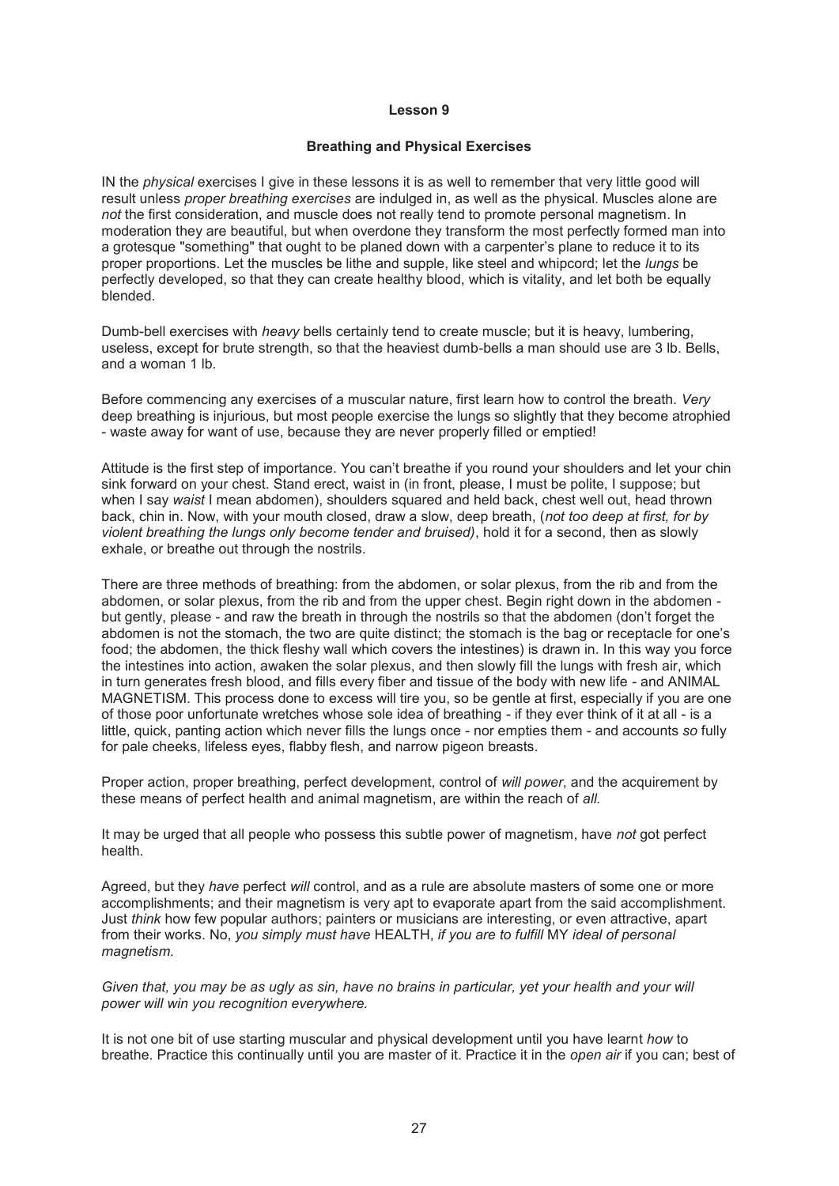**Lesson 9**

**Breathing and Physical Exercises**

IN the *physical* exercises I give in these lessons it is as well to remember that very little good will result unless *proper breathing exercises* are indulged in, as well as the physical. Muscles alone are *not* the first consideration, and muscle does not really tend to promote personal magnetism. In moderation they are beautiful, but when overdone they transform the most perfectly formed man into a grotesque "something" that ought to be planed down with a carpenter's plane to reduce it to its proper proportions. Let the muscles be lithe and supple, like steel and whipcord; let the *lungs* be perfectly developed, so that they can create healthy blood, which is vitality, and let both be equally blended.

Dumb-bell exercises with *heavy* bells certainly tend to create muscle; but it is heavy, lumbering, useless, except for brute strength, so that the heaviest dumb-bells a man should use are 3 lb. Bells, and a woman 1 lb.

Before commencing any exercises of a muscular nature, first learn how to control the breath. *Very* deep breathing is injurious, but most people exercise the lungs so slightly that they become atrophied - waste away for want of use, because they are never properly filled or emptied!

Attitude is the first step of importance. You can't breathe if you round your shoulders and let your chin sink forward on your chest. Stand erect, waist in (in front, please, I must be polite, I suppose; but when I say *waist* I mean abdomen), shoulders squared and held back, chest well out, head thrown back, chin in. Now, with your mouth closed, draw a slow, deep breath, (*not too deep at first, for by violent breathing the lungs only become tender and bruised)*, hold it for a second, then as slowly exhale, or breathe out through the nostrils.

There are three methods of breathing: from the abdomen, or solar plexus, from the rib and from the abdomen, or solar plexus, from the rib and from the upper chest. Begin right down in the abdomen - but gently, please - and raw the breath in through the nostrils so that the abdomen (don't forget the abdomen is not the stomach, the two are quite distinct; the stomach is the bag or receptacle for one's food; the abdomen, the thick fleshy wall which covers the intestines) is drawn in. In this way you force the intestines into action, awaken the solar plexus, and then slowly fill the lungs with fresh air, which in turn generates fresh blood, and fills every fiber and tissue of the body with new life - and ANIMAL MAGNETISM. This process done to excess will tire you, so be gentle at first, especially if you are one of those poor unfortunate wretches whose sole idea of breathing - if they ever think of it at all - is a little, quick, panting action which never fills the lungs once - nor empties them - and accounts *so* fully for pale cheeks, lifeless eyes, flabby flesh, and narrow pigeon breasts.

Proper action, proper breathing, perfect development, control of *will power*, and the acquirement by these means of perfect health and animal magnetism, are within the reach of *all.*

It may be urged that all people who possess this subtle power of magnetism, have *not* got perfect health.

Agreed, but they *have* perfect *will* control, and as a rule are absolute masters of some one or more accomplishments; and their magnetism is very apt to evaporate apart from the said accomplishment. Just *think* how few popular authors; painters or musicians are interesting, or even attractive, apart from their works. No, *you simply must have* HEALTH, *if you are to fulfill* MY *ideal of personal magnetism.*

*Given that, you may be as ugly as sin, have no brains in particular, yet your health and your will power will win you recognition everywhere.*

It is not one bit of use starting muscular and physical development until you have learnt *how* to breathe. Practice this continually until you are master of it. Practice it in the *open air* if you can; best of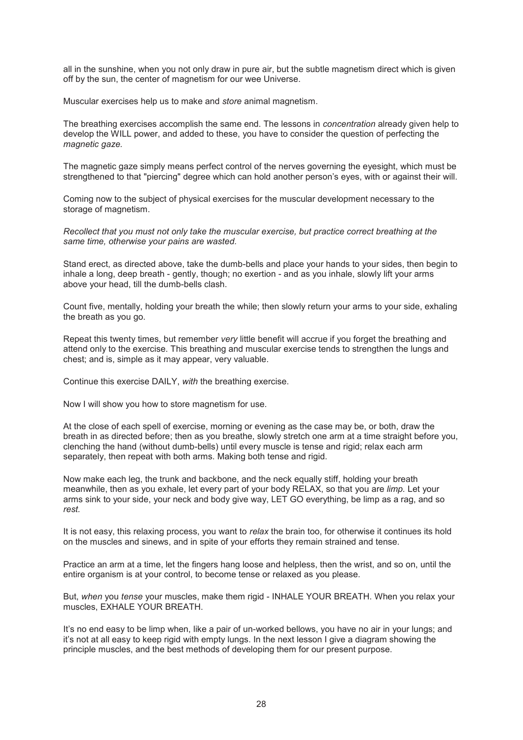all in the sunshine, when you not only draw in pure air, but the subtle magnetism direct which is given off by the sun, the center of magnetism for our wee Universe.

Muscular exercises help us to make and *store* animal magnetism.

The breathing exercises accomplish the same end. The lessons in *concentration* already given help to develop the WILL power, and added to these, you have to consider the question of perfecting the *magnetic gaze.*

The magnetic gaze simply means perfect control of the nerves governing the eyesight, which must be strengthened to that "piercing" degree which can hold another person's eyes, with or against their will.

Coming now to the subject of physical exercises for the muscular development necessary to the storage of magnetism.

*Recollect that you must not only take the muscular exercise, but practice correct breathing at the same time, otherwise your pains are wasted.*

Stand erect, as directed above, take the dumb-bells and place your hands to your sides, then begin to inhale a long, deep breath - gently, though; no exertion - and as you inhale, slowly lift your arms above your head, till the dumb-bells clash.

Count five, mentally, holding your breath the while; then slowly return your arms to your side, exhaling the breath as you go.

Repeat this twenty times, but remember *very* little benefit will accrue if you forget the breathing and attend only to the exercise. This breathing and muscular exercise tends to strengthen the lungs and chest; and is, simple as it may appear, very valuable.

Continue this exercise DAILY, *with* the breathing exercise.

Now I will show you how to store magnetism for use.

At the close of each spell of exercise, morning or evening as the case may be, or both, draw the breath in as directed before; then as you breathe, slowly stretch one arm at a time straight before you, clenching the hand (without dumb-bells) until every muscle is tense and rigid; relax each arm separately, then repeat with both arms. Making both tense and rigid.

Now make each leg, the trunk and backbone, and the neck equally stiff, holding your breath meanwhile, then as you exhale, let every part of your body RELAX, so that you are *limp.* Let your arms sink to your side, your neck and body give way, LET GO everything, be limp as a rag, and so *rest.*

It is not easy, this relaxing process, you want to *relax* the brain too, for otherwise it continues its hold on the muscles and sinews, and in spite of your efforts they remain strained and tense.

Practice an arm at a time, let the fingers hang loose and helpless, then the wrist, and so on, until the entire organism is at your control, to become tense or relaxed as you please.

But, *when* you *tense* your muscles, make them rigid - INHALE YOUR BREATH. When you relax your muscles, EXHALE YOUR BREATH.

It's no end easy to be limp when, like a pair of un-worked bellows, you have no air in your lungs; and it's not at all easy to keep rigid with empty lungs. In the next lesson I give a diagram showing the principle muscles, and the best methods of developing them for our present purpose.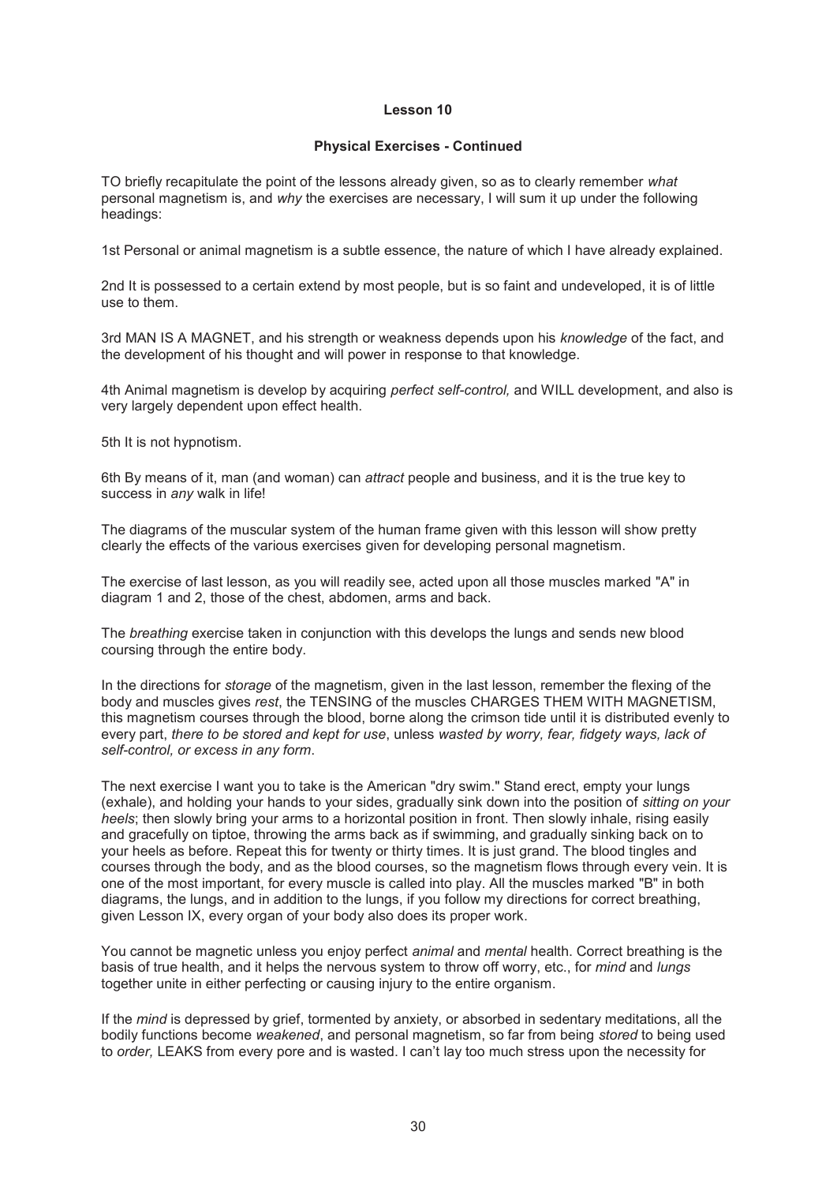**Lesson 10**

**Physical Exercises - Continued**

TO briefly recapitulate the point of the lessons already given, so as to clearly remember *what* personal magnetism is, and *why* the exercises are necessary, I will sum it up under the following headings:

1st Personal or animal magnetism is a subtle essence, the nature of which I have already explained.

2nd It is possessed to a certain extend by most people, but is so faint and undeveloped, it is of little use to them.

3rd MAN IS A MAGNET, and his strength or weakness depends upon his *knowledge* of the fact, and the development of his thought and will power in response to that knowledge.

4th Animal magnetism is develop by acquiring *perfect self-control,* and WILL development, and also is very largely dependent upon effect health.

5th It is not hypnotism.

6th By means of it, man (and woman) can *attract* people and business, and it is the true key to success in *any* walk in life!

The diagrams of the muscular system of the human frame given with this lesson will show pretty clearly the effects of the various exercises given for developing personal magnetism.

The exercise of last lesson, as you will readily see, acted upon all those muscles marked "A" in diagram 1 and 2, those of the chest, abdomen, arms and back.

The *breathing* exercise taken in conjunction with this develops the lungs and sends new blood coursing through the entire body.

In the directions for *storage* of the magnetism, given in the last lesson, remember the flexing of the body and muscles gives *rest*, the TENSING of the muscles CHARGES THEM WITH MAGNETISM, this magnetism courses through the blood, borne along the crimson tide until it is distributed evenly to every part, *there to be stored and kept for use*, unless *wasted by worry, fear, fidgety ways, lack of self-control, or excess in any form*.

The next exercise I want you to take is the American "dry swim." Stand erect, empty your lungs (exhale), and holding your hands to your sides, gradually sink down into the position of *sitting on your heels*; then slowly bring your arms to a horizontal position in front. Then slowly inhale, rising easily and gracefully on tiptoe, throwing the arms back as if swimming, and gradually sinking back on to your heels as before. Repeat this for twenty or thirty times. It is just grand. The blood tingles and courses through the body, and as the blood courses, so the magnetism flows through every vein. It is one of the most important, for every muscle is called into play. All the muscles marked "B" in both diagrams, the lungs, and in addition to the lungs, if you follow my directions for correct breathing, given Lesson IX, every organ of your body also does its proper work.

You cannot be magnetic unless you enjoy perfect *animal* and *mental* health. Correct breathing is the basis of true health, and it helps the nervous system to throw off worry, etc., for *mind* and *lungs* together unite in either perfecting or causing injury to the entire organism.

If the *mind* is depressed by grief, tormented by anxiety, or absorbed in sedentary meditations, all the bodily functions become *weakened*, and personal magnetism, so far from being *stored* to being used to *order,* LEAKS from every pore and is wasted. I can't lay too much stress upon the necessity for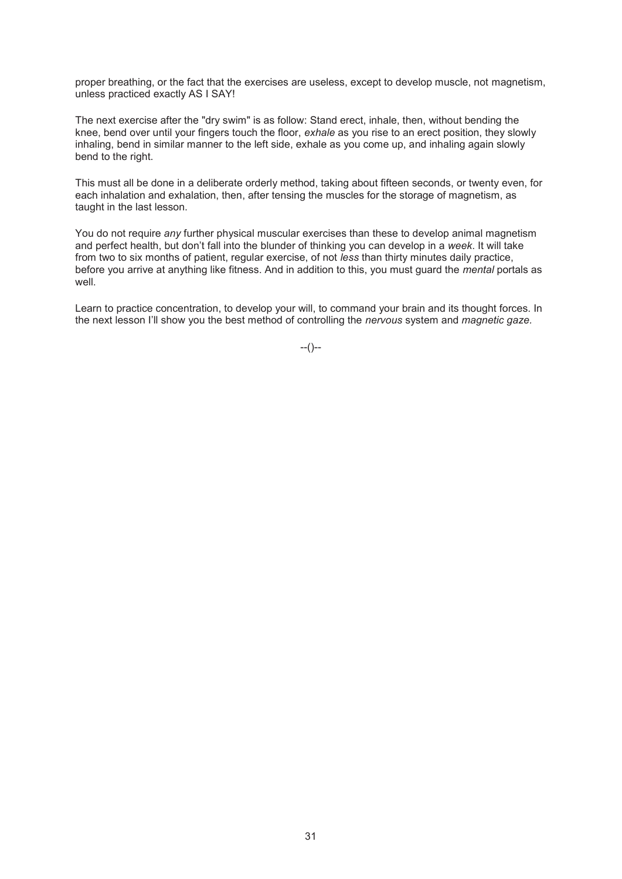proper breathing, or the fact that the exercises are useless, except to develop muscle, not magnetism, unless practiced exactly AS I SAY!

The next exercise after the "dry swim" is as follow: Stand erect, inhale, then, without bending the knee, bend over until your fingers touch the floor, *exhale* as you rise to an erect position, they slowly inhaling, bend in similar manner to the left side, exhale as you come up, and inhaling again slowly bend to the right.

This must all be done in a deliberate orderly method, taking about fifteen seconds, or twenty even, for each inhalation and exhalation, then, after tensing the muscles for the storage of magnetism, as taught in the last lesson.

You do not require *any* further physical muscular exercises than these to develop animal magnetism and perfect health, but don't fall into the blunder of thinking you can develop in a *week*. It will take from two to six months of patient, regular exercise, of not *less* than thirty minutes daily practice, before you arrive at anything like fitness. And in addition to this, you must guard the *mental* portals as well.

Learn to practice concentration, to develop your will, to command your brain and its thought forces. In the next lesson I'll show you the best method of controlling the *nervous* system and *magnetic gaze.*

--()--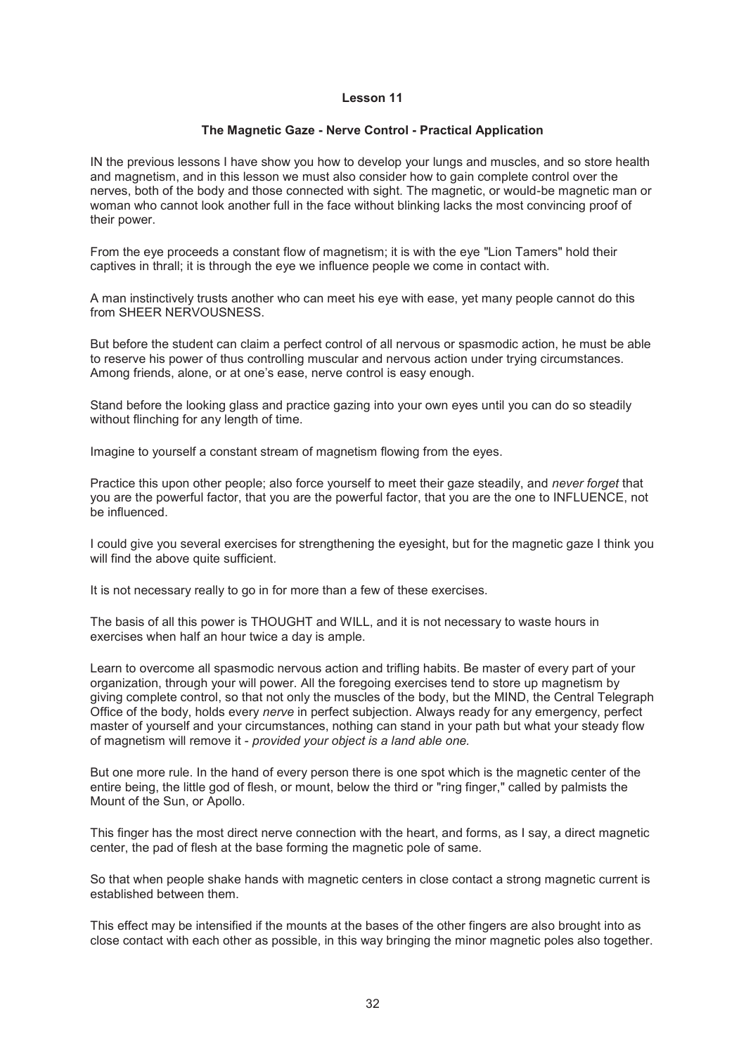# Lesson 11

## The Magnetic Gaze - Nerve Control - Practical Application

IN the previous lessons I have show you how to develop your lungs and muscles, and so store health and magnetism, and in this lesson we must also consider how to gain complete control over the nerves, both of the body and those connected with sight. The magnetic, or would-be magnetic man or woman who cannot look another full in the face without blinking lacks the most convincing proof of their power.

From the eye proceeds a constant flow of magnetism; it is with the eye "Lion Tamers" hold their captives in thrall; it is through the eye we influence people we come in contact with.

A man instinctively trusts another who can meet his eye with ease, yet many people cannot do this from SHEER NERVOUSNESS.

But before the student can claim a perfect control of all nervous or spasmodic action, he must be able to reserve his power of thus controlling muscular and nervous action under trying circumstances. Among friends, alone, or at one's ease, nerve control is easy enough.

Stand before the looking glass and practice gazing into your own eyes until you can do so steadily without flinching for any length of time.

Imagine to yourself a constant stream of magnetism flowing from the eyes.

Practice this upon other people; also force yourself to meet their gaze steadily, and *never forget* that you are the powerful factor, that you are the powerful factor, that you are the one to INFLUENCE, not be influenced.

I could give you several exercises for strengthening the eyesight, but for the magnetic gaze I think you will find the above quite sufficient.

It is not necessary really to go in for more than a few of these exercises.

The basis of all this power is THOUGHT and WILL, and it is not necessary to waste hours in exercises when half an hour twice a day is ample.

Learn to overcome all spasmodic nervous action and trifling habits. Be master of every part of your organization, through your will power. All the foregoing exercises tend to store up magnetism by giving complete control, so that not only the muscles of the body, but the MIND, the Central Telegraph Office of the body, holds every *nerve* in perfect subjection. Always ready for any emergency, perfect master of yourself and your circumstances, nothing can stand in your path but what your steady flow of magnetism will remove it - *provided your object is a land able one.*

But one more rule. In the hand of every person there is one spot which is the magnetic center of the entire being, the little god of flesh, or mount, below the third or "ring finger," called by palmists the Mount of the Sun, or Apollo.

This finger has the most direct nerve connection with the heart, and forms, as I say, a direct magnetic center, the pad of flesh at the base forming the magnetic pole of same.

So that when people shake hands with magnetic centers in close contact a strong magnetic current is established between them.

This effect may be intensified if the mounts at the bases of the other fingers are also brought into as close contact with each other as possible, in this way bringing the minor magnetic poles also together.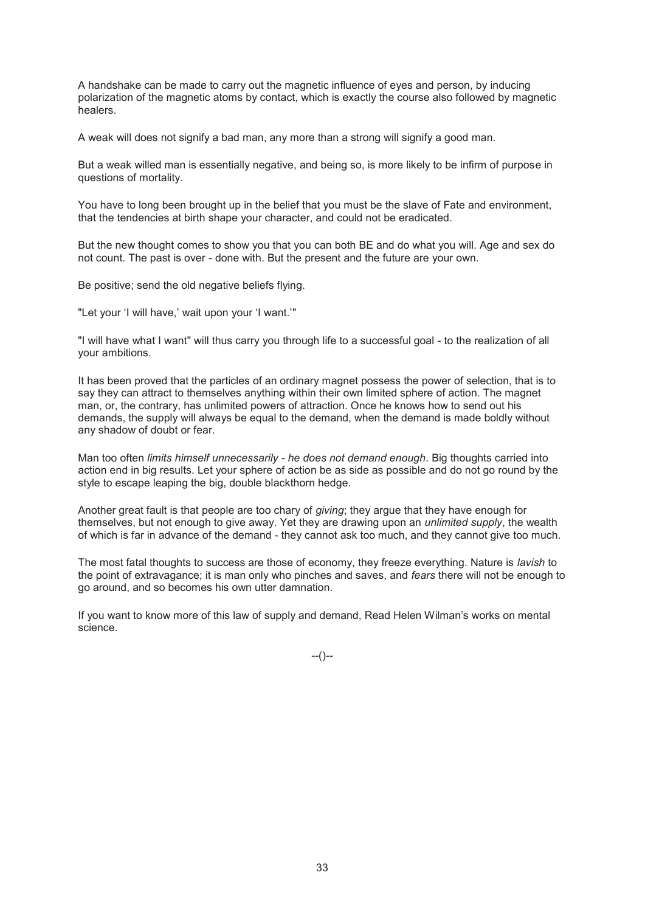A handshake can be made to carry out the magnetic influence of eyes and person, by inducing polarization of the magnetic atoms by contact, which is exactly the course also followed by magnetic healers.

A weak will does not signify a bad man, any more than a strong will signify a good man.

But a weak willed man is essentially negative, and being so, is more likely to be infirm of purpose in questions of mortality.

You have to long been brought up in the belief that you must be the slave of Fate and environment, that the tendencies at birth shape your character, and could not be eradicated.

But the new thought comes to show you that you can both BE and do what you will. Age and sex do not count. The past is over - done with. But the present and the future are your own.

Be positive; send the old negative beliefs flying.

"Let your 'I will have,' wait upon your 'I want.'"

"I will have what I want" will thus carry you through life to a successful goal - to the realization of all your ambitions.

It has been proved that the particles of an ordinary magnet possess the power of selection, that is to say they can attract to themselves anything within their own limited sphere of action. The magnet man, or, the contrary, has unlimited powers of attraction. Once he knows how to send out his demands, the supply will always be equal to the demand, when the demand is made boldly without any shadow of doubt or fear.

Man too often *limits himself unnecessarily - he does not demand enough*. Big thoughts carried into action end in big results. Let your sphere of action be as side as possible and do not go round by the style to escape leaping the big, double blackthorn hedge.

Another great fault is that people are too chary of *giving*; they argue that they have enough for themselves, but not enough to give away. Yet they are drawing upon an *unlimited supply*, the wealth of which is far in advance of the demand - they cannot ask too much, and they cannot give too much.

The most fatal thoughts to success are those of economy, they freeze everything. Nature is *lavish* to the point of extravagance; it is man only who pinches and saves, and *fears* there will not be enough to go around, and so becomes his own utter damnation.

If you want to know more of this law of supply and demand, Read Helen Wilman's works on mental science.

--()--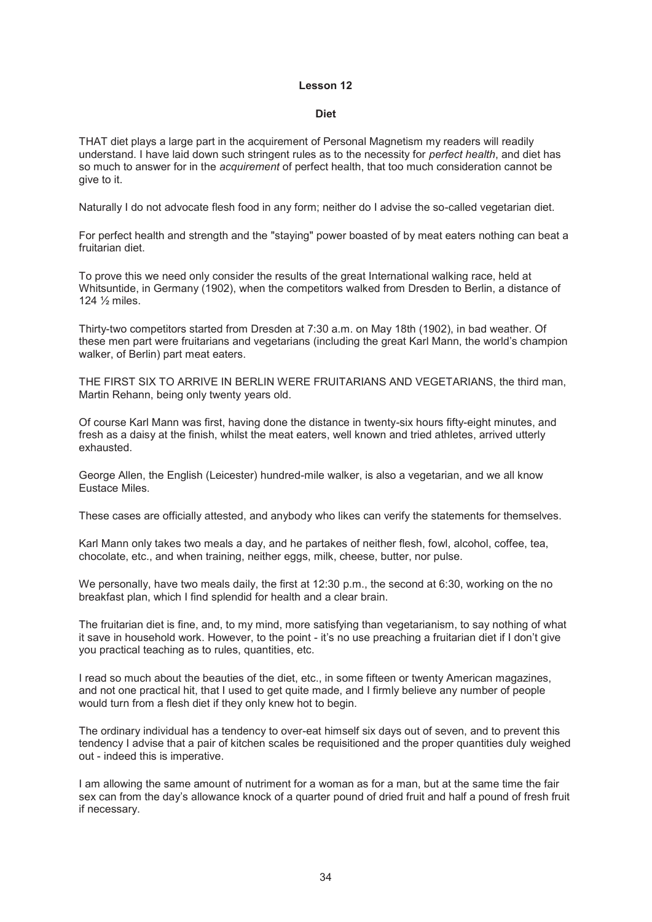# Lesson 12

## Diet

THAT diet plays a large part in the acquirement of Personal Magnetism my readers will readily understand. I have laid down such stringent rules as to the necessity for *perfect health*, and diet has so much to answer for in the *acquirement* of perfect health, that too much consideration cannot be give to it.

Naturally I do not advocate flesh food in any form; neither do I advise the so-called vegetarian diet.

For perfect health and strength and the "staying" power boasted of by meat eaters nothing can beat a fruitarian diet.

To prove this we need only consider the results of the great International walking race, held at Whitsuntide, in Germany (1902), when the competitors walked from Dresden to Berlin, a distance of 124 ½ miles.

Thirty-two competitors started from Dresden at 7:30 a.m. on May 18th (1902), in bad weather. Of these men part were fruitarians and vegetarians (including the great Karl Mann, the world's champion walker, of Berlin) part meat eaters.

THE FIRST SIX TO ARRIVE IN BERLIN WERE FRUITARIANS AND VEGETARIANS, the third man, Martin Rehann, being only twenty years old.

Of course Karl Mann was first, having done the distance in twenty-six hours fifty-eight minutes, and fresh as a daisy at the finish, whilst the meat eaters, well known and tried athletes, arrived utterly exhausted.

George Allen, the English (Leicester) hundred-mile walker, is also a vegetarian, and we all know Eustace Miles.

These cases are officially attested, and anybody who likes can verify the statements for themselves.

Karl Mann only takes two meals a day, and he partakes of neither flesh, fowl, alcohol, coffee, tea, chocolate, etc., and when training, neither eggs, milk, cheese, butter, nor pulse.

We personally, have two meals daily, the first at 12:30 p.m., the second at 6:30, working on the no breakfast plan, which I find splendid for health and a clear brain.

The fruitarian diet is fine, and, to my mind, more satisfying than vegetarianism, to say nothing of what it save in household work. However, to the point - it's no use preaching a fruitarian diet if I don't give you practical teaching as to rules, quantities, etc.

I read so much about the beauties of the diet, etc., in some fifteen or twenty American magazines, and not one practical hit, that I used to get quite made, and I firmly believe any number of people would turn from a flesh diet if they only knew hot to begin.

The ordinary individual has a tendency to over-eat himself six days out of seven, and to prevent this tendency I advise that a pair of kitchen scales be requisitioned and the proper quantities duly weighed out - indeed this is imperative.

I am allowing the same amount of nutriment for a woman as for a man, but at the same time the fair sex can from the day's allowance knock of a quarter pound of dried fruit and half a pound of fresh fruit if necessary.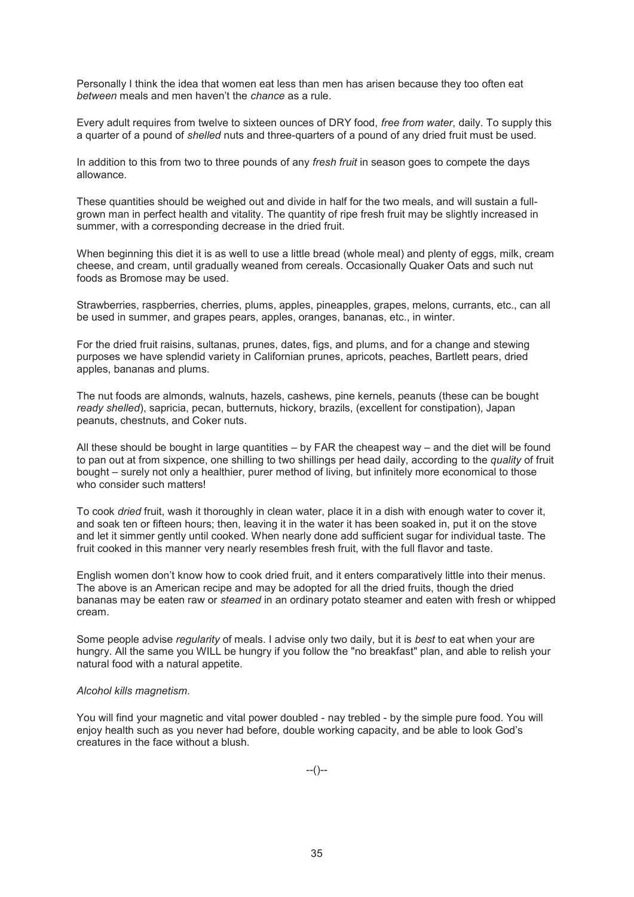Personally I think the idea that women eat less than men has arisen because they too often eat *between* meals and men haven't the *chance* as a rule.

Every adult requires from twelve to sixteen ounces of DRY food, *free from water*, daily. To supply this a quarter of a pound of *shelled* nuts and three-quarters of a pound of any dried fruit must be used.

In addition to this from two to three pounds of any *fresh fruit* in season goes to compete the days allowance.

These quantities should be weighed out and divide in half for the two meals, and will sustain a full-grown man in perfect health and vitality. The quantity of ripe fresh fruit may be slightly increased in summer, with a corresponding decrease in the dried fruit.

When beginning this diet it is as well to use a little bread (whole meal) and plenty of eggs, milk, cream cheese, and cream, until gradually weaned from cereals. Occasionally Quaker Oats and such nut foods as Bromose may be used.

Strawberries, raspberries, cherries, plums, apples, pineapples, grapes, melons, currants, etc., can all be used in summer, and grapes pears, apples, oranges, bananas, etc., in winter.

For the dried fruit raisins, sultanas, prunes, dates, figs, and plums, and for a change and stewing purposes we have splendid variety in Californian prunes, apricots, peaches, Bartlett pears, dried apples, bananas and plums.

The nut foods are almonds, walnuts, hazels, cashews, pine kernels, peanuts (these can be bought *ready shelled*), sapricia, pecan, butternuts, hickory, brazils, (excellent for constipation), Japan peanuts, chestnuts, and Coker nuts.

All these should be bought in large quantities – by FAR the cheapest way – and the diet will be found to pan out at from sixpence, one shilling to two shillings per head daily, according to the *quality* of fruit bought – surely not only a healthier, purer method of living, but infinitely more economical to those who consider such matters!

To cook *dried* fruit, wash it thoroughly in clean water, place it in a dish with enough water to cover it, and soak ten or fifteen hours; then, leaving it in the water it has been soaked in, put it on the stove and let it simmer gently until cooked. When nearly done add sufficient sugar for individual taste. The fruit cooked in this manner very nearly resembles fresh fruit, with the full flavor and taste.

English women don't know how to cook dried fruit, and it enters comparatively little into their menus. The above is an American recipe and may be adopted for all the dried fruits, though the dried bananas may be eaten raw or *steamed* in an ordinary potato steamer and eaten with fresh or whipped cream.

Some people advise *regularity* of meals. I advise only two daily, but it is *best* to eat when your are hungry. All the same you WILL be hungry if you follow the "no breakfast" plan, and able to relish your natural food with a natural appetite.

*Alcohol kills magnetism.*

You will find your magnetic and vital power doubled - nay trebled - by the simple pure food. You will enjoy health such as you never had before, double working capacity, and be able to look God's creatures in the face without a blush.

--()--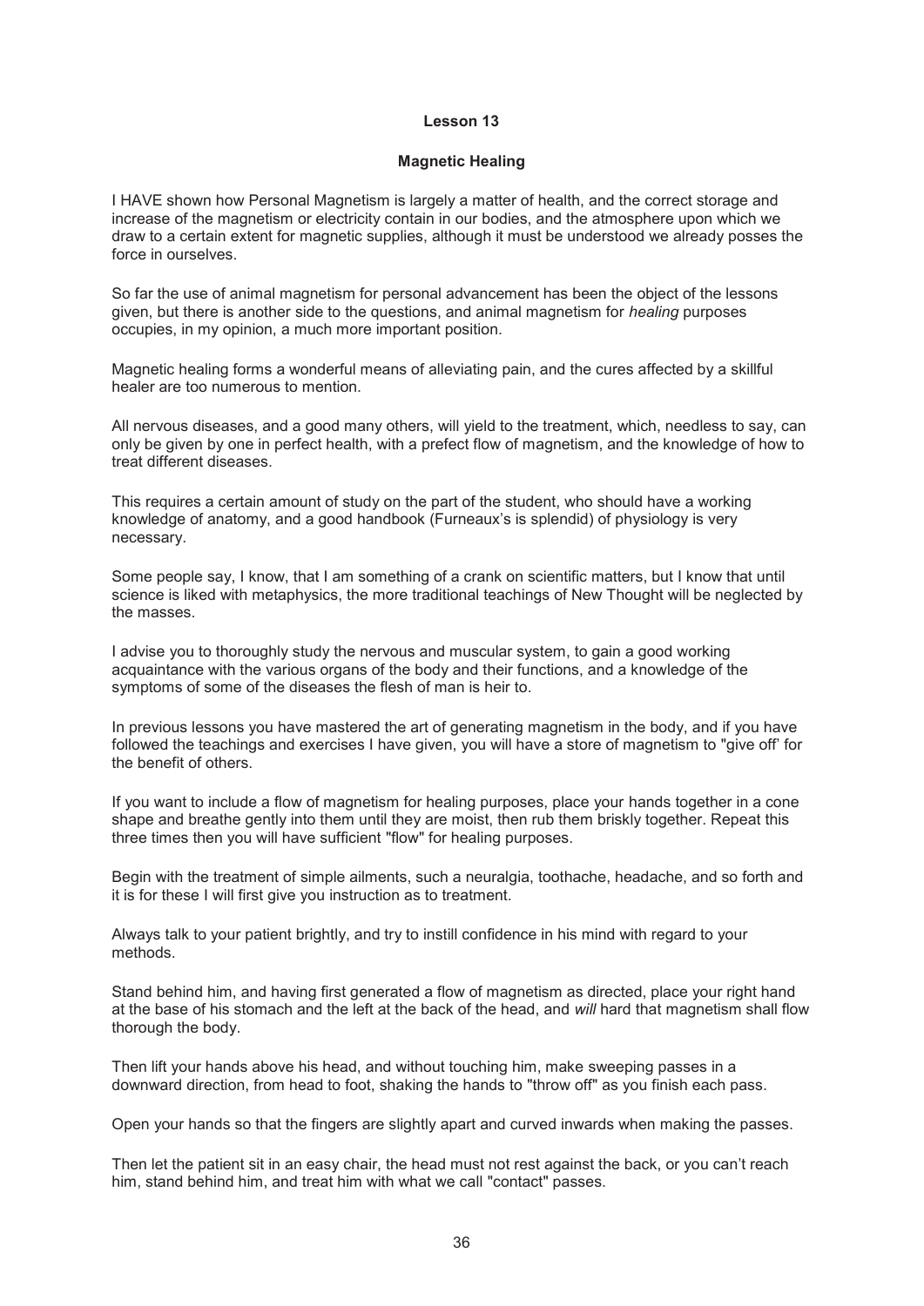## Lesson 13

### Magnetic Healing

I HAVE shown how Personal Magnetism is largely a matter of health, and the correct storage and increase of the magnetism or electricity contain in our bodies, and the atmosphere upon which we draw to a certain extent for magnetic supplies, although it must be understood we already posses the force in ourselves.

So far the use of animal magnetism for personal advancement has been the object of the lessons given, but there is another side to the questions, and animal magnetism for *healing* purposes occupies, in my opinion, a much more important position.

Magnetic healing forms a wonderful means of alleviating pain, and the cures affected by a skillful healer are too numerous to mention.

All nervous diseases, and a good many others, will yield to the treatment, which, needless to say, can only be given by one in perfect health, with a prefect flow of magnetism, and the knowledge of how to treat different diseases.

This requires a certain amount of study on the part of the student, who should have a working knowledge of anatomy, and a good handbook (Furneaux's is splendid) of physiology is very necessary.

Some people say, I know, that I am something of a crank on scientific matters, but I know that until science is liked with metaphysics, the more traditional teachings of New Thought will be neglected by the masses.

I advise you to thoroughly study the nervous and muscular system, to gain a good working acquaintance with the various organs of the body and their functions, and a knowledge of the symptoms of some of the diseases the flesh of man is heir to.

In previous lessons you have mastered the art of generating magnetism in the body, and if you have followed the teachings and exercises I have given, you will have a store of magnetism to "give off' for the benefit of others.

If you want to include a flow of magnetism for healing purposes, place your hands together in a cone shape and breathe gently into them until they are moist, then rub them briskly together. Repeat this three times then you will have sufficient "flow" for healing purposes.

Begin with the treatment of simple ailments, such a neuralgia, toothache, headache, and so forth and it is for these I will first give you instruction as to treatment.

Always talk to your patient brightly, and try to instill confidence in his mind with regard to your methods.

Stand behind him, and having first generated a flow of magnetism as directed, place your right hand at the base of his stomach and the left at the back of the head, and *will* hard that magnetism shall flow thorough the body.

Then lift your hands above his head, and without touching him, make sweeping passes in a downward direction, from head to foot, shaking the hands to "throw off" as you finish each pass.

Open your hands so that the fingers are slightly apart and curved inwards when making the passes.

Then let the patient sit in an easy chair, the head must not rest against the back, or you can't reach him, stand behind him, and treat him with what we call "contact" passes.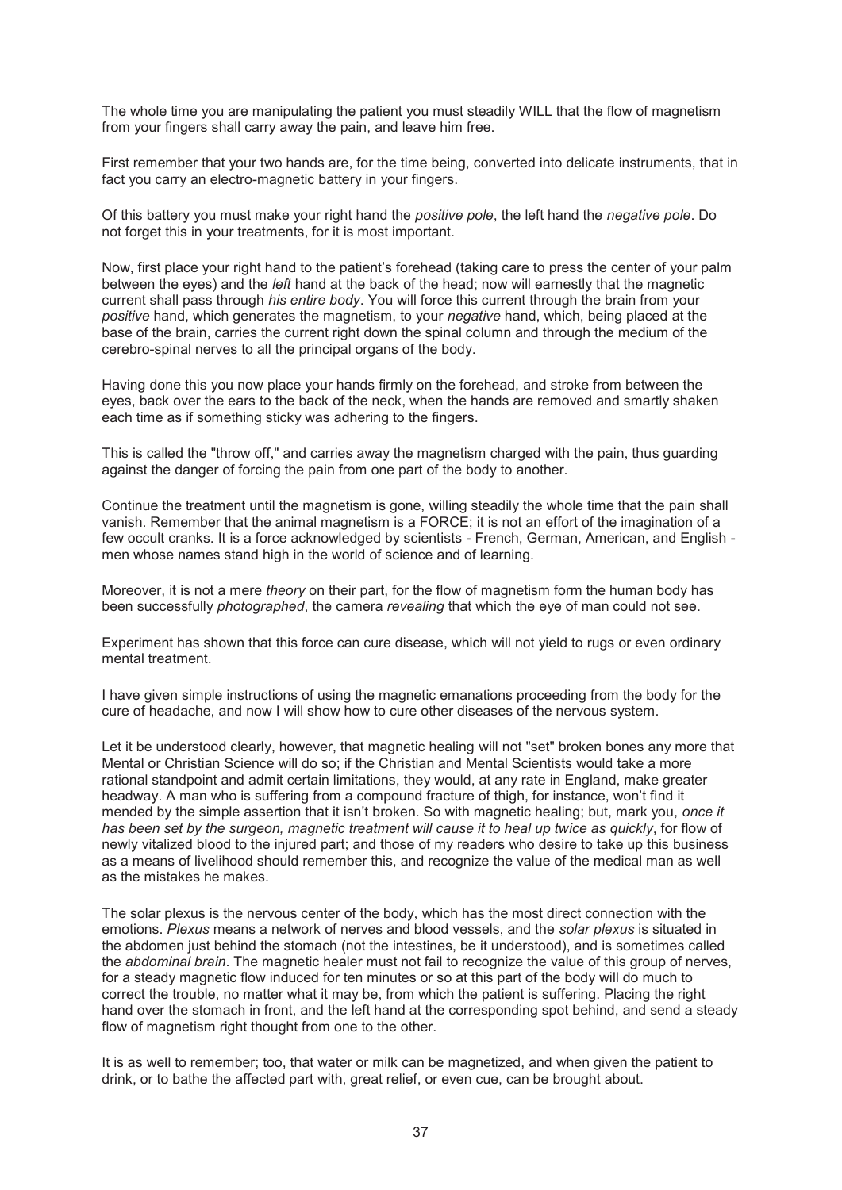The whole time you are manipulating the patient you must steadily WILL that the flow of magnetism from your fingers shall carry away the pain, and leave him free.

First remember that your two hands are, for the time being, converted into delicate instruments, that in fact you carry an electro-magnetic battery in your fingers.

Of this battery you must make your right hand the *positive pole*, the left hand the *negative pole*. Do not forget this in your treatments, for it is most important.

Now, first place your right hand to the patient's forehead (taking care to press the center of your palm between the eyes) and the *left* hand at the back of the head; now will earnestly that the magnetic current shall pass through *his entire body*. You will force this current through the brain from your *positive* hand, which generates the magnetism, to your *negative* hand, which, being placed at the base of the brain, carries the current right down the spinal column and through the medium of the cerebro-spinal nerves to all the principal organs of the body.

Having done this you now place your hands firmly on the forehead, and stroke from between the eyes, back over the ears to the back of the neck, when the hands are removed and smartly shaken each time as if something sticky was adhering to the fingers.

This is called the "throw off," and carries away the magnetism charged with the pain, thus guarding against the danger of forcing the pain from one part of the body to another.

Continue the treatment until the magnetism is gone, willing steadily the whole time that the pain shall vanish. Remember that the animal magnetism is a FORCE; it is not an effort of the imagination of a few occult cranks. It is a force acknowledged by scientists - French, German, American, and English - men whose names stand high in the world of science and of learning.

Moreover, it is not a mere *theory* on their part, for the flow of magnetism form the human body has been successfully *photographed*, the camera *revealing* that which the eye of man could not see.

Experiment has shown that this force can cure disease, which will not yield to rugs or even ordinary mental treatment.

I have given simple instructions of using the magnetic emanations proceeding from the body for the cure of headache, and now I will show how to cure other diseases of the nervous system.

Let it be understood clearly, however, that magnetic healing will not "set" broken bones any more that Mental or Christian Science will do so; if the Christian and Mental Scientists would take a more rational standpoint and admit certain limitations, they would, at any rate in England, make greater headway. A man who is suffering from a compound fracture of thigh, for instance, won't find it mended by the simple assertion that it isn't broken. So with magnetic healing; but, mark you, *once it has been set by the surgeon, magnetic treatment will cause it to heal up twice as quickly*, for flow of newly vitalized blood to the injured part; and those of my readers who desire to take up this business as a means of livelihood should remember this, and recognize the value of the medical man as well as the mistakes he makes.

The solar plexus is the nervous center of the body, which has the most direct connection with the emotions. *Plexus* means a network of nerves and blood vessels, and the *solar plexus* is situated in the abdomen just behind the stomach (not the intestines, be it understood), and is sometimes called the *abdominal brain*. The magnetic healer must not fail to recognize the value of this group of nerves, for a steady magnetic flow induced for ten minutes or so at this part of the body will do much to correct the trouble, no matter what it may be, from which the patient is suffering. Placing the right hand over the stomach in front, and the left hand at the corresponding spot behind, and send a steady flow of magnetism right thought from one to the other.

It is as well to remember; too, that water or milk can be magnetized, and when given the patient to drink, or to bathe the affected part with, great relief, or even cue, can be brought about.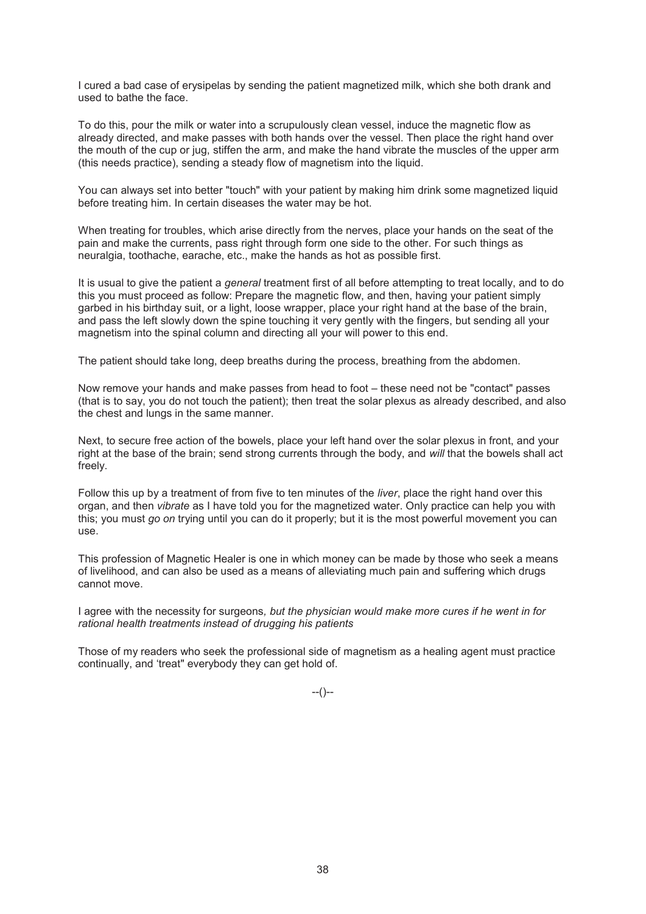I cured a bad case of erysipelas by sending the patient magnetized milk, which she both drank and used to bathe the face.

To do this, pour the milk or water into a scrupulously clean vessel, induce the magnetic flow as already directed, and make passes with both hands over the vessel. Then place the right hand over the mouth of the cup or jug, stiffen the arm, and make the hand vibrate the muscles of the upper arm (this needs practice), sending a steady flow of magnetism into the liquid.

You can always set into better "touch" with your patient by making him drink some magnetized liquid before treating him. In certain diseases the water may be hot.

When treating for troubles, which arise directly from the nerves, place your hands on the seat of the pain and make the currents, pass right through form one side to the other. For such things as neuralgia, toothache, earache, etc., make the hands as hot as possible first.

It is usual to give the patient a *general* treatment first of all before attempting to treat locally, and to do this you must proceed as follow: Prepare the magnetic flow, and then, having your patient simply garbed in his birthday suit, or a light, loose wrapper, place your right hand at the base of the brain, and pass the left slowly down the spine touching it very gently with the fingers, but sending all your magnetism into the spinal column and directing all your will power to this end.

The patient should take long, deep breaths during the process, breathing from the abdomen.

Now remove your hands and make passes from head to foot – these need not be "contact" passes (that is to say, you do not touch the patient); then treat the solar plexus as already described, and also the chest and lungs in the same manner.

Next, to secure free action of the bowels, place your left hand over the solar plexus in front, and your right at the base of the brain; send strong currents through the body, and *will* that the bowels shall act freely.

Follow this up by a treatment of from five to ten minutes of the *liver*, place the right hand over this organ, and then *vibrate* as I have told you for the magnetized water. Only practice can help you with this; you must *go on* trying until you can do it properly; but it is the most powerful movement you can use.

This profession of Magnetic Healer is one in which money can be made by those who seek a means of livelihood, and can also be used as a means of alleviating much pain and suffering which drugs cannot move.

I agree with the necessity for surgeons*, but the physician would make more cures if he went in for rational health treatments instead of drugging his patients*

Those of my readers who seek the professional side of magnetism as a healing agent must practice continually, and 'treat" everybody they can get hold of.

--()--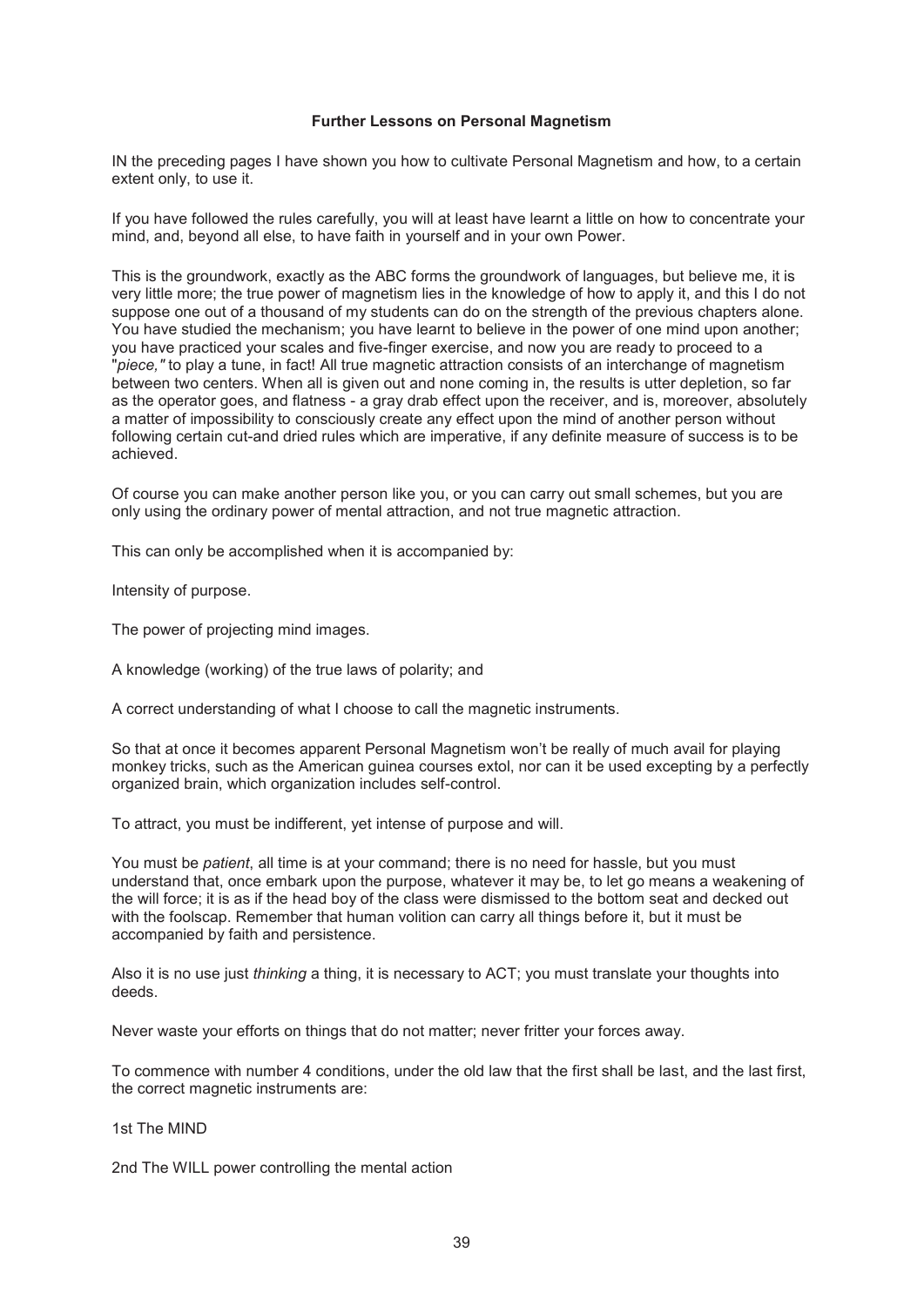## Further Lessons on Personal Magnetism

IN the preceding pages I have shown you how to cultivate Personal Magnetism and how, to a certain extent only, to use it.

If you have followed the rules carefully, you will at least have learnt a little on how to concentrate your mind, and, beyond all else, to have faith in yourself and in your own Power.

This is the groundwork, exactly as the ABC forms the groundwork of languages, but believe me, it is very little more; the true power of magnetism lies in the knowledge of how to apply it, and this I do not suppose one out of a thousand of my students can do on the strength of the previous chapters alone. You have studied the mechanism; you have learnt to believe in the power of one mind upon another; you have practiced your scales and five-finger exercise, and now you are ready to proceed to a "*piece,"* to play a tune, in fact! All true magnetic attraction consists of an interchange of magnetism between two centers. When all is given out and none coming in, the results is utter depletion, so far as the operator goes, and flatness - a gray drab effect upon the receiver, and is, moreover, absolutely a matter of impossibility to consciously create any effect upon the mind of another person without following certain cut-and dried rules which are imperative, if any definite measure of success is to be achieved.

Of course you can make another person like you, or you can carry out small schemes, but you are only using the ordinary power of mental attraction, and not true magnetic attraction.

This can only be accomplished when it is accompanied by:

Intensity of purpose.

The power of projecting mind images.

A knowledge (working) of the true laws of polarity; and

A correct understanding of what I choose to call the magnetic instruments.

So that at once it becomes apparent Personal Magnetism won't be really of much avail for playing monkey tricks, such as the American guinea courses extol, nor can it be used excepting by a perfectly organized brain, which organization includes self-control.

To attract, you must be indifferent, yet intense of purpose and will.

You must be *patient*, all time is at your command; there is no need for hassle, but you must understand that, once embark upon the purpose, whatever it may be, to let go means a weakening of the will force; it is as if the head boy of the class were dismissed to the bottom seat and decked out with the foolscap. Remember that human volition can carry all things before it, but it must be accompanied by faith and persistence.

Also it is no use just *thinking* a thing, it is necessary to ACT; you must translate your thoughts into deeds.

Never waste your efforts on things that do not matter; never fritter your forces away.

To commence with number 4 conditions, under the old law that the first shall be last, and the last first, the correct magnetic instruments are:

1st The MIND

2nd The WILL power controlling the mental action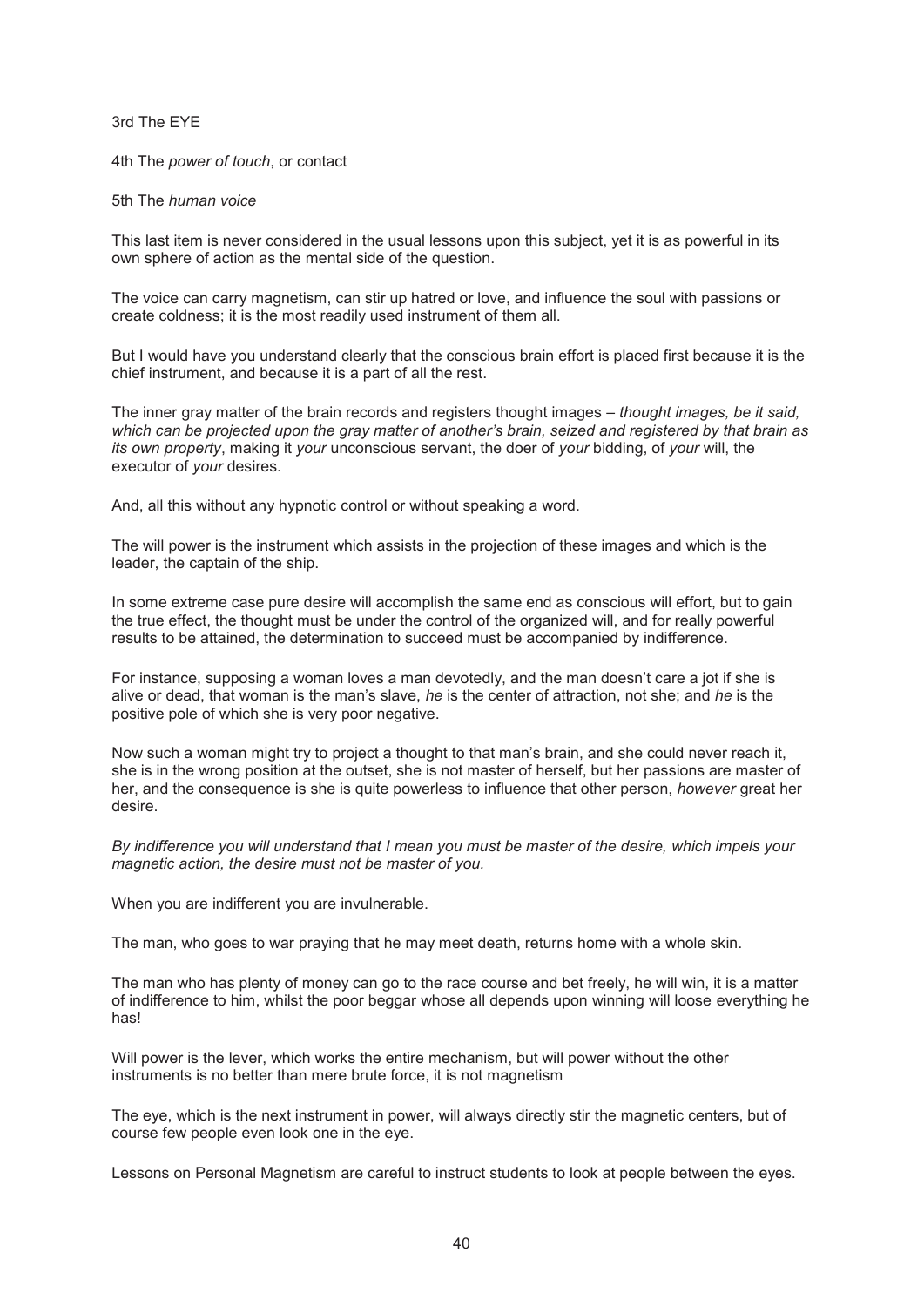3rd The EYE

4th The *power of touch*, or contact

5th The *human voice*

This last item is never considered in the usual lessons upon this subject, yet it is as powerful in its own sphere of action as the mental side of the question.

The voice can carry magnetism, can stir up hatred or love, and influence the soul with passions or create coldness; it is the most readily used instrument of them all.

But I would have you understand clearly that the conscious brain effort is placed first because it is the chief instrument, and because it is a part of all the rest.

The inner gray matter of the brain records and registers thought images – *thought images, be it said, which can be projected upon the gray matter of another's brain, seized and registered by that brain as its own property*, making it *your* unconscious servant, the doer of *your* bidding, of *your* will, the executor of *your* desires.

And, all this without any hypnotic control or without speaking a word.

The will power is the instrument which assists in the projection of these images and which is the leader, the captain of the ship.

In some extreme case pure desire will accomplish the same end as conscious will effort, but to gain the true effect, the thought must be under the control of the organized will, and for really powerful results to be attained, the determination to succeed must be accompanied by indifference.

For instance, supposing a woman loves a man devotedly, and the man doesn't care a jot if she is alive or dead, that woman is the man's slave, *he* is the center of attraction, not she; and *he* is the positive pole of which she is very poor negative.

Now such a woman might try to project a thought to that man's brain, and she could never reach it, she is in the wrong position at the outset, she is not master of herself, but her passions are master of her, and the consequence is she is quite powerless to influence that other person, *however* great her desire.

*By indifference you will understand that I mean you must be master of the desire, which impels your magnetic action, the desire must not be master of you.*

When you are indifferent you are invulnerable.

The man, who goes to war praying that he may meet death, returns home with a whole skin.

The man who has plenty of money can go to the race course and bet freely, he will win, it is a matter of indifference to him, whilst the poor beggar whose all depends upon winning will loose everything he has!

Will power is the lever, which works the entire mechanism, but will power without the other instruments is no better than mere brute force, it is not magnetism

The eye, which is the next instrument in power, will always directly stir the magnetic centers, but of course few people even look one in the eye.

Lessons on Personal Magnetism are careful to instruct students to look at people between the eyes.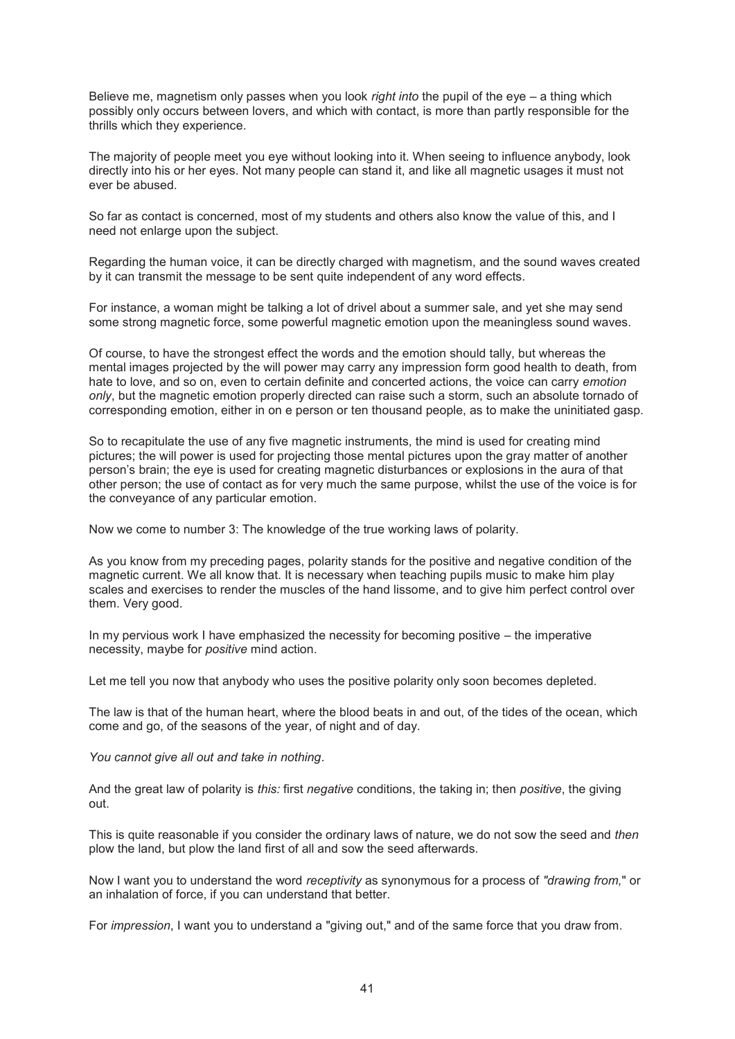Believe me, magnetism only passes when you look *right into* the pupil of the eye – a thing which possibly only occurs between lovers, and which with contact, is more than partly responsible for the thrills which they experience.

The majority of people meet you eye without looking into it. When seeing to influence anybody, look directly into his or her eyes. Not many people can stand it, and like all magnetic usages it must not ever be abused.

So far as contact is concerned, most of my students and others also know the value of this, and I need not enlarge upon the subject.

Regarding the human voice, it can be directly charged with magnetism, and the sound waves created by it can transmit the message to be sent quite independent of any word effects.

For instance, a woman might be talking a lot of drivel about a summer sale, and yet she may send some strong magnetic force, some powerful magnetic emotion upon the meaningless sound waves.

Of course, to have the strongest effect the words and the emotion should tally, but whereas the mental images projected by the will power may carry any impression form good health to death, from hate to love, and so on, even to certain definite and concerted actions, the voice can carry *emotion only*, but the magnetic emotion properly directed can raise such a storm, such an absolute tornado of corresponding emotion, either in on e person or ten thousand people, as to make the uninitiated gasp.

So to recapitulate the use of any five magnetic instruments, the mind is used for creating mind pictures; the will power is used for projecting those mental pictures upon the gray matter of another person's brain; the eye is used for creating magnetic disturbances or explosions in the aura of that other person; the use of contact as for very much the same purpose, whilst the use of the voice is for the conveyance of any particular emotion.

Now we come to number 3: The knowledge of the true working laws of polarity.

As you know from my preceding pages, polarity stands for the positive and negative condition of the magnetic current. We all know that. It is necessary when teaching pupils music to make him play scales and exercises to render the muscles of the hand lissome, and to give him perfect control over them. Very good.

In my pervious work I have emphasized the necessity for becoming positive – the imperative necessity, maybe for *positive* mind action.

Let me tell you now that anybody who uses the positive polarity only soon becomes depleted.

The law is that of the human heart, where the blood beats in and out, of the tides of the ocean, which come and go, of the seasons of the year, of night and of day.

*You cannot give all out and take in nothing*.

And the great law of polarity is *this:* first *negative* conditions, the taking in; then *positive*, the giving out.

This is quite reasonable if you consider the ordinary laws of nature, we do not sow the seed and *then* plow the land, but plow the land first of all and sow the seed afterwards.

Now I want you to understand the word *receptivity* as synonymous for a process of *"drawing from,"* or an inhalation of force, if you can understand that better.

For *impression*, I want you to understand a "giving out," and of the same force that you draw from.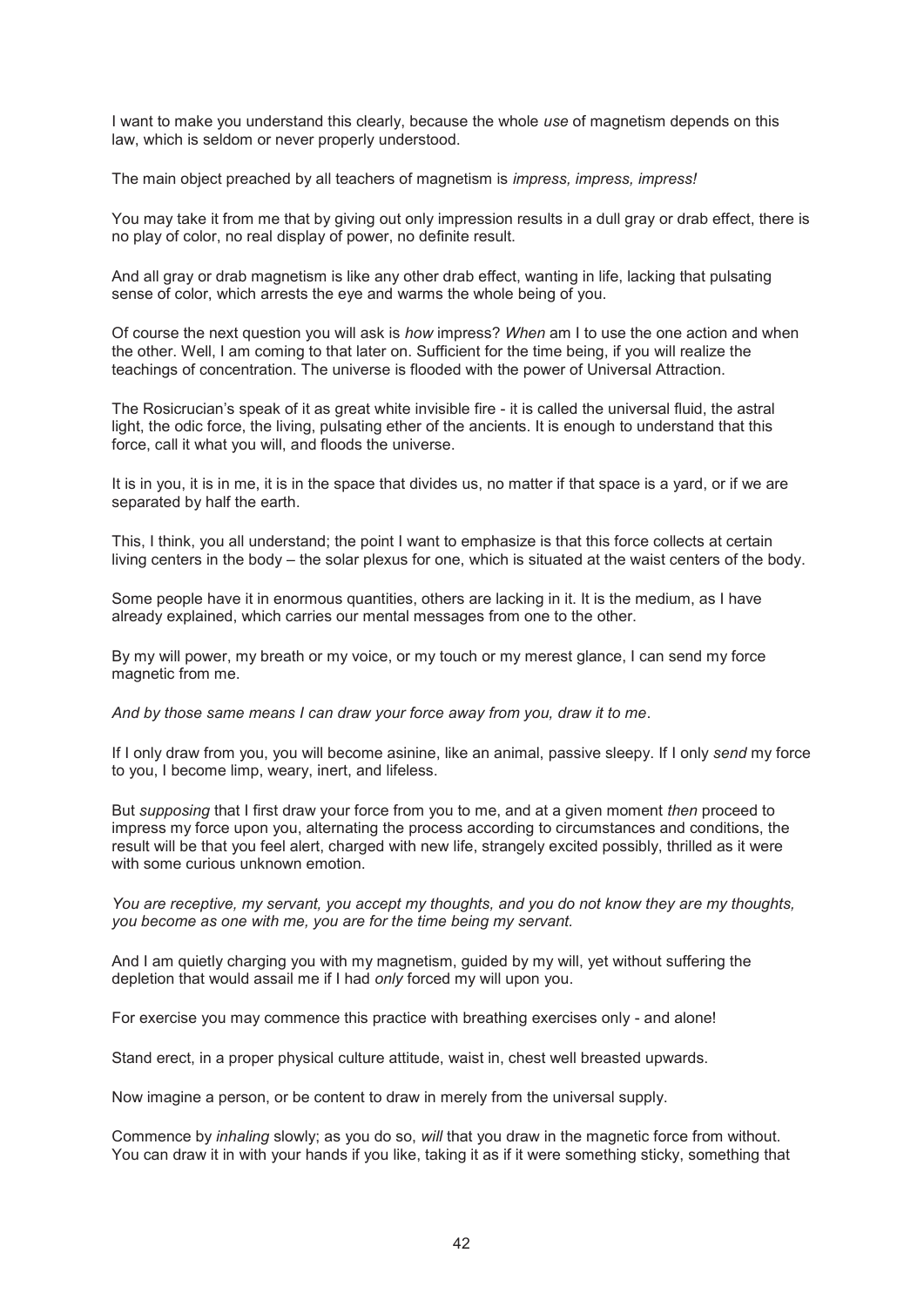I want to make you understand this clearly, because the whole *use* of magnetism depends on this law, which is seldom or never properly understood.

The main object preached by all teachers of magnetism is *impress, impress, impress!*

You may take it from me that by giving out only impression results in a dull gray or drab effect, there is no play of color, no real display of power, no definite result.

And all gray or drab magnetism is like any other drab effect, wanting in life, lacking that pulsating sense of color, which arrests the eye and warms the whole being of you.

Of course the next question you will ask is *how* impress? *When* am I to use the one action and when the other. Well, I am coming to that later on. Sufficient for the time being, if you will realize the teachings of concentration. The universe is flooded with the power of Universal Attraction.

The Rosicrucian's speak of it as great white invisible fire - it is called the universal fluid, the astral light, the odic force, the living, pulsating ether of the ancients. It is enough to understand that this force, call it what you will, and floods the universe.

It is in you, it is in me, it is in the space that divides us, no matter if that space is a yard, or if we are separated by half the earth.

This, I think, you all understand; the point I want to emphasize is that this force collects at certain living centers in the body – the solar plexus for one, which is situated at the waist centers of the body.

Some people have it in enormous quantities, others are lacking in it. It is the medium, as I have already explained, which carries our mental messages from one to the other.

By my will power, my breath or my voice, or my touch or my merest glance, I can send my force magnetic from me.

*And by those same means I can draw your force away from you, draw it to me*.

If I only draw from you, you will become asinine, like an animal, passive sleepy. If I only *send* my force to you, I become limp, weary, inert, and lifeless.

But *supposing* that I first draw your force from you to me, and at a given moment *then* proceed to impress my force upon you, alternating the process according to circumstances and conditions, the result will be that you feel alert, charged with new life, strangely excited possibly, thrilled as it were with some curious unknown emotion.

*You are receptive, my servant, you accept my thoughts, and you do not know they are my thoughts, you become as one with me, you are for the time being my servant.*

And I am quietly charging you with my magnetism, guided by my will, yet without suffering the depletion that would assail me if I had *only* forced my will upon you.

For exercise you may commence this practice with breathing exercises only - and alone!

Stand erect, in a proper physical culture attitude, waist in, chest well breasted upwards.

Now imagine a person, or be content to draw in merely from the universal supply.

Commence by *inhaling* slowly; as you do so, *will* that you draw in the magnetic force from without. You can draw it in with your hands if you like, taking it as if it were something sticky, something that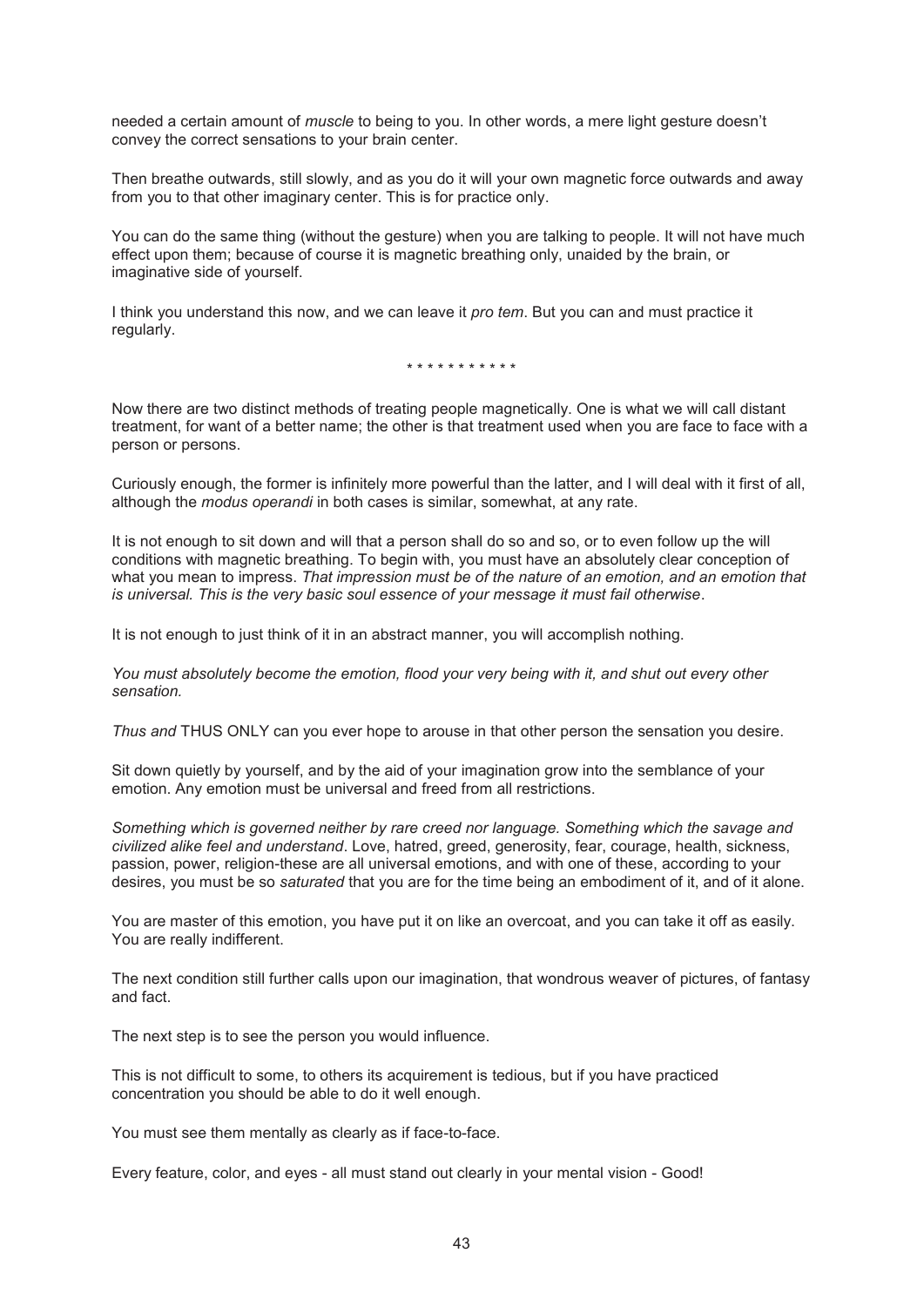needed a certain amount of *muscle* to being to you. In other words, a mere light gesture doesn't convey the correct sensations to your brain center.

Then breathe outwards, still slowly, and as you do it will your own magnetic force outwards and away from you to that other imaginary center. This is for practice only.

You can do the same thing (without the gesture) when you are talking to people. It will not have much effect upon them; because of course it is magnetic breathing only, unaided by the brain, or imaginative side of yourself.

I think you understand this now, and we can leave it *pro tem*. But you can and must practice it regularly.

\* \* \* \* \* \* \* \* \* \* \*

Now there are two distinct methods of treating people magnetically. One is what we will call distant treatment, for want of a better name; the other is that treatment used when you are face to face with a person or persons.

Curiously enough, the former is infinitely more powerful than the latter, and I will deal with it first of all, although the *modus operandi* in both cases is similar, somewhat, at any rate.

It is not enough to sit down and will that a person shall do so and so, or to even follow up the will conditions with magnetic breathing. To begin with, you must have an absolutely clear conception of what you mean to impress. *That impression must be of the nature of an emotion, and an emotion that is universal. This is the very basic soul essence of your message it must fail otherwise*.

It is not enough to just think of it in an abstract manner, you will accomplish nothing.

*You must absolutely become the emotion, flood your very being with it, and shut out every other sensation.*

*Thus and* THUS ONLY can you ever hope to arouse in that other person the sensation you desire.

Sit down quietly by yourself, and by the aid of your imagination grow into the semblance of your emotion. Any emotion must be universal and freed from all restrictions.

*Something which is governed neither by rare creed nor language. Something which the savage and civilized alike feel and understand*. Love, hatred, greed, generosity, fear, courage, health, sickness, passion, power, religion-these are all universal emotions, and with one of these, according to your desires, you must be so *saturated* that you are for the time being an embodiment of it, and of it alone.

You are master of this emotion, you have put it on like an overcoat, and you can take it off as easily. You are really indifferent.

The next condition still further calls upon our imagination, that wondrous weaver of pictures, of fantasy and fact.

The next step is to see the person you would influence.

This is not difficult to some, to others its acquirement is tedious, but if you have practiced concentration you should be able to do it well enough.

You must see them mentally as clearly as if face-to-face.

Every feature, color, and eyes - all must stand out clearly in your mental vision - Good!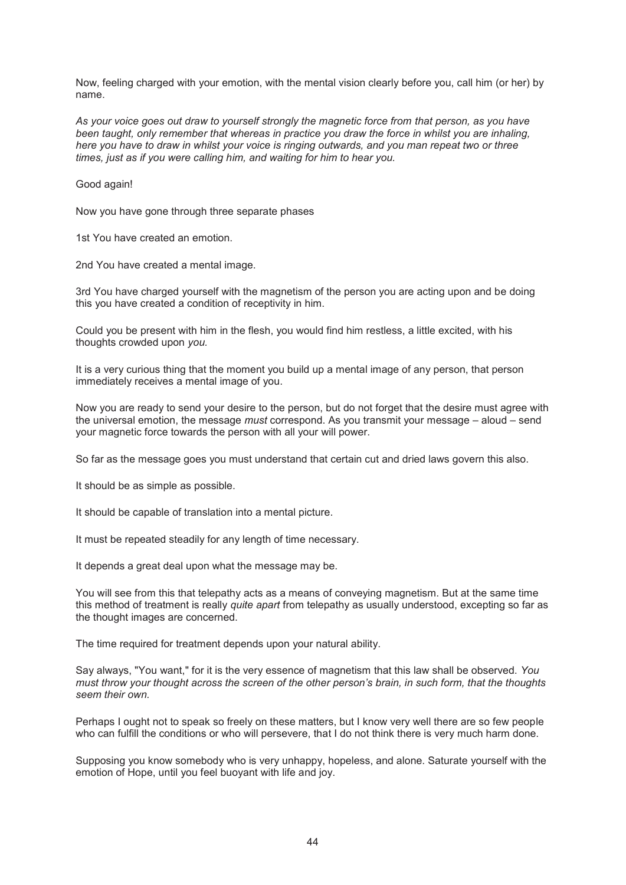Now, feeling charged with your emotion, with the mental vision clearly before you, call him (or her) by name.

*As your voice goes out draw to yourself strongly the magnetic force from that person, as you have been taught, only remember that whereas in practice you draw the force in whilst you are inhaling, here you have to draw in whilst your voice is ringing outwards, and you man repeat two or three times, just as if you were calling him, and waiting for him to hear you.*

Good again!

Now you have gone through three separate phases

1st You have created an emotion.

2nd You have created a mental image.

3rd You have charged yourself with the magnetism of the person you are acting upon and be doing this you have created a condition of receptivity in him.

Could you be present with him in the flesh, you would find him restless, a little excited, with his thoughts crowded upon *you.*

It is a very curious thing that the moment you build up a mental image of any person, that person immediately receives a mental image of you.

Now you are ready to send your desire to the person, but do not forget that the desire must agree with the universal emotion, the message *must* correspond. As you transmit your message – aloud – send your magnetic force towards the person with all your will power.

So far as the message goes you must understand that certain cut and dried laws govern this also.

It should be as simple as possible.

It should be capable of translation into a mental picture.

It must be repeated steadily for any length of time necessary.

It depends a great deal upon what the message may be.

You will see from this that telepathy acts as a means of conveying magnetism. But at the same time this method of treatment is really *quite apart* from telepathy as usually understood, excepting so far as the thought images are concerned.

The time required for treatment depends upon your natural ability.

Say always, "You want," for it is the very essence of magnetism that this law shall be observed. *You must throw your thought across the screen of the other person's brain, in such form, that the thoughts seem their own.*

Perhaps I ought not to speak so freely on these matters, but I know very well there are so few people who can fulfill the conditions or who will persevere, that I do not think there is very much harm done.

Supposing you know somebody who is very unhappy, hopeless, and alone. Saturate yourself with the emotion of Hope, until you feel buoyant with life and joy.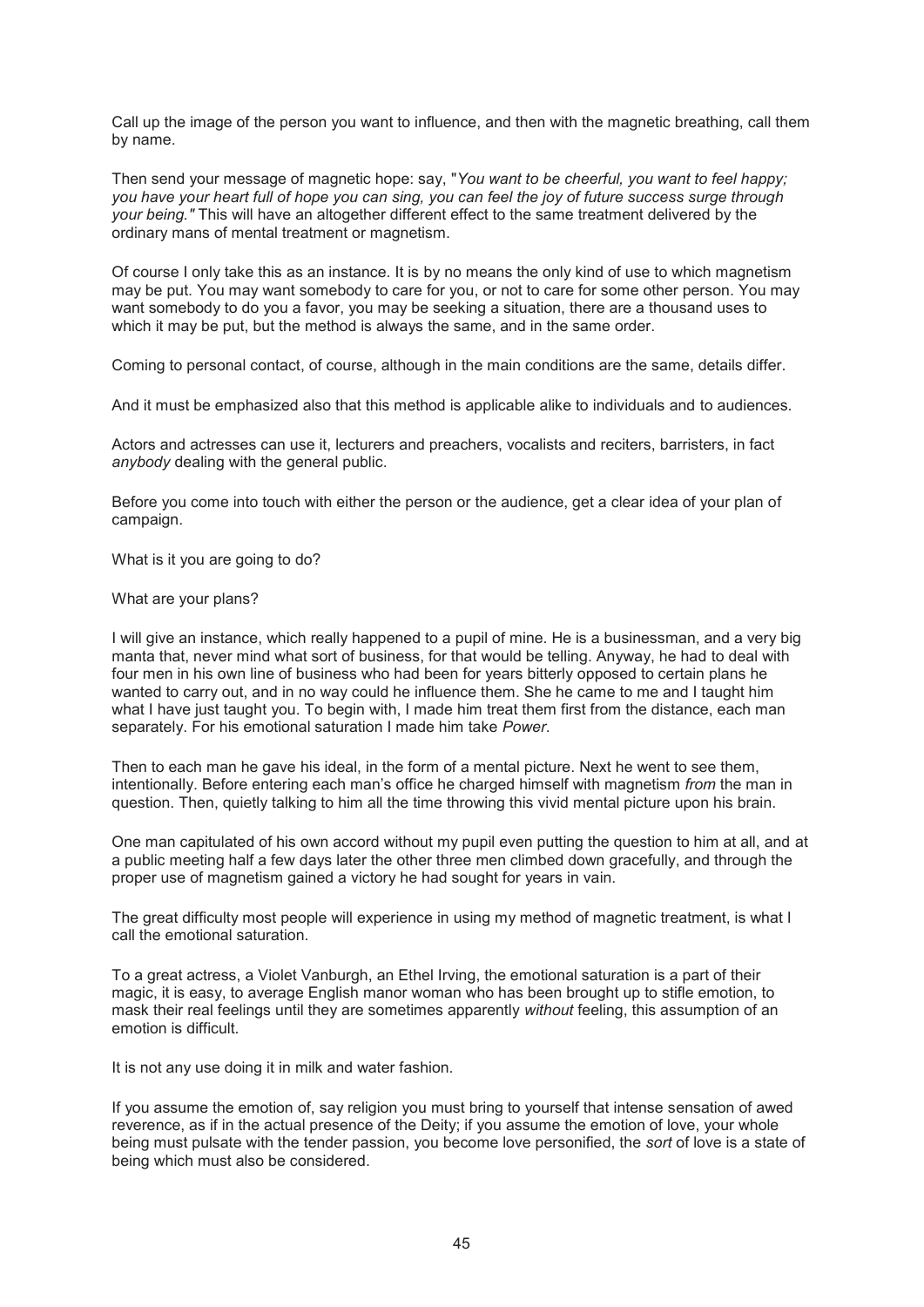Call up the image of the person you want to influence, and then with the magnetic breathing, call them by name.

Then send your message of magnetic hope: say, "*You want to be cheerful, you want to feel happy; you have your heart full of hope you can sing, you can feel the joy of future success surge through your being."* This will have an altogether different effect to the same treatment delivered by the ordinary mans of mental treatment or magnetism.

Of course I only take this as an instance. It is by no means the only kind of use to which magnetism may be put. You may want somebody to care for you, or not to care for some other person. You may want somebody to do you a favor, you may be seeking a situation, there are a thousand uses to which it may be put, but the method is always the same, and in the same order.

Coming to personal contact, of course, although in the main conditions are the same, details differ.

And it must be emphasized also that this method is applicable alike to individuals and to audiences.

Actors and actresses can use it, lecturers and preachers, vocalists and reciters, barristers, in fact *anybody* dealing with the general public.

Before you come into touch with either the person or the audience, get a clear idea of your plan of campaign.

What is it you are going to do?

What are your plans?

I will give an instance, which really happened to a pupil of mine. He is a businessman, and a very big manta that, never mind what sort of business, for that would be telling. Anyway, he had to deal with four men in his own line of business who had been for years bitterly opposed to certain plans he wanted to carry out, and in no way could he influence them. She he came to me and I taught him what I have just taught you. To begin with, I made him treat them first from the distance, each man separately. For his emotional saturation I made him take *Power*.

Then to each man he gave his ideal, in the form of a mental picture. Next he went to see them, intentionally. Before entering each man's office he charged himself with magnetism *from* the man in question. Then, quietly talking to him all the time throwing this vivid mental picture upon his brain.

One man capitulated of his own accord without my pupil even putting the question to him at all, and at a public meeting half a few days later the other three men climbed down gracefully, and through the proper use of magnetism gained a victory he had sought for years in vain.

The great difficulty most people will experience in using my method of magnetic treatment, is what I call the emotional saturation.

To a great actress, a Violet Vanburgh, an Ethel Irving, the emotional saturation is a part of their magic, it is easy, to average English manor woman who has been brought up to stifle emotion, to mask their real feelings until they are sometimes apparently *without* feeling, this assumption of an emotion is difficult.

It is not any use doing it in milk and water fashion.

If you assume the emotion of, say religion you must bring to yourself that intense sensation of awed reverence, as if in the actual presence of the Deity; if you assume the emotion of love, your whole being must pulsate with the tender passion, you become love personified, the *sort* of love is a state of being which must also be considered.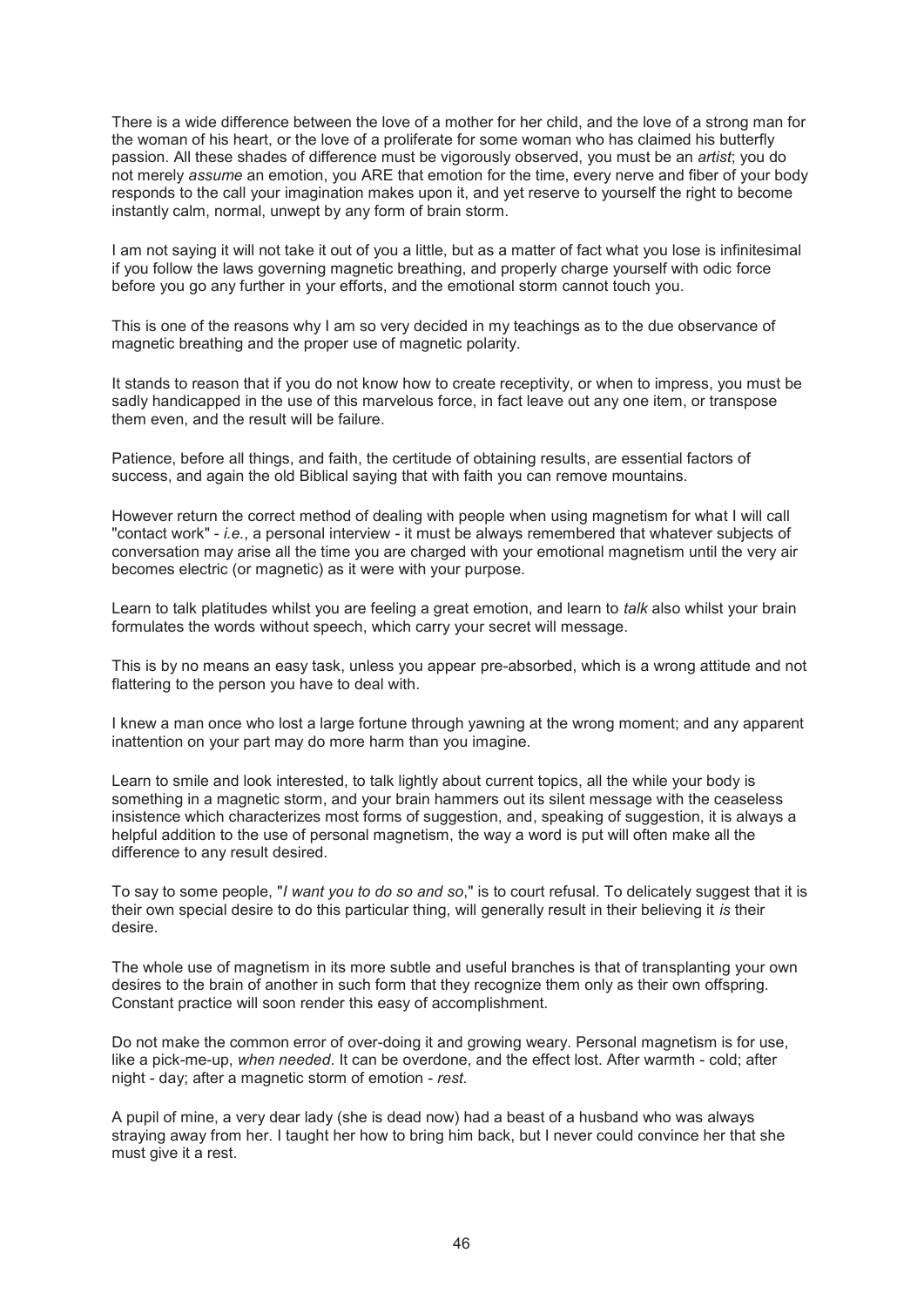There is a wide difference between the love of a mother for her child, and the love of a strong man for the woman of his heart, or the love of a proliferate for some woman who has claimed his butterfly passion. All these shades of difference must be vigorously observed, you must be an *artist*; you do not merely *assume* an emotion, you ARE that emotion for the time, every nerve and fiber of your body responds to the call your imagination makes upon it, and yet reserve to yourself the right to become instantly calm, normal, unwept by any form of brain storm.

I am not saying it will not take it out of you a little, but as a matter of fact what you lose is infinitesimal if you follow the laws governing magnetic breathing, and properly charge yourself with odic force before you go any further in your efforts, and the emotional storm cannot touch you.

This is one of the reasons why I am so very decided in my teachings as to the due observance of magnetic breathing and the proper use of magnetic polarity.

It stands to reason that if you do not know how to create receptivity, or when to impress, you must be sadly handicapped in the use of this marvelous force, in fact leave out any one item, or transpose them even, and the result will be failure.

Patience, before all things, and faith, the certitude of obtaining results, are essential factors of success, and again the old Biblical saying that with faith you can remove mountains.

However return the correct method of dealing with people when using magnetism for what I will call "contact work" - *i.e.*, a personal interview - it must be always remembered that whatever subjects of conversation may arise all the time you are charged with your emotional magnetism until the very air becomes electric (or magnetic) as it were with your purpose.

Learn to talk platitudes whilst you are feeling a great emotion, and learn to *talk* also whilst your brain formulates the words without speech, which carry your secret will message.

This is by no means an easy task, unless you appear pre-absorbed, which is a wrong attitude and not flattering to the person you have to deal with.

I knew a man once who lost a large fortune through yawning at the wrong moment; and any apparent inattention on your part may do more harm than you imagine.

Learn to smile and look interested, to talk lightly about current topics, all the while your body is something in a magnetic storm, and your brain hammers out its silent message with the ceaseless insistence which characterizes most forms of suggestion, and, speaking of suggestion, it is always a helpful addition to the use of personal magnetism, the way a word is put will often make all the difference to any result desired.

To say to some people, "*I want you to do so and so*," is to court refusal. To delicately suggest that it is their own special desire to do this particular thing, will generally result in their believing it *is* their desire.

The whole use of magnetism in its more subtle and useful branches is that of transplanting your own desires to the brain of another in such form that they recognize them only as their own offspring. Constant practice will soon render this easy of accomplishment.

Do not make the common error of over-doing it and growing weary. Personal magnetism is for use, like a pick-me-up, *when needed*. It can be overdone, and the effect lost. After warmth - cold; after night - day; after a magnetic storm of emotion - *rest.*

A pupil of mine, a very dear lady (she is dead now) had a beast of a husband who was always straying away from her. I taught her how to bring him back, but I never could convince her that she must give it a rest.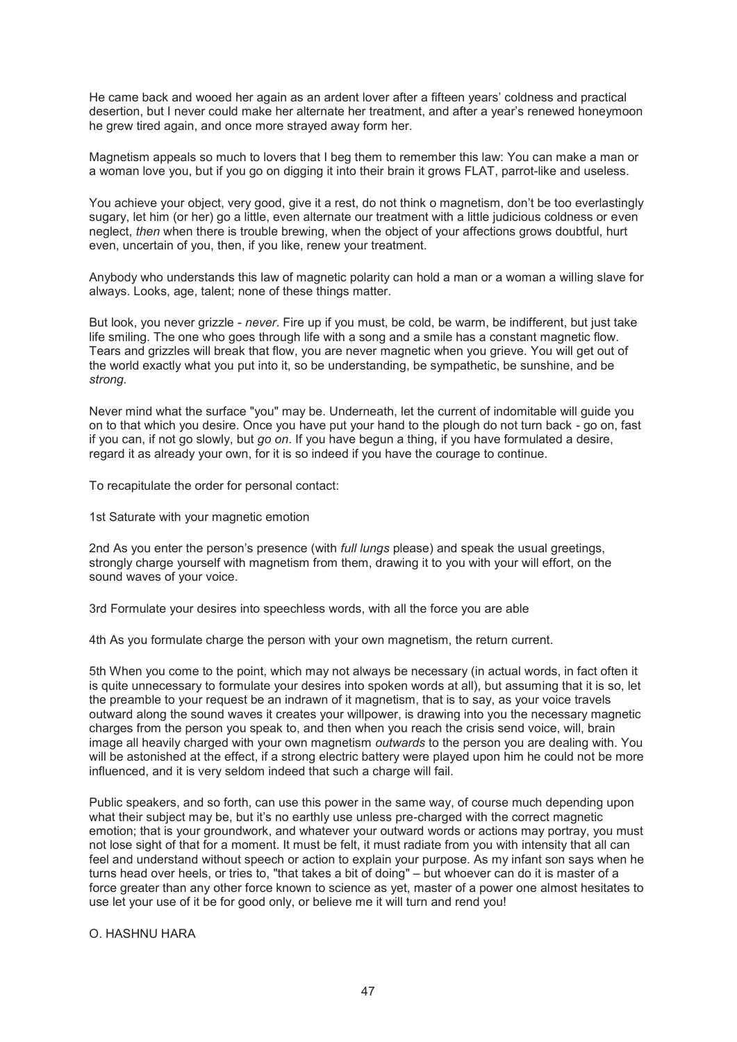He came back and wooed her again as an ardent lover after a fifteen years' coldness and practical desertion, but I never could make her alternate her treatment, and after a year's renewed honeymoon he grew tired again, and once more strayed away form her.

Magnetism appeals so much to lovers that I beg them to remember this law: You can make a man or a woman love you, but if you go on digging it into their brain it grows FLAT, parrot-like and useless.

You achieve your object, very good, give it a rest, do not think o magnetism, don't be too everlastingly sugary, let him (or her) go a little, even alternate our treatment with a little judicious coldness or even neglect, *then* when there is trouble brewing, when the object of your affections grows doubtful, hurt even, uncertain of you, then, if you like, renew your treatment.

Anybody who understands this law of magnetic polarity can hold a man or a woman a willing slave for always. Looks, age, talent; none of these things matter.

But look, you never grizzle - *never*. Fire up if you must, be cold, be warm, be indifferent, but just take life smiling. The one who goes through life with a song and a smile has a constant magnetic flow. Tears and grizzles will break that flow, you are never magnetic when you grieve. You will get out of the world exactly what you put into it, so be understanding, be sympathetic, be sunshine, and be *strong*.

Never mind what the surface "you" may be. Underneath, let the current of indomitable will guide you on to that which you desire. Once you have put your hand to the plough do not turn back - go on, fast if you can, if not go slowly, but *go on*. If you have begun a thing, if you have formulated a desire, regard it as already your own, for it is so indeed if you have the courage to continue.

To recapitulate the order for personal contact:

1st Saturate with your magnetic emotion

2nd As you enter the person's presence (with *full lungs* please) and speak the usual greetings, strongly charge yourself with magnetism from them, drawing it to you with your will effort, on the sound waves of your voice.

3rd Formulate your desires into speechless words, with all the force you are able

4th As you formulate charge the person with your own magnetism, the return current.

5th When you come to the point, which may not always be necessary (in actual words, in fact often it is quite unnecessary to formulate your desires into spoken words at all), but assuming that it is so, let the preamble to your request be an indrawn of it magnetism, that is to say, as your voice travels outward along the sound waves it creates your willpower, is drawing into you the necessary magnetic charges from the person you speak to, and then when you reach the crisis send voice, will, brain image all heavily charged with your own magnetism *outwards* to the person you are dealing with. You will be astonished at the effect, if a strong electric battery were played upon him he could not be more influenced, and it is very seldom indeed that such a charge will fail.

Public speakers, and so forth, can use this power in the same way, of course much depending upon what their subject may be, but it's no earthly use unless pre-charged with the correct magnetic emotion; that is your groundwork, and whatever your outward words or actions may portray, you must not lose sight of that for a moment. It must be felt, it must radiate from you with intensity that all can feel and understand without speech or action to explain your purpose. As my infant son says when he turns head over heels, or tries to, "that takes a bit of doing" – but whoever can do it is master of a force greater than any other force known to science as yet, master of a power one almost hesitates to use let your use of it be for good only, or believe me it will turn and rend you!

O. HASHNU HARA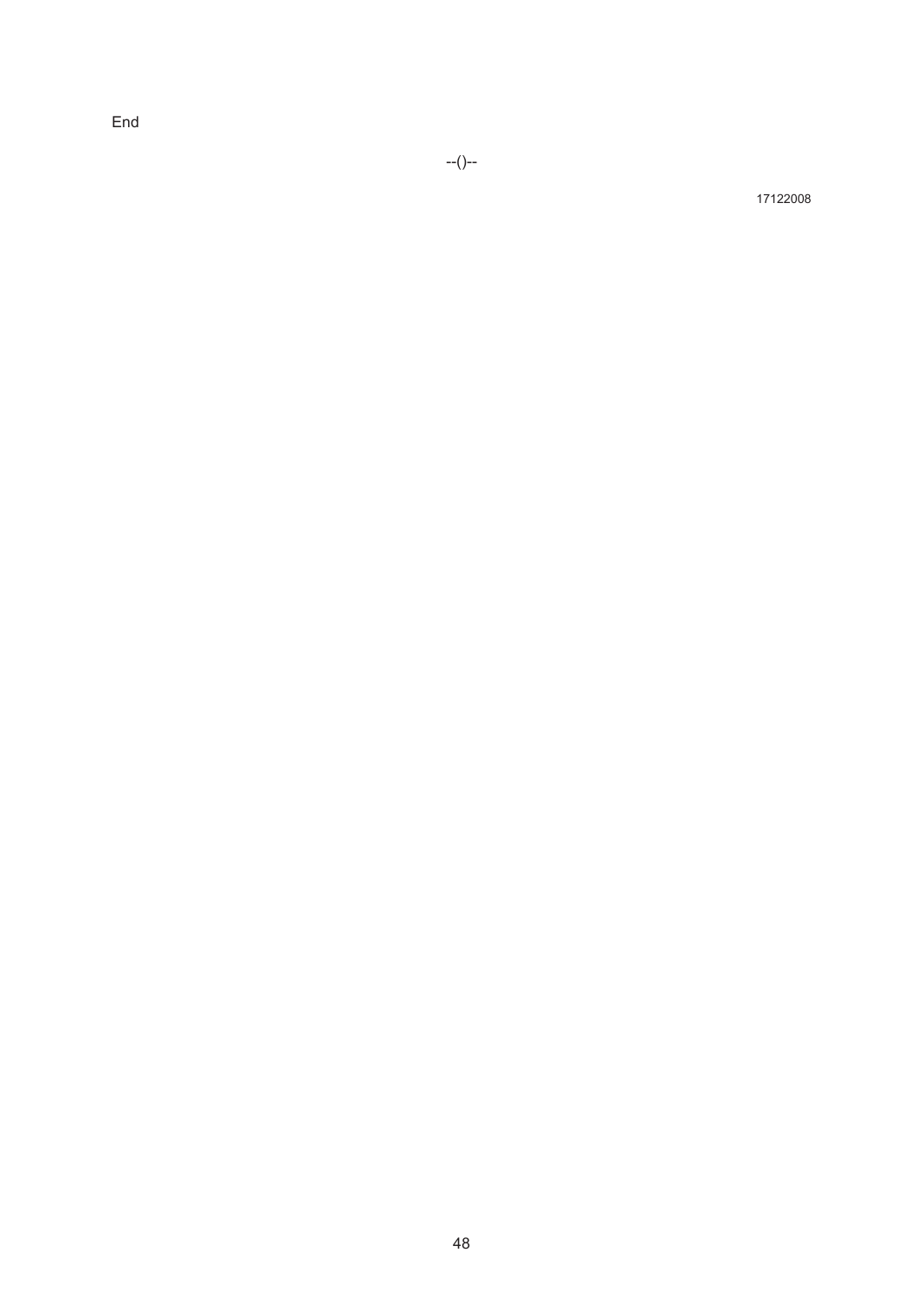End

--()--

17122008